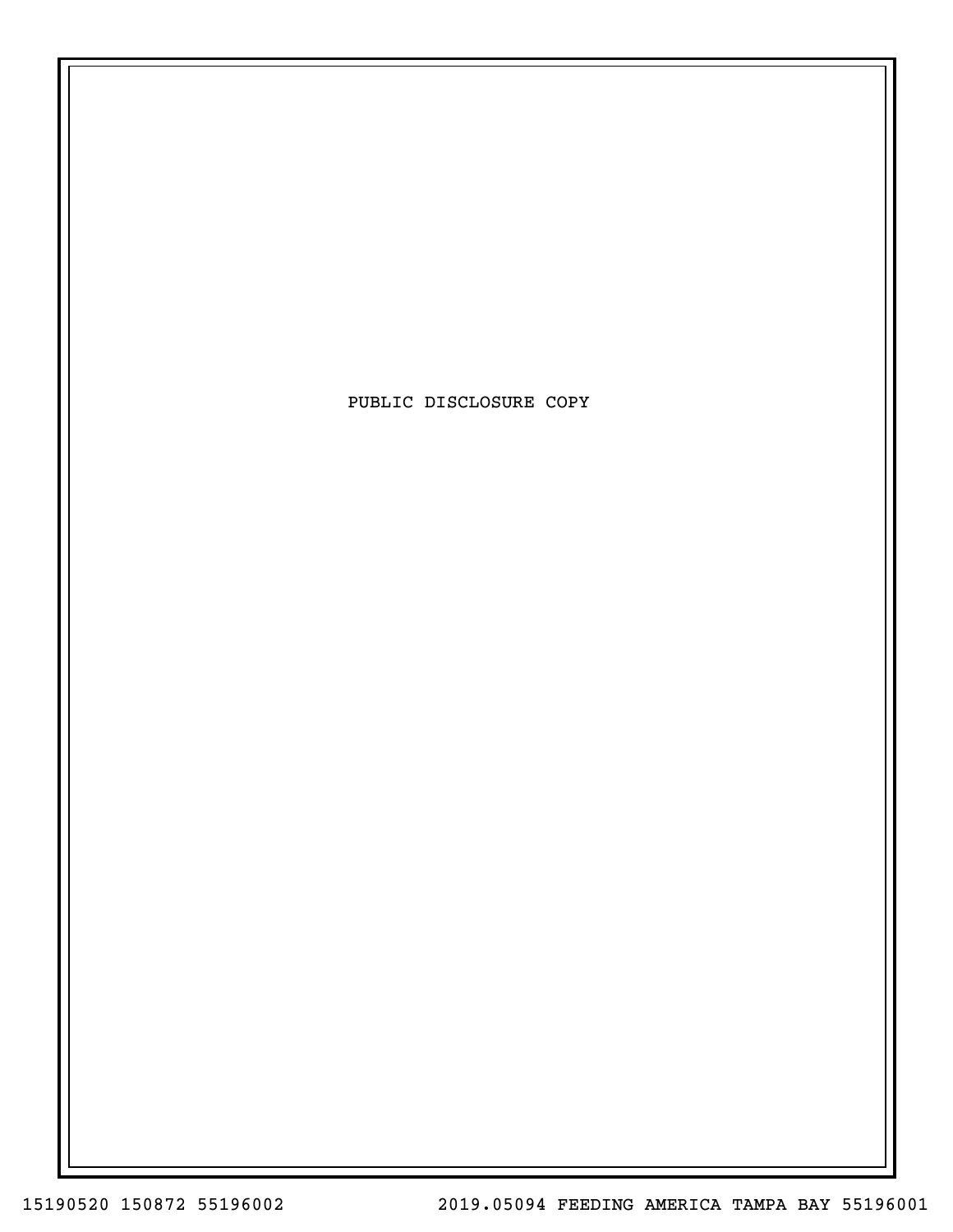PUBLIC DISCLOSURE COPY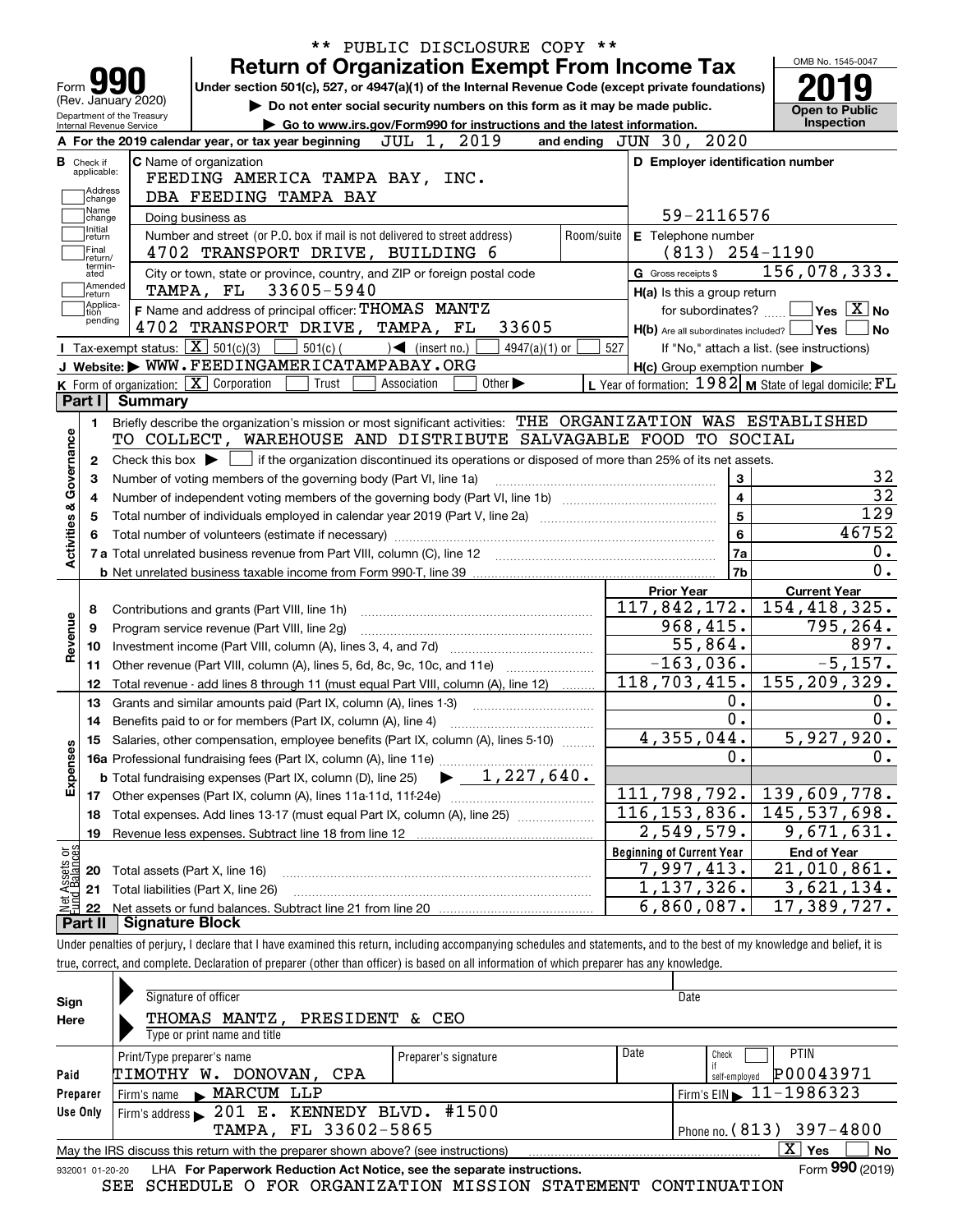\*\* PUBLIC DISCLOSURE COPY \*\*

# Form 990 — Return of Organization Exempt From Income Tax

Under section 501(c), 527, or 4947(a)(1) of the Internal Revenue Code (except private foundations)

▶ Do not enter social security numbers on this form as it may be made public.

▶ Go to www.irs.gov/Form990 for instructions and the latest information.

Form 990 (Rev. January 2020), Department of the Treasury, Internal Revenue Service

OMB No. 1545-0047 | 2019 | Open to Public Inspection

**A** For the 2019 calendar year, or tax year beginning JUL 1, 2019 and ending JUN 30, 2020

**B** Check if applicable: Address change, Name change, Initial return, Final return/terminated, Amended return, Application pending

**C** Name of organization: FEEDING AMERICA TAMPA BAY, INC.
DBA FEEDING TAMPA BAY

Doing business as

Number and street (or P.O. box if mail is not delivered to street address): 4702 TRANSPORT DRIVE, BUILDING 6 | Room/suite

City or town, state or province, country, and ZIP or foreign postal code: TAMPA, FL 33605-5940

**D** Employer identification number: 59-2116576

**E** Telephone number: (813) 254-1190

**G** Gross receipts $ 156,078,333.

**F** Name and address of principal officer: THOMAS MANTZ
4702 TRANSPORT DRIVE, TAMPA, FL 33605

**H(a)** Is this a group return for subordinates? ☐ Yes ☒ No

**H(b)** Are all subordinates included? ☐ Yes ☐ No
If "No," attach a list. (see instructions)

**H(c)** Group exemption number ▶

**I** Tax-exempt status: ☒ 501(c)(3) ☐ 501(c) ( ) ◀ (insert no.) ☐ 4947(a)(1) or ☐ 527

**J** Website: ▶ WWW.FEEDINGAMERICATAMPABAY.ORG

**K** Form of organization: ☒ Corporation ☐ Trust ☐ Association ☐ Other ▶

**L** Year of formation: 1982 **M** State of legal domicile: FL

## Part I Summary

**Activities & Governance**

1 Briefly describe the organization's mission or most significant activities: THE ORGANIZATION WAS ESTABLISHED TO COLLECT, WAREHOUSE AND DISTRIBUTE SALVAGABLE FOOD TO SOCIAL

2 Check this box ▶ ☐ if the organization discontinued its operations or disposed of more than 25% of its net assets.

| Line | Description | | Value |
|---|---|---|---|
| 3 | Number of voting members of the governing body (Part VI, line 1a) | 3 | 32 |
| 4 | Number of independent voting members of the governing body (Part VI, line 1b) | 4 | 32 |
| 5 | Total number of individuals employed in calendar year 2019 (Part V, line 2a) | 5 | 129 |
| 6 | Total number of volunteers (estimate if necessary) | 6 | 46752 |
| 7a | Total unrelated business revenue from Part VIII, column (C), line 12 | 7a | 0. |
| 7b | Net unrelated business taxable income from Form 990-T, line 39 | 7b | 0. |

| Line | Description | Prior Year | Current Year |
|---|---|---|---|
| **Revenue** | | | |
| 8 | Contributions and grants (Part VIII, line 1h) | 117,842,172. | 154,418,325. |
| 9 | Program service revenue (Part VIII, line 2g) | 968,415. | 795,264. |
| 10 | Investment income (Part VIII, column (A), lines 3, 4, and 7d) | 55,864. | 897. |
| 11 | Other revenue (Part VIII, column (A), lines 5, 6d, 8c, 9c, 10c, and 11e) | -163,036. | -5,157. |
| 12 | Total revenue - add lines 8 through 11 (must equal Part VIII, column (A), line 12) | 118,703,415. | 155,209,329. |
| **Expenses** | | | |
| 13 | Grants and similar amounts paid (Part IX, column (A), lines 1-3) | 0. | 0. |
| 14 | Benefits paid to or for members (Part IX, column (A), line 4) | 0. | 0. |
| 15 | Salaries, other compensation, employee benefits (Part IX, column (A), lines 5-10) | 4,355,044. | 5,927,920. |
| 16a | Professional fundraising fees (Part IX, column (A), line 11e) | 0. | 0. |
| b | Total fundraising expenses (Part IX, column (D), line 25) ▶ 1,227,640. | | |
| 17 | Other expenses (Part IX, column (A), lines 11a-11d, 11f-24e) | 111,798,792. | 139,609,778. |
| 18 | Total expenses. Add lines 13-17 (must equal Part IX, column (A), line 25) | 116,153,836. | 145,537,698. |
| 19 | Revenue less expenses. Subtract line 18 from line 12 | 2,549,579. | 9,671,631. |

| Line | Net Assets or Fund Balances | Beginning of Current Year | End of Year |
|---|---|---|---|
| 20 | Total assets (Part X, line 16) | 7,997,413. | 21,010,861. |
| 21 | Total liabilities (Part X, line 26) | 1,137,326. | 3,621,134. |
| 22 | Net assets or fund balances. Subtract line 21 from line 20 | 6,860,087. | 17,389,727. |

## Part II Signature Block

Under penalties of perjury, I declare that I have examined this return, including accompanying schedules and statements, and to the best of my knowledge and belief, it is true, correct, and complete. Declaration of preparer (other than officer) is based on all information of which preparer has any knowledge.

**Sign Here**

Signature of officer | Date

THOMAS MANTZ, PRESIDENT & CEO
Type or print name and title

**Paid Preparer Use Only**

| Print/Type preparer's name | Preparer's signature | Date | Check ☐ if self-employed | PTIN |
|---|---|---|---|---|
| TIMOTHY W. DONOVAN, CPA | | | | P00043971 |

Firm's name ▶ MARCUM LLP | Firm's EIN ▶ 11-1986323

Firm's address ▶ 201 E. KENNEDY BLVD. #1500, TAMPA, FL 33602-5865 | Phone no. (813) 397-4800

May the IRS discuss this return with the preparer shown above? (see instructions) ☒ Yes ☐ No

932001 01-20-20 LHA For Paperwork Reduction Act Notice, see the separate instructions. Form 990 (2019)

SEE SCHEDULE O FOR ORGANIZATION MISSION STATEMENT CONTINUATION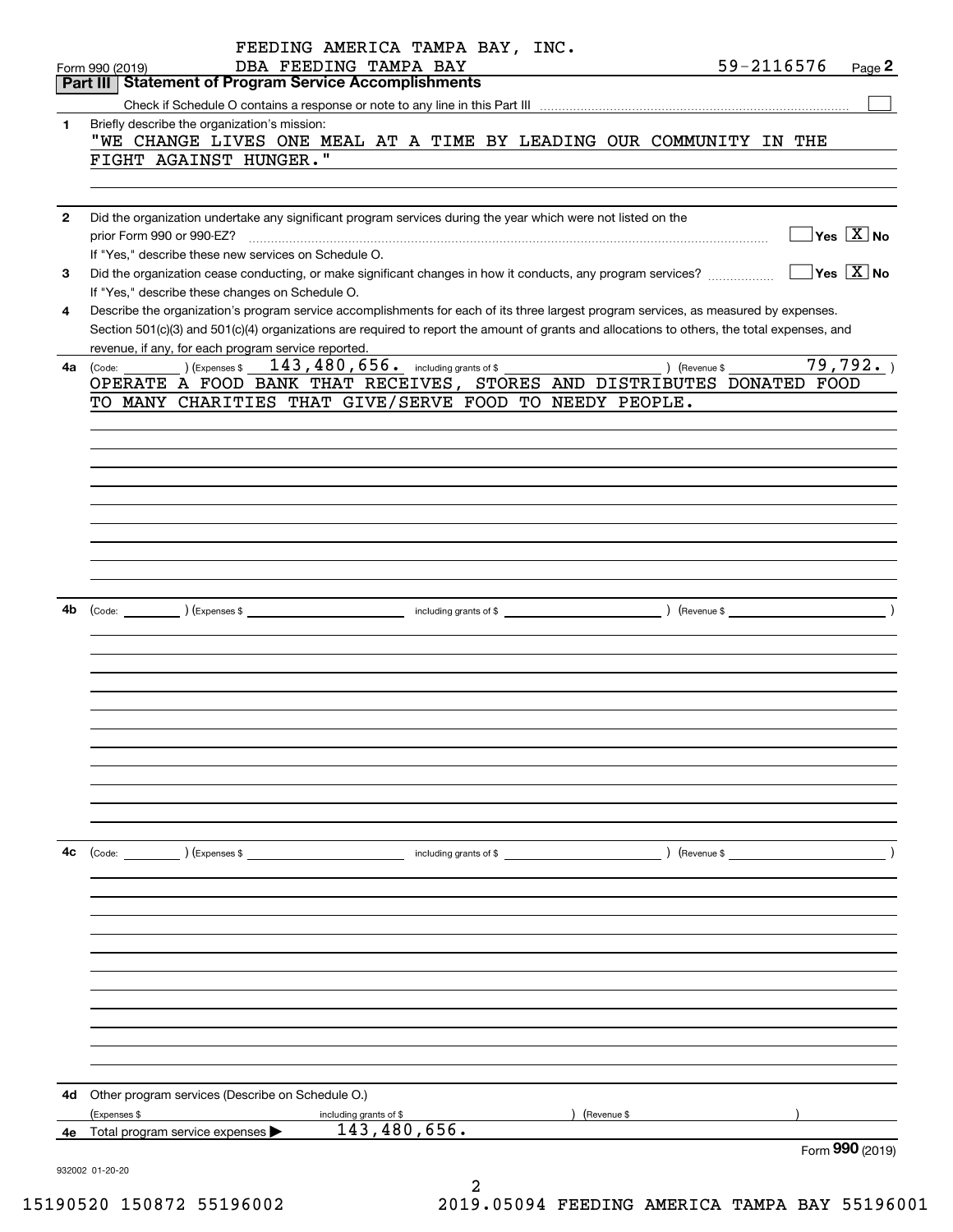FEEDING AMERICA TAMPA BAY, INC.
DBA FEEDING TAMPA BAY — 59-2116576

Form 990 (2019) Page 2

## Part III Statement of Program Service Accomplishments

Check if Schedule O contains a response or note to any line in this Part III ☐

**1** Briefly describe the organization's mission:

"WE CHANGE LIVES ONE MEAL AT A TIME BY LEADING OUR COMMUNITY IN THE FIGHT AGAINST HUNGER."

**2** Did the organization undertake any significant program services during the year which were not listed on the prior Form 990 or 990-EZ? ☐ Yes ☒ No

If "Yes," describe these new services on Schedule O.

**3** Did the organization cease conducting, or make significant changes in how it conducts, any program services? ☐ Yes ☒ No

If "Yes," describe these changes on Schedule O.

**4** Describe the organization's program service accomplishments for each of its three largest program services, as measured by expenses. Section 501(c)(3) and 501(c)(4) organizations are required to report the amount of grants and allocations to others, the total expenses, and revenue, if any, for each program service reported.

**4a** (Code: ) (Expenses $ 143,480,656. including grants of $ ) (Revenue $ 79,792. )

OPERATE A FOOD BANK THAT RECEIVES, STORES AND DISTRIBUTES DONATED FOOD TO MANY CHARITIES THAT GIVE/SERVE FOOD TO NEEDY PEOPLE.

**4b** (Code: ) (Expenses $ including grants of $ ) (Revenue $ )

**4c** (Code: ) (Expenses $ including grants of $ ) (Revenue $ )

**4d** Other program services (Describe on Schedule O.)

(Expenses $ including grants of $ ) (Revenue $ )

**4e** Total program service expenses ▶ 143,480,656.

Form **990** (2019)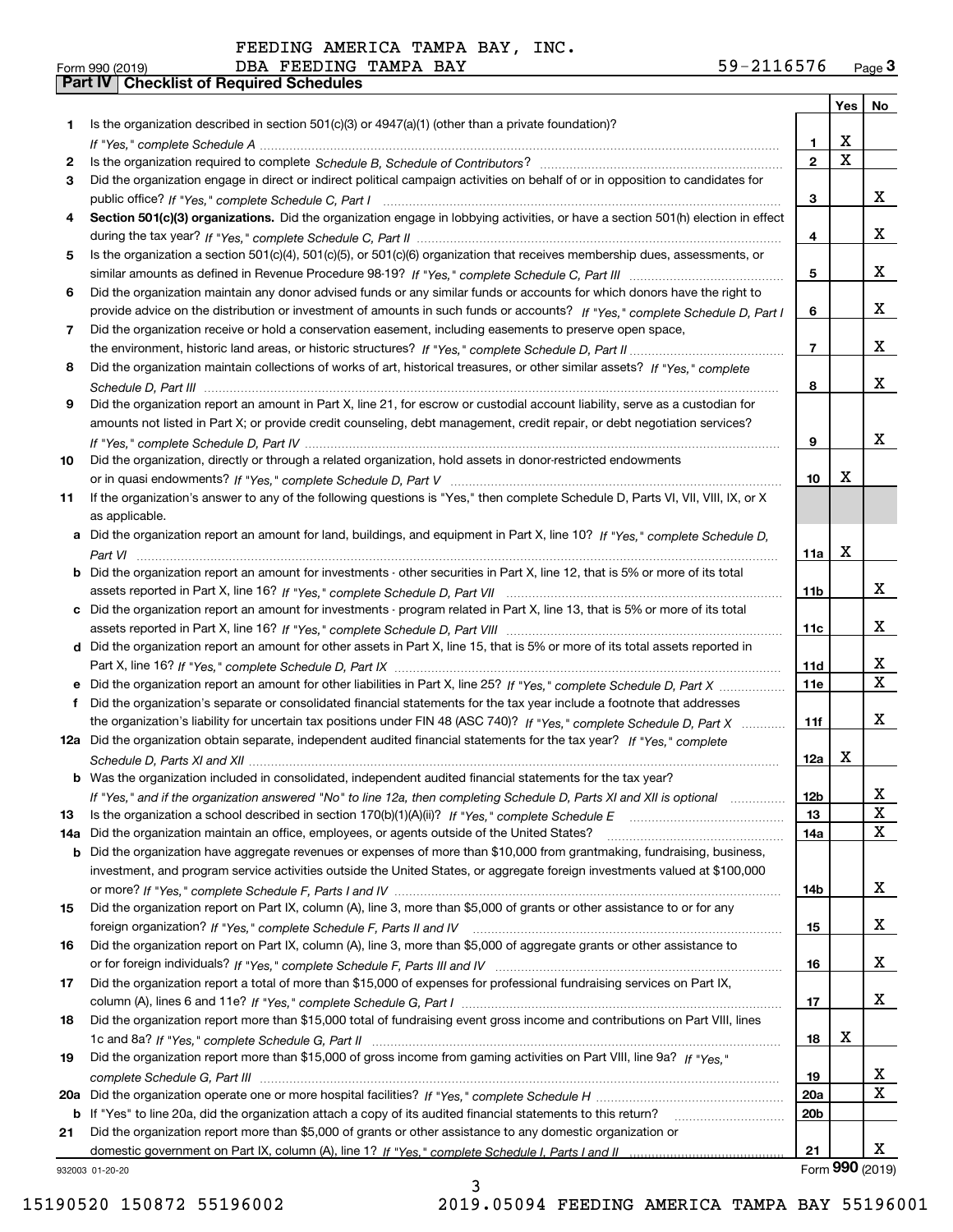FEEDING AMERICA TAMPA BAY, INC.

Form 990 (2019) DBA FEEDING TAMPA BAY 59-2116576 Page **3**

## Part IV Checklist of Required Schedules

| | | | Yes | No |
|---|---|---|---|---|
| **1** | Is the organization described in section 501(c)(3) or 4947(a)(1) (other than a private foundation)? *If "Yes," complete Schedule A* | **1** | X | |
| **2** | Is the organization required to complete *Schedule B, Schedule of Contributors*? | **2** | X | |
| **3** | Did the organization engage in direct or indirect political campaign activities on behalf of or in opposition to candidates for public office? *If "Yes," complete Schedule C, Part I* | **3** | | X |
| **4** | **Section 501(c)(3) organizations.** Did the organization engage in lobbying activities, or have a section 501(h) election in effect during the tax year? *If "Yes," complete Schedule C, Part II* | **4** | | X |
| **5** | Is the organization a section 501(c)(4), 501(c)(5), or 501(c)(6) organization that receives membership dues, assessments, or similar amounts as defined in Revenue Procedure 98-19? *If "Yes," complete Schedule C, Part III* | **5** | | X |
| **6** | Did the organization maintain any donor advised funds or any similar funds or accounts for which donors have the right to provide advice on the distribution or investment of amounts in such funds or accounts? *If "Yes," complete Schedule D, Part I* | **6** | | X |
| **7** | Did the organization receive or hold a conservation easement, including easements to preserve open space, the environment, historic land areas, or historic structures? *If "Yes," complete Schedule D, Part II* | **7** | | X |
| **8** | Did the organization maintain collections of works of art, historical treasures, or other similar assets? *If "Yes," complete Schedule D, Part III* | **8** | | X |
| **9** | Did the organization report an amount in Part X, line 21, for escrow or custodial account liability, serve as a custodian for amounts not listed in Part X; or provide credit counseling, debt management, credit repair, or debt negotiation services? *If "Yes," complete Schedule D, Part IV* | **9** | | X |
| **10** | Did the organization, directly or through a related organization, hold assets in donor-restricted endowments or in quasi endowments? *If "Yes," complete Schedule D, Part V* | **10** | X | |
| **11** | If the organization's answer to any of the following questions is "Yes," then complete Schedule D, Parts VI, VII, VIII, IX, or X as applicable. | | | |
| **a** | Did the organization report an amount for land, buildings, and equipment in Part X, line 10? *If "Yes," complete Schedule D, Part VI* | **11a** | X | |
| **b** | Did the organization report an amount for investments - other securities in Part X, line 12, that is 5% or more of its total assets reported in Part X, line 16? *If "Yes," complete Schedule D, Part VII* | **11b** | | X |
| **c** | Did the organization report an amount for investments - program related in Part X, line 13, that is 5% or more of its total assets reported in Part X, line 16? *If "Yes," complete Schedule D, Part VIII* | **11c** | | X |
| **d** | Did the organization report an amount for other assets in Part X, line 15, that is 5% or more of its total assets reported in Part X, line 16? *If "Yes," complete Schedule D, Part IX* | **11d** | | X |
| **e** | Did the organization report an amount for other liabilities in Part X, line 25? *If "Yes," complete Schedule D, Part X* | **11e** | | X |
| **f** | Did the organization's separate or consolidated financial statements for the tax year include a footnote that addresses the organization's liability for uncertain tax positions under FIN 48 (ASC 740)? *If "Yes," complete Schedule D, Part X* | **11f** | | X |
| **12a** | Did the organization obtain separate, independent audited financial statements for the tax year? *If "Yes," complete Schedule D, Parts XI and XII* | **12a** | X | |
| **b** | Was the organization included in consolidated, independent audited financial statements for the tax year? *If "Yes," and if the organization answered "No" to line 12a, then completing Schedule D, Parts XI and XII is optional* | **12b** | | X |
| **13** | Is the organization a school described in section 170(b)(1)(A)(ii)? *If "Yes," complete Schedule E* | **13** | | X |
| **14a** | Did the organization maintain an office, employees, or agents outside of the United States? | **14a** | | X |
| **b** | Did the organization have aggregate revenues or expenses of more than $10,000 from grantmaking, fundraising, business, investment, and program service activities outside the United States, or aggregate foreign investments valued at $100,000 or more? *If "Yes," complete Schedule F, Parts I and IV* | **14b** | | X |
| **15** | Did the organization report on Part IX, column (A), line 3, more than $5,000 of grants or other assistance to or for any foreign organization? *If "Yes," complete Schedule F, Parts II and IV* | **15** | | X |
| **16** | Did the organization report on Part IX, column (A), line 3, more than $5,000 of aggregate grants or other assistance to or for foreign individuals? *If "Yes," complete Schedule F, Parts III and IV* | **16** | | X |
| **17** | Did the organization report a total of more than $15,000 of expenses for professional fundraising services on Part IX, column (A), lines 6 and 11e? *If "Yes," complete Schedule G, Part I* | **17** | | X |
| **18** | Did the organization report more than $15,000 total of fundraising event gross income and contributions on Part VIII, lines 1c and 8a? *If "Yes," complete Schedule G, Part II* | **18** | X | |
| **19** | Did the organization report more than $15,000 of gross income from gaming activities on Part VIII, line 9a? *If "Yes," complete Schedule G, Part III* | **19** | | X |
| **20a** | Did the organization operate one or more hospital facilities? *If "Yes," complete Schedule H* | **20a** | | X |
| **b** | If "Yes" to line 20a, did the organization attach a copy of its audited financial statements to this return? | **20b** | | |
| **21** | Did the organization report more than $5,000 of grants or other assistance to any domestic organization or domestic government on Part IX, column (A), line 1? *If "Yes," complete Schedule I, Parts I and II* | **21** | | X |

932003 01-20-20 Form **990** (2019)

15190520 150872 55196002 2019.05094 FEEDING AMERICA TAMPA BAY 55196001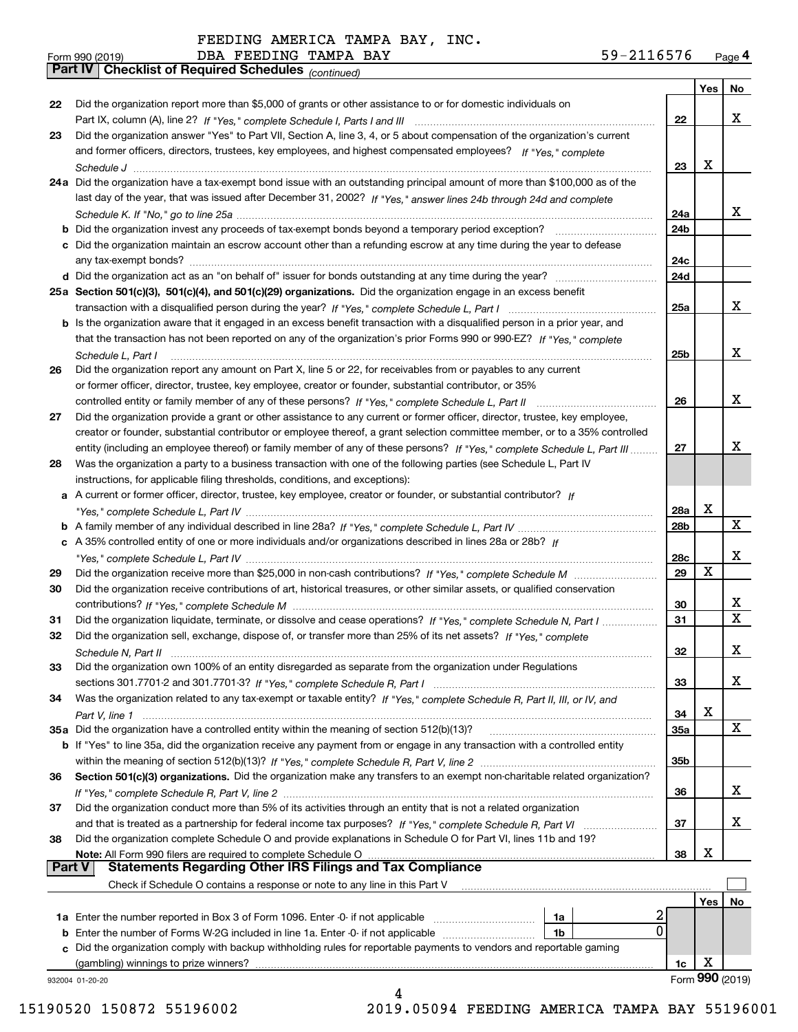FEEDING AMERICA TAMPA BAY, INC.

Form 990 (2019) DBA FEEDING TAMPA BAY 59-2116576 Page 4

## Part IV Checklist of Required Schedules *(continued)*

| | | | Yes | No |
|---|---|---|---|---|
| 22 | Did the organization report more than $5,000 of grants or other assistance to or for domestic individuals on Part IX, column (A), line 2? *If "Yes," complete Schedule I, Parts I and III* | 22 | | X |
| 23 | Did the organization answer "Yes" to Part VII, Section A, line 3, 4, or 5 about compensation of the organization's current and former officers, directors, trustees, key employees, and highest compensated employees? *If "Yes," complete Schedule J* | 23 | X | |
| 24a | Did the organization have a tax-exempt bond issue with an outstanding principal amount of more than $100,000 as of the last day of the year, that was issued after December 31, 2002? *If "Yes," answer lines 24b through 24d and complete Schedule K. If "No," go to line 25a* | 24a | | X |
| b | Did the organization invest any proceeds of tax-exempt bonds beyond a temporary period exception? | 24b | | |
| c | Did the organization maintain an escrow account other than a refunding escrow at any time during the year to defease any tax-exempt bonds? | 24c | | |
| d | Did the organization act as an "on behalf of" issuer for bonds outstanding at any time during the year? | 24d | | |
| 25a | **Section 501(c)(3), 501(c)(4), and 501(c)(29) organizations.** Did the organization engage in an excess benefit transaction with a disqualified person during the year? *If "Yes," complete Schedule L, Part I* | 25a | | X |
| b | Is the organization aware that it engaged in an excess benefit transaction with a disqualified person in a prior year, and that the transaction has not been reported on any of the organization's prior Forms 990 or 990-EZ? *If "Yes," complete Schedule L, Part I* | 25b | | X |
| 26 | Did the organization report any amount on Part X, line 5 or 22, for receivables from or payables to any current or former officer, director, trustee, key employee, creator or founder, substantial contributor, or 35% controlled entity or family member of any of these persons? *If "Yes," complete Schedule L, Part II* | 26 | | X |
| 27 | Did the organization provide a grant or other assistance to any current or former officer, director, trustee, key employee, creator or founder, substantial contributor or employee thereof, a grant selection committee member, or to a 35% controlled entity (including an employee thereof) or family member of any of these persons? *If "Yes," complete Schedule L, Part III* | 27 | | X |
| 28 | Was the organization a party to a business transaction with one of the following parties (see Schedule L, Part IV instructions, for applicable filing thresholds, conditions, and exceptions): | | | |
| a | A current or former officer, director, trustee, key employee, creator or founder, or substantial contributor? *If "Yes," complete Schedule L, Part IV* | 28a | X | |
| b | A family member of any individual described in line 28a? *If "Yes," complete Schedule L, Part IV* | 28b | | X |
| c | A 35% controlled entity of one or more individuals and/or organizations described in lines 28a or 28b? *If "Yes," complete Schedule L, Part IV* | 28c | | X |
| 29 | Did the organization receive more than $25,000 in non-cash contributions? *If "Yes," complete Schedule M* | 29 | X | |
| 30 | Did the organization receive contributions of art, historical treasures, or other similar assets, or qualified conservation contributions? *If "Yes," complete Schedule M* | 30 | | X |
| 31 | Did the organization liquidate, terminate, or dissolve and cease operations? *If "Yes," complete Schedule N, Part I* | 31 | | X |
| 32 | Did the organization sell, exchange, dispose of, or transfer more than 25% of its net assets? *If "Yes," complete Schedule N, Part II* | 32 | | X |
| 33 | Did the organization own 100% of an entity disregarded as separate from the organization under Regulations sections 301.7701-2 and 301.7701-3? *If "Yes," complete Schedule R, Part I* | 33 | | X |
| 34 | Was the organization related to any tax-exempt or taxable entity? *If "Yes," complete Schedule R, Part II, III, or IV, and Part V, line 1* | 34 | X | |
| 35a | Did the organization have a controlled entity within the meaning of section 512(b)(13)? | 35a | | X |
| b | If "Yes" to line 35a, did the organization receive any payment from or engage in any transaction with a controlled entity within the meaning of section 512(b)(13)? *If "Yes," complete Schedule R, Part V, line 2* | 35b | | |
| 36 | **Section 501(c)(3) organizations.** Did the organization make any transfers to an exempt non-charitable related organization? *If "Yes," complete Schedule R, Part V, line 2* | 36 | | X |
| 37 | Did the organization conduct more than 5% of its activities through an entity that is not a related organization and that is treated as a partnership for federal income tax purposes? *If "Yes," complete Schedule R, Part VI* | 37 | | X |
| 38 | Did the organization complete Schedule O and provide explanations in Schedule O for Part VI, lines 11b and 19? **Note:** All Form 990 filers are required to complete Schedule O | 38 | X | |

## Part V Statements Regarding Other IRS Filings and Tax Compliance

Check if Schedule O contains a response or note to any line in this Part V ☐

| | | | | | Yes | No |
|---|---|---|---|---|---|---|
| 1a | Enter the number reported in Box 3 of Form 1096. Enter -0- if not applicable | 1a | 2 | | | |
| b | Enter the number of Forms W-2G included in line 1a. Enter -0- if not applicable | 1b | 0 | | | |
| c | Did the organization comply with backup withholding rules for reportable payments to vendors and reportable gaming (gambling) winnings to prize winners? | | | 1c | X | |

932004 01-20-20 Form **990** (2019)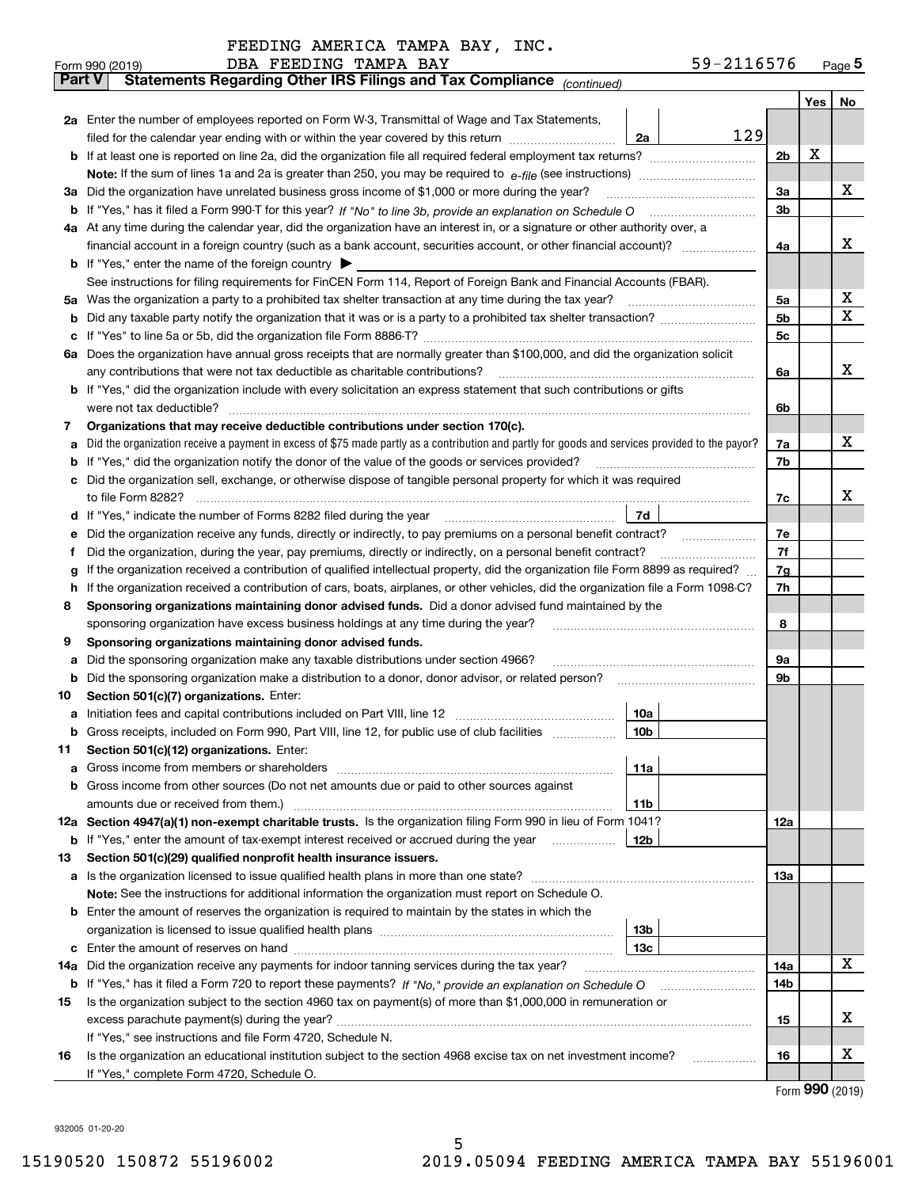FEEDING AMERICA TAMPA BAY, INC.
DBA FEEDING TAMPA BAY 59-2116576

Form 990 (2019)

## Part V Statements Regarding Other IRS Filings and Tax Compliance *(continued)*

| | | | | | Yes | No |
|---|---|---|---|---|---|---|
| **2a** | Enter the number of employees reported on Form W-3, Transmittal of Wage and Tax Statements, filed for the calendar year ending with or within the year covered by this return | 2a | 129 | | | |
| **b** | If at least one is reported on line 2a, did the organization file all required federal employment tax returns? | | | 2b | X | |
| | **Note:** If the sum of lines 1a and 2a is greater than 250, you may be required to *e-file* (see instructions) | | | | | |
| **3a** | Did the organization have unrelated business gross income of $1,000 or more during the year? | | | 3a | | X |
| **b** | If "Yes," has it filed a Form 990-T for this year? *If "No" to line 3b, provide an explanation on Schedule O* | | | 3b | | |
| **4a** | At any time during the calendar year, did the organization have an interest in, or a signature or other authority over, a financial account in a foreign country (such as a bank account, securities account, or other financial account)? | | | 4a | | X |
| **b** | If "Yes," enter the name of the foreign country ▶ | | | | | |
| | See instructions for filing requirements for FinCEN Form 114, Report of Foreign Bank and Financial Accounts (FBAR). | | | | | |
| **5a** | Was the organization a party to a prohibited tax shelter transaction at any time during the tax year? | | | 5a | | X |
| **b** | Did any taxable party notify the organization that it was or is a party to a prohibited tax shelter transaction? | | | 5b | | X |
| **c** | If "Yes" to line 5a or 5b, did the organization file Form 8886-T? | | | 5c | | |
| **6a** | Does the organization have annual gross receipts that are normally greater than $100,000, and did the organization solicit any contributions that were not tax deductible as charitable contributions? | | | 6a | | X |
| **b** | If "Yes," did the organization include with every solicitation an express statement that such contributions or gifts were not tax deductible? | | | 6b | | |
| **7** | **Organizations that may receive deductible contributions under section 170(c).** | | | | | |
| **a** | Did the organization receive a payment in excess of $75 made partly as a contribution and partly for goods and services provided to the payor? | | | 7a | | X |
| **b** | If "Yes," did the organization notify the donor of the value of the goods or services provided? | | | 7b | | |
| **c** | Did the organization sell, exchange, or otherwise dispose of tangible personal property for which it was required to file Form 8282? | | | 7c | | X |
| **d** | If "Yes," indicate the number of Forms 8282 filed during the year | 7d | | | | |
| **e** | Did the organization receive any funds, directly or indirectly, to pay premiums on a personal benefit contract? | | | 7e | | |
| **f** | Did the organization, during the year, pay premiums, directly or indirectly, on a personal benefit contract? | | | 7f | | |
| **g** | If the organization received a contribution of qualified intellectual property, did the organization file Form 8899 as required? | | | 7g | | |
| **h** | If the organization received a contribution of cars, boats, airplanes, or other vehicles, did the organization file a Form 1098-C? | | | 7h | | |
| **8** | **Sponsoring organizations maintaining donor advised funds.** Did a donor advised fund maintained by the sponsoring organization have excess business holdings at any time during the year? | | | 8 | | |
| **9** | **Sponsoring organizations maintaining donor advised funds.** | | | | | |
| **a** | Did the sponsoring organization make any taxable distributions under section 4966? | | | 9a | | |
| **b** | Did the sponsoring organization make a distribution to a donor, donor advisor, or related person? | | | 9b | | |
| **10** | **Section 501(c)(7) organizations.** Enter: | | | | | |
| **a** | Initiation fees and capital contributions included on Part VIII, line 12 | 10a | | | | |
| **b** | Gross receipts, included on Form 990, Part VIII, line 12, for public use of club facilities | 10b | | | | |
| **11** | **Section 501(c)(12) organizations.** Enter: | | | | | |
| **a** | Gross income from members or shareholders | 11a | | | | |
| **b** | Gross income from other sources (Do not net amounts due or paid to other sources against amounts due or received from them.) | 11b | | | | |
| **12a** | **Section 4947(a)(1) non-exempt charitable trusts.** Is the organization filing Form 990 in lieu of Form 1041? | | | 12a | | |
| **b** | If "Yes," enter the amount of tax-exempt interest received or accrued during the year | 12b | | | | |
| **13** | **Section 501(c)(29) qualified nonprofit health insurance issuers.** | | | | | |
| **a** | Is the organization licensed to issue qualified health plans in more than one state? | | | 13a | | |
| | **Note:** See the instructions for additional information the organization must report on Schedule O. | | | | | |
| **b** | Enter the amount of reserves the organization is required to maintain by the states in which the organization is licensed to issue qualified health plans | 13b | | | | |
| **c** | Enter the amount of reserves on hand | 13c | | | | |
| **14a** | Did the organization receive any payments for indoor tanning services during the tax year? | | | 14a | | X |
| **b** | If "Yes," has it filed a Form 720 to report these payments? *If "No," provide an explanation on Schedule O* | | | 14b | | |
| **15** | Is the organization subject to the section 4960 tax on payment(s) of more than $1,000,000 in remuneration or excess parachute payment(s) during the year? | | | 15 | | X |
| | If "Yes," see instructions and file Form 4720, Schedule N. | | | | | |
| **16** | Is the organization an educational institution subject to the section 4968 excise tax on net investment income? | | | 16 | | X |
| | If "Yes," complete Form 4720, Schedule O. | | | | | |

Form **990** (2019)

932005 01-20-20

15190520 150872 55196002 2019.05094 FEEDING AMERICA TAMPA BAY 55196001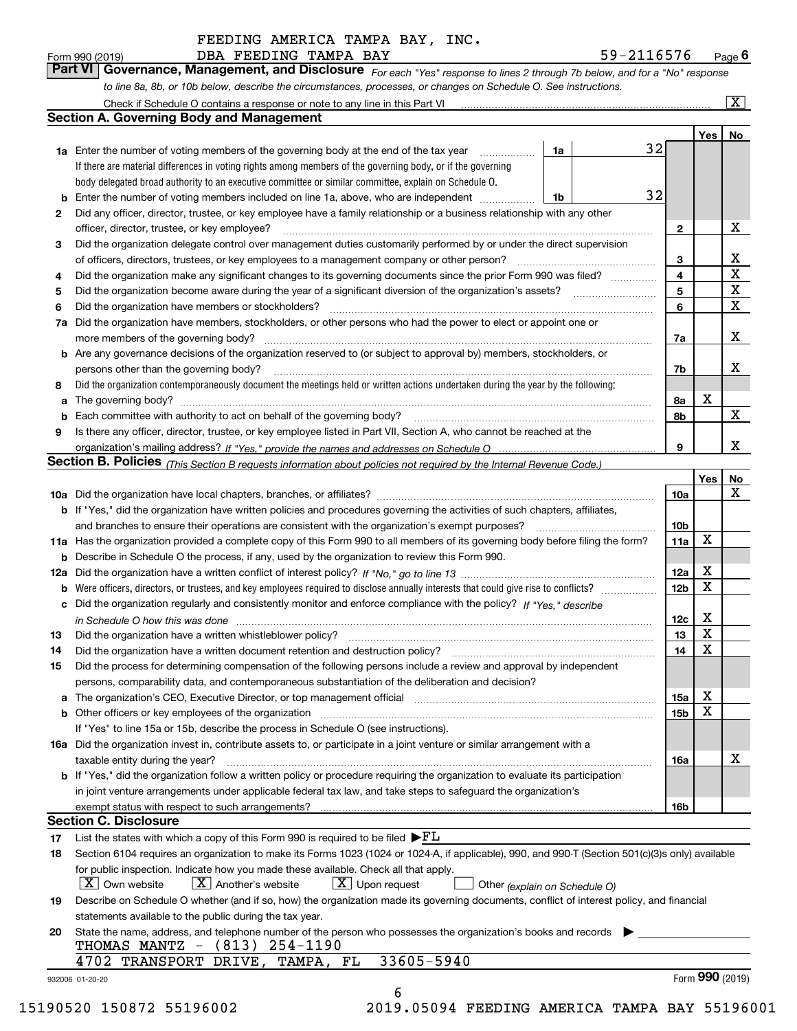FEEDING AMERICA TAMPA BAY, INC.

Form 990 (2019) DBA FEEDING TAMPA BAY 59-2116576 Page **6**

## Part VI Governance, Management, and Disclosure

*For each "Yes" response to lines 2 through 7b below, and for a "No" response to line 8a, 8b, or 10b below, describe the circumstances, processes, or changes on Schedule O. See instructions.*

Check if Schedule O contains a response or note to any line in this Part VI ... [X]

### Section A. Governing Body and Management

| | | | | Yes | No |
|---|---|---|---|---|---|
| **1a** | Enter the number of voting members of the governing body at the end of the tax year. If there are material differences in voting rights among members of the governing body, or if the governing body delegated broad authority to an executive committee or similar committee, explain on Schedule O. | 1a: 32 | | | |
| **b** | Enter the number of voting members included on line 1a, above, who are independent | 1b: 32 | | | |
| **2** | Did any officer, director, trustee, or key employee have a family relationship or a business relationship with any other officer, director, trustee, or key employee? | | 2 | | X |
| **3** | Did the organization delegate control over management duties customarily performed by or under the direct supervision of officers, directors, trustees, or key employees to a management company or other person? | | 3 | | X |
| **4** | Did the organization make any significant changes to its governing documents since the prior Form 990 was filed? | | 4 | | X |
| **5** | Did the organization become aware during the year of a significant diversion of the organization's assets? | | 5 | | X |
| **6** | Did the organization have members or stockholders? | | 6 | | X |
| **7a** | Did the organization have members, stockholders, or other persons who had the power to elect or appoint one or more members of the governing body? | | 7a | | X |
| **b** | Are any governance decisions of the organization reserved to (or subject to approval by) members, stockholders, or persons other than the governing body? | | 7b | | X |
| **8** | Did the organization contemporaneously document the meetings held or written actions undertaken during the year by the following: | | | | |
| **a** | The governing body? | | 8a | X | |
| **b** | Each committee with authority to act on behalf of the governing body? | | 8b | | X |
| **9** | Is there any officer, director, trustee, or key employee listed in Part VII, Section A, who cannot be reached at the organization's mailing address? *If "Yes," provide the names and addresses on Schedule O* | | 9 | | X |

### Section B. Policies *(This Section B requests information about policies not required by the Internal Revenue Code.)*

| | | | Yes | No |
|---|---|---|---|---|
| **10a** | Did the organization have local chapters, branches, or affiliates? | 10a | | X |
| **b** | If "Yes," did the organization have written policies and procedures governing the activities of such chapters, affiliates, and branches to ensure their operations are consistent with the organization's exempt purposes? | 10b | | |
| **11a** | Has the organization provided a complete copy of this Form 990 to all members of its governing body before filing the form? | 11a | X | |
| **b** | Describe in Schedule O the process, if any, used by the organization to review this Form 990. | | | |
| **12a** | Did the organization have a written conflict of interest policy? *If "No," go to line 13* | 12a | X | |
| **b** | Were officers, directors, or trustees, and key employees required to disclose annually interests that could give rise to conflicts? | 12b | X | |
| **c** | Did the organization regularly and consistently monitor and enforce compliance with the policy? *If "Yes," describe in Schedule O how this was done* | 12c | X | |
| **13** | Did the organization have a written whistleblower policy? | 13 | X | |
| **14** | Did the organization have a written document retention and destruction policy? | 14 | X | |
| **15** | Did the process for determining compensation of the following persons include a review and approval by independent persons, comparability data, and contemporaneous substantiation of the deliberation and decision? | | | |
| **a** | The organization's CEO, Executive Director, or top management official | 15a | X | |
| **b** | Other officers or key employees of the organization | 15b | X | |
| | If "Yes" to line 15a or 15b, describe the process in Schedule O (see instructions). | | | |
| **16a** | Did the organization invest in, contribute assets to, or participate in a joint venture or similar arrangement with a taxable entity during the year? | 16a | | X |
| **b** | If "Yes," did the organization follow a written policy or procedure requiring the organization to evaluate its participation in joint venture arrangements under applicable federal tax law, and take steps to safeguard the organization's exempt status with respect to such arrangements? | 16b | | |

### Section C. Disclosure

**17** List the states with which a copy of this Form 990 is required to be filed ▶FL

**18** Section 6104 requires an organization to make its Forms 1023 (1024 or 1024-A, if applicable), 990, and 990-T (Section 501(c)(3)s only) available for public inspection. Indicate how you made these available. Check all that apply.

[X] Own website [X] Another's website [X] Upon request [ ] Other *(explain on Schedule O)*

**19** Describe on Schedule O whether (and if so, how) the organization made its governing documents, conflict of interest policy, and financial statements available to the public during the tax year.

**20** State the name, address, and telephone number of the person who possesses the organization's books and records ▶

THOMAS MANTZ - (813) 254-1190

4702 TRANSPORT DRIVE, TAMPA, FL 33605-5940

932006 01-20-20 Form **990** (2019)

15190520 150872 55196002 2019.05094 FEEDING AMERICA TAMPA BAY 55196001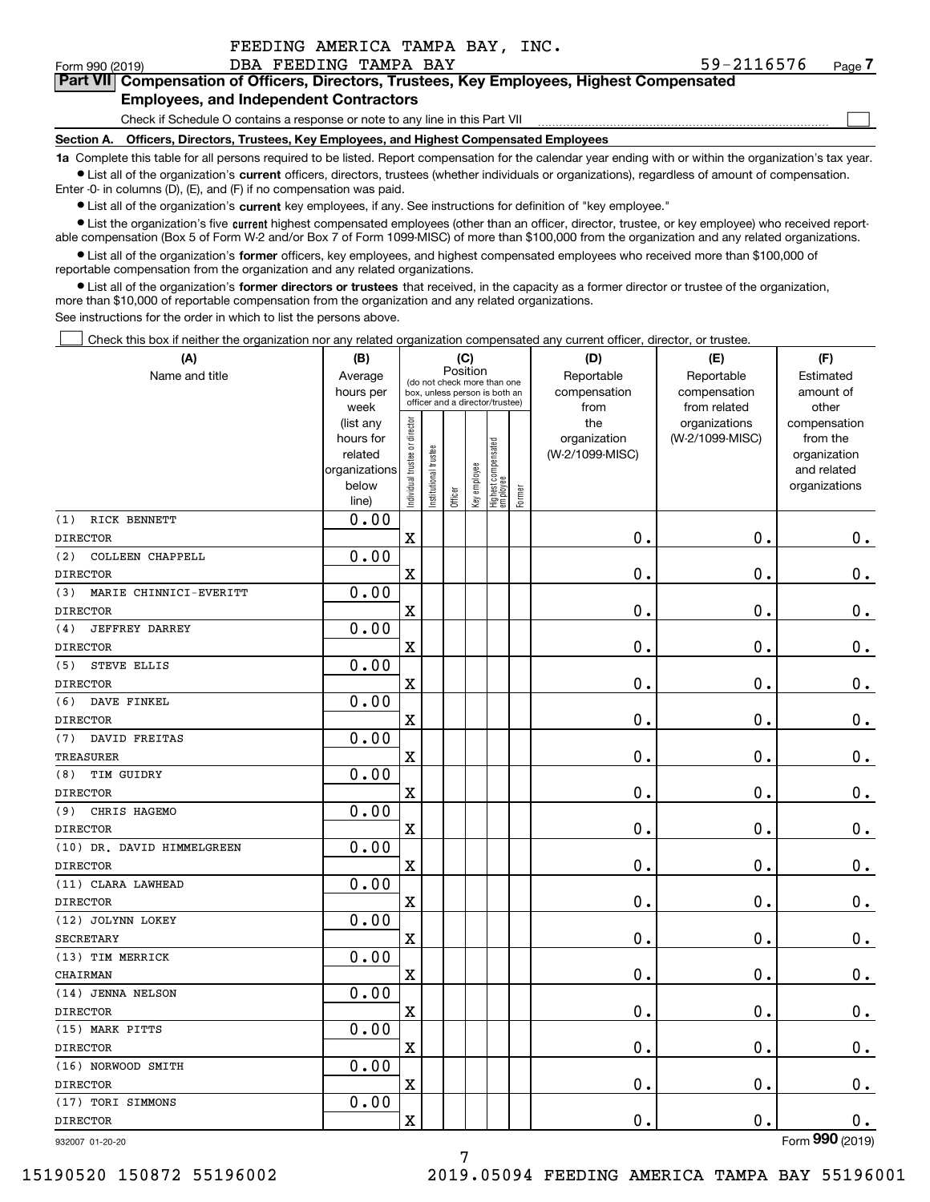FEEDING AMERICA TAMPA BAY, INC.
DBA FEEDING TAMPA BAY

Form 990 (2019) 59-2116576 Page 7

## Part VII Compensation of Officers, Directors, Trustees, Key Employees, Highest Compensated Employees, and Independent Contractors

Check if Schedule O contains a response or note to any line in this Part VII ☐

### Section A. Officers, Directors, Trustees, Key Employees, and Highest Compensated Employees

**1a** Complete this table for all persons required to be listed. Report compensation for the calendar year ending with or within the organization's tax year.

- List all of the organization's **current** officers, directors, trustees (whether individuals or organizations), regardless of amount of compensation. Enter -0- in columns (D), (E), and (F) if no compensation was paid.
- List all of the organization's **current** key employees, if any. See instructions for definition of "key employee."
- List the organization's five **current** highest compensated employees (other than an officer, director, trustee, or key employee) who received reportable compensation (Box 5 of Form W-2 and/or Box 7 of Form 1099-MISC) of more than $100,000 from the organization and any related organizations.
- List all of the organization's **former** officers, key employees, and highest compensated employees who received more than $100,000 of reportable compensation from the organization and any related organizations.
- List all of the organization's **former directors or trustees** that received, in the capacity as a former director or trustee of the organization, more than $10,000 of reportable compensation from the organization and any related organizations.

See instructions for the order in which to list the persons above.

☐ Check this box if neither the organization nor any related organization compensated any current officer, director, or trustee.

| (A) Name and title | (B) Average hours per week (list any hours for related organizations below line) | (C) Position: Individual trustee or director | Institutional trustee | Officer | Key employee | Highest compensated employee | Former | (D) Reportable compensation from the organization (W-2/1099-MISC) | (E) Reportable compensation from related organizations (W-2/1099-MISC) | (F) Estimated amount of other compensation from the organization and related organizations |
|---|---|---|---|---|---|---|---|---|---|---|
| (1) RICK BENNETT<br>DIRECTOR | 0.00 | X | | | | | | 0. | 0. | 0. |
| (2) COLLEEN CHAPPELL<br>DIRECTOR | 0.00 | X | | | | | | 0. | 0. | 0. |
| (3) MARIE CHINNICI-EVERITT<br>DIRECTOR | 0.00 | X | | | | | | 0. | 0. | 0. |
| (4) JEFFREY DARREY<br>DIRECTOR | 0.00 | X | | | | | | 0. | 0. | 0. |
| (5) STEVE ELLIS<br>DIRECTOR | 0.00 | X | | | | | | 0. | 0. | 0. |
| (6) DAVE FINKEL<br>DIRECTOR | 0.00 | X | | | | | | 0. | 0. | 0. |
| (7) DAVID FREITAS<br>TREASURER | 0.00 | X | | | | | | 0. | 0. | 0. |
| (8) TIM GUIDRY<br>DIRECTOR | 0.00 | X | | | | | | 0. | 0. | 0. |
| (9) CHRIS HAGEMO<br>DIRECTOR | 0.00 | X | | | | | | 0. | 0. | 0. |
| (10) DR. DAVID HIMMELGREEN<br>DIRECTOR | 0.00 | X | | | | | | 0. | 0. | 0. |
| (11) CLARA LAWHEAD<br>DIRECTOR | 0.00 | X | | | | | | 0. | 0. | 0. |
| (12) JOLYNN LOKEY<br>SECRETARY | 0.00 | X | | | | | | 0. | 0. | 0. |
| (13) TIM MERRICK<br>CHAIRMAN | 0.00 | X | | | | | | 0. | 0. | 0. |
| (14) JENNA NELSON<br>DIRECTOR | 0.00 | X | | | | | | 0. | 0. | 0. |
| (15) MARK PITTS<br>DIRECTOR | 0.00 | X | | | | | | 0. | 0. | 0. |
| (16) NORWOOD SMITH<br>DIRECTOR | 0.00 | X | | | | | | 0. | 0. | 0. |
| (17) TORI SIMMONS<br>DIRECTOR | 0.00 | X | | | | | | 0. | 0. | 0. |

932007 01-20-20 Form 990 (2019)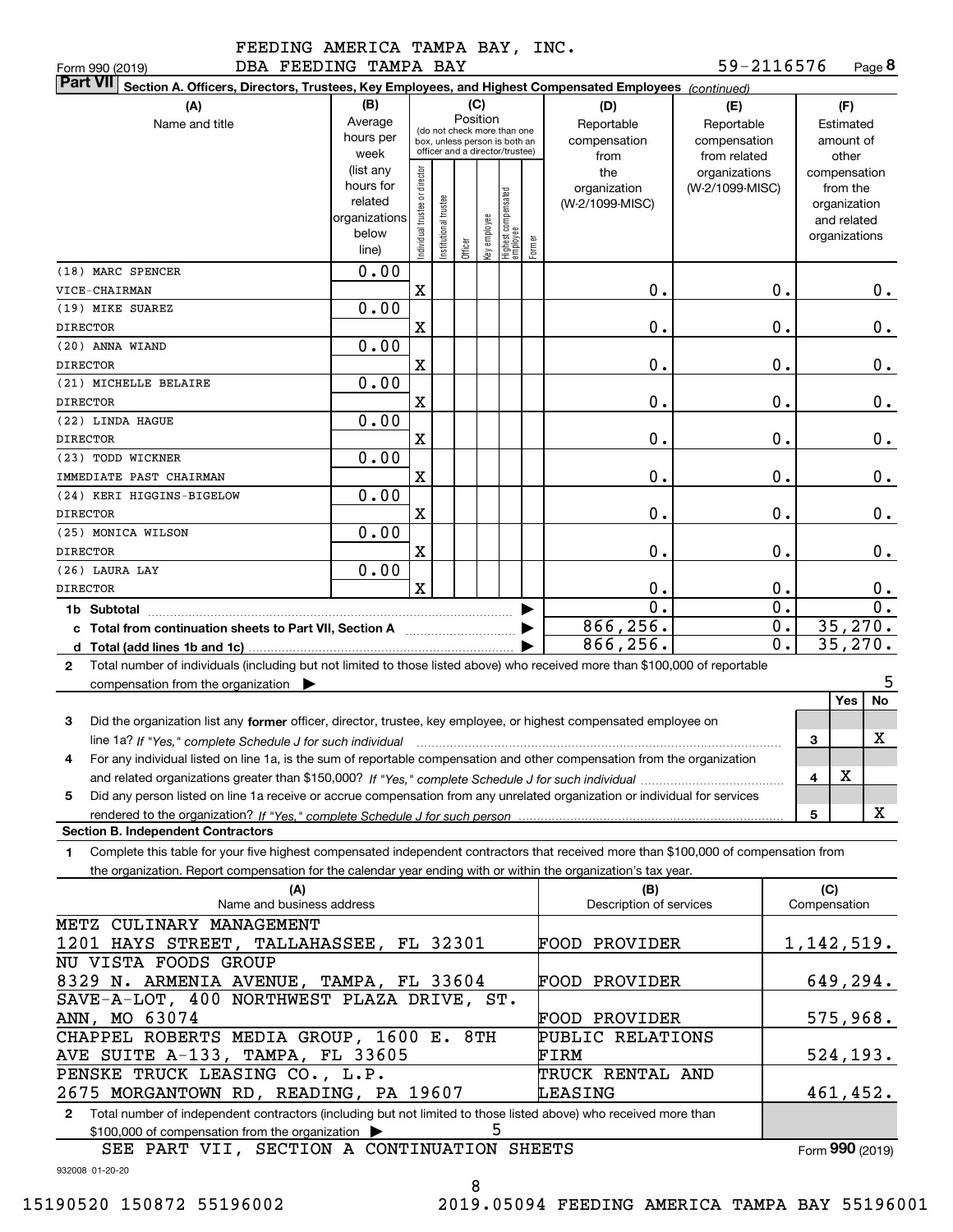FEEDING AMERICA TAMPA BAY, INC.
DBA FEEDING TAMPA BAY

Form 990 (2019) 59-2116576 Page 8

**Part VII** Section A. Officers, Directors, Trustees, Key Employees, and Highest Compensated Employees *(continued)*

| (A) Name and title | (B) Average hours per week (list any hours for related organizations below line) | Individual trustee or director | Institutional trustee | Officer | Key employee | Highest compensated employee | Former | (D) Reportable compensation from the organization (W-2/1099-MISC) | (E) Reportable compensation from related organizations (W-2/1099-MISC) | (F) Estimated amount of other compensation from the organization and related organizations |
|---|---|---|---|---|---|---|---|---|---|---|
| (18) MARC SPENCER<br>VICE-CHAIRMAN | 0.00 | X | | | | | | 0. | 0. | 0. |
| (19) MIKE SUAREZ<br>DIRECTOR | 0.00 | X | | | | | | 0. | 0. | 0. |
| (20) ANNA WIAND<br>DIRECTOR | 0.00 | X | | | | | | 0. | 0. | 0. |
| (21) MICHELLE BELAIRE<br>DIRECTOR | 0.00 | X | | | | | | 0. | 0. | 0. |
| (22) LINDA HAGUE<br>DIRECTOR | 0.00 | X | | | | | | 0. | 0. | 0. |
| (23) TODD WICKNER<br>IMMEDIATE PAST CHAIRMAN | 0.00 | X | | | | | | 0. | 0. | 0. |
| (24) KERI HIGGINS-BIGELOW<br>DIRECTOR | 0.00 | X | | | | | | 0. | 0. | 0. |
| (25) MONICA WILSON<br>DIRECTOR | 0.00 | X | | | | | | 0. | 0. | 0. |
| (26) LAURA LAY<br>DIRECTOR | 0.00 | X | | | | | | 0. | 0. | 0. |
| **1b Subtotal** | | | | | | | | 0. | 0. | 0. |
| **c Total from continuation sheets to Part VII, Section A** | | | | | | | | 866,256. | 0. | 35,270. |
| **d Total (add lines 1b and 1c)** | | | | | | | | 866,256. | 0. | 35,270. |

**2** Total number of individuals (including but not limited to those listed above) who received more than $100,000 of reportable compensation from the organization ▶ 5

| | | Yes | No |
|---|---|---|---|
| **3** Did the organization list any **former** officer, director, trustee, key employee, or highest compensated employee on line 1a? *If "Yes," complete Schedule J for such individual* | 3 | | X |
| **4** For any individual listed on line 1a, is the sum of reportable compensation and other compensation from the organization and related organizations greater than $150,000? *If "Yes," complete Schedule J for such individual* | 4 | X | |
| **5** Did any person listed on line 1a receive or accrue compensation from any unrelated organization or individual for services rendered to the organization? *If "Yes," complete Schedule J for such person* | 5 | | X |

**Section B. Independent Contractors**

**1** Complete this table for your five highest compensated independent contractors that received more than $100,000 of compensation from the organization. Report compensation for the calendar year ending with or within the organization's tax year.

| (A) Name and business address | (B) Description of services | (C) Compensation |
|---|---|---|
| METZ CULINARY MANAGEMENT<br>1201 HAYS STREET, TALLAHASSEE, FL 32301 | FOOD PROVIDER | 1,142,519. |
| NU VISTA FOODS GROUP<br>8329 N. ARMENIA AVENUE, TAMPA, FL 33604 | FOOD PROVIDER | 649,294. |
| SAVE-A-LOT, 400 NORTHWEST PLAZA DRIVE, ST.<br>ANN, MO 63074 | FOOD PROVIDER | 575,968. |
| CHAPPEL ROBERTS MEDIA GROUP, 1600 E. 8TH<br>AVE SUITE A-133, TAMPA, FL 33605 | PUBLIC RELATIONS FIRM | 524,193. |
| PENSKE TRUCK LEASING CO., L.P.<br>2675 MORGANTOWN RD, READING, PA 19607 | TRUCK RENTAL AND LEASING | 461,452. |

**2** Total number of independent contractors (including but not limited to those listed above) who received more than $100,000 of compensation from the organization ▶ 5

SEE PART VII, SECTION A CONTINUATION SHEETS

Form **990** (2019)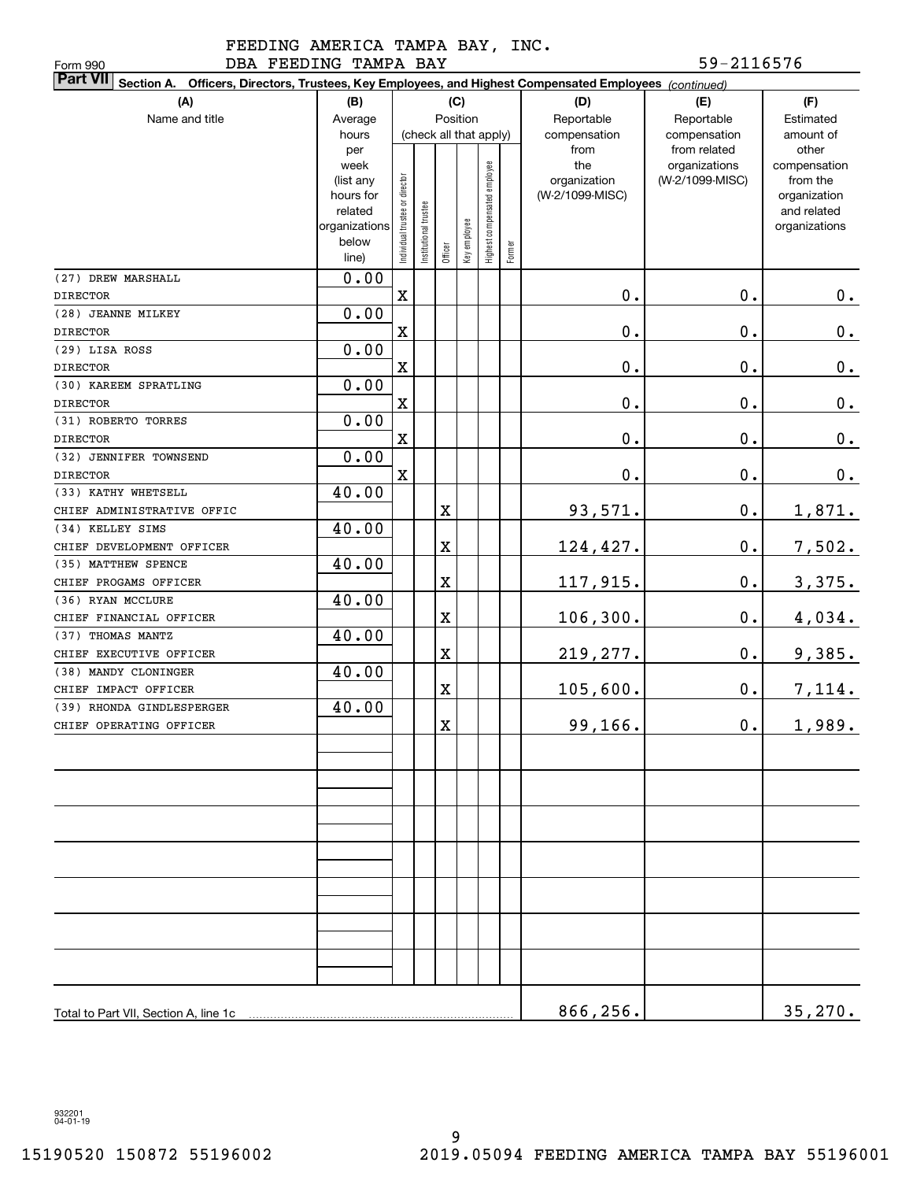FEEDING AMERICA TAMPA BAY, INC.
DBA FEEDING TAMPA BAY

Form 990 59-2116576

**Part VII** **Section A. Officers, Directors, Trustees, Key Employees, and Highest Compensated Employees** *(continued)*

| (A) Name and title | (B) Average hours per week (list any hours for related organizations below line) | (C) Position (check all that apply): Individual trustee or director | Institutional trustee | Officer | Key employee | Highest compensated employee | Former | (D) Reportable compensation from the organization (W-2/1099-MISC) | (E) Reportable compensation from related organizations (W-2/1099-MISC) | (F) Estimated amount of other compensation from the organization and related organizations |
|---|---|---|---|---|---|---|---|---|---|---|
| (27) DREW MARSHALL<br>DIRECTOR | 0.00 | X | | | | | | 0. | 0. | 0. |
| (28) JEANNE MILKEY<br>DIRECTOR | 0.00 | X | | | | | | 0. | 0. | 0. |
| (29) LISA ROSS<br>DIRECTOR | 0.00 | X | | | | | | 0. | 0. | 0. |
| (30) KAREEM SPRATLING<br>DIRECTOR | 0.00 | X | | | | | | 0. | 0. | 0. |
| (31) ROBERTO TORRES<br>DIRECTOR | 0.00 | X | | | | | | 0. | 0. | 0. |
| (32) JENNIFER TOWNSEND<br>DIRECTOR | 0.00 | X | | | | | | 0. | 0. | 0. |
| (33) KATHY WHETSELL<br>CHIEF ADMINISTRATIVE OFFIC | 40.00 | | | X | | | | 93,571. | 0. | 1,871. |
| (34) KELLEY SIMS<br>CHIEF DEVELOPMENT OFFICER | 40.00 | | | X | | | | 124,427. | 0. | 7,502. |
| (35) MATTHEW SPENCE<br>CHIEF PROGAMS OFFICER | 40.00 | | | X | | | | 117,915. | 0. | 3,375. |
| (36) RYAN MCCLURE<br>CHIEF FINANCIAL OFFICER | 40.00 | | | X | | | | 106,300. | 0. | 4,034. |
| (37) THOMAS MANTZ<br>CHIEF EXECUTIVE OFFICER | 40.00 | | | X | | | | 219,277. | 0. | 9,385. |
| (38) MANDY CLONINGER<br>CHIEF IMPACT OFFICER | 40.00 | | | X | | | | 105,600. | 0. | 7,114. |
| (39) RHONDA GINDLESPERGER<br>CHIEF OPERATING OFFICER | 40.00 | | | X | | | | 99,166. | 0. | 1,989. |
| Total to Part VII, Section A, line 1c | | | | | | | | 866,256. | | 35,270. |

932201 04-01-19

15190520 150872 55196002 2019.05094 FEEDING AMERICA TAMPA BAY 55196001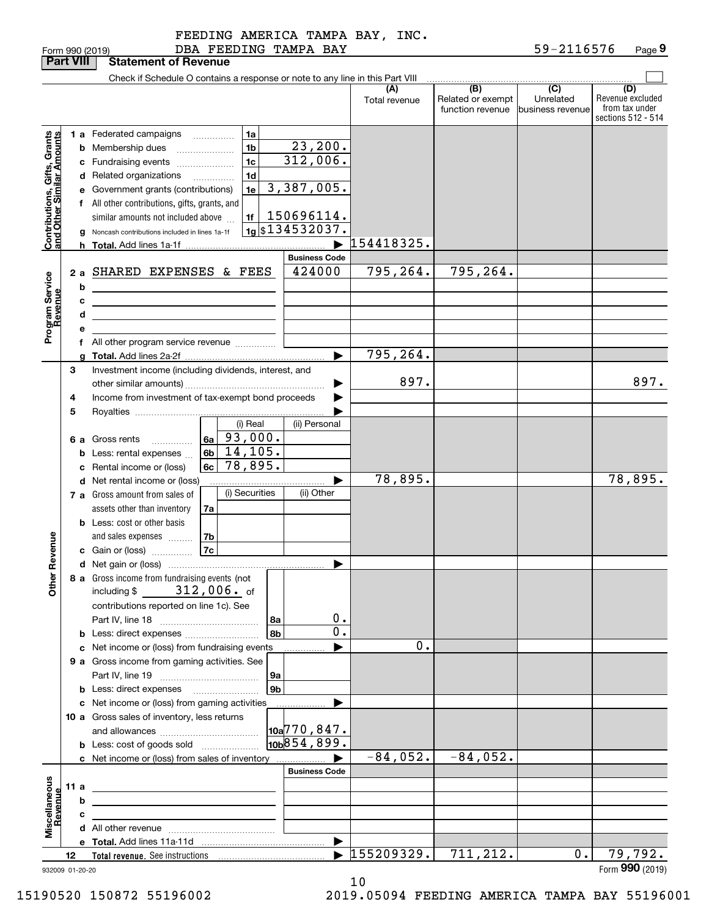FEEDING AMERICA TAMPA BAY, INC.
DBA FEEDING TAMPA BAY

Form 990 (2019) 59-2116576 Page **9**

## Part VIII Statement of Revenue

Check if Schedule O contains a response or note to any line in this Part VIII ☐

| | | | | (A) Total revenue | (B) Related or exempt function revenue | (C) Unrelated business revenue | (D) Revenue excluded from tax under sections 512 - 514 |
|---|---|---|---|---|---|---|---|
| **Contributions, Gifts, Grants and Other Similar Amounts** | 1 a Federated campaigns | 1a | | | | | |
| | b Membership dues | 1b | 23,200. | | | | |
| | c Fundraising events | 1c | 312,006. | | | | |
| | d Related organizations | 1d | | | | | |
| | e Government grants (contributions) | 1e | 3,387,005. | | | | |
| | f All other contributions, gifts, grants, and similar amounts not included above | 1f | 150696114. | | | | |
| | g Noncash contributions included in lines 1a-1f | 1g | $134532037. | | | | |
| | h **Total.** Add lines 1a-1f | | ▶ | 154418325. | | | |
| | | | **Business Code** | | | | |
| **Program Service Revenue** | 2 a SHARED EXPENSES & FEES | | 424000 | 795,264. | 795,264. | | |
| | b | | | | | | |
| | c | | | | | | |
| | d | | | | | | |
| | e | | | | | | |
| | f All other program service revenue | | | | | | |
| | g **Total.** Add lines 2a-2f | | ▶ | 795,264. | | | |
| **Other Revenue** | 3 Investment income (including dividends, interest, and other similar amounts) | | ▶ | 897. | | | 897. |
| | 4 Income from investment of tax-exempt bond proceeds | | ▶ | | | | |
| | 5 Royalties | | ▶ | | | | |
| | | (i) Real | (ii) Personal | | | | |
| | 6 a Gross rents (6a) | 93,000. | | | | | |
| | b Less: rental expenses (6b) | 14,105. | | | | | |
| | c Rental income or (loss) (6c) | 78,895. | | | | | |
| | d Net rental income or (loss) | | ▶ | 78,895. | | | 78,895. |
| | | (i) Securities | (ii) Other | | | | |
| | 7 a Gross amount from sales of assets other than inventory (7a) | | | | | | |
| | b Less: cost or other basis and sales expenses (7b) | | | | | | |
| | c Gain or (loss) (7c) | | | | | | |
| | d Net gain or (loss) | | ▶ | | | | |
| | 8 a Gross income from fundraising events (not including $ 312,006. of contributions reported on line 1c). See Part IV, line 18 | 8a | 0. | | | | |
| | b Less: direct expenses | 8b | 0. | | | | |
| | c Net income or (loss) from fundraising events | | ▶ | 0. | | | |
| | 9 a Gross income from gaming activities. See Part IV, line 19 | 9a | | | | | |
| | b Less: direct expenses | 9b | | | | | |
| | c Net income or (loss) from gaming activities | | ▶ | | | | |
| | 10 a Gross sales of inventory, less returns and allowances | 10a | 770,847. | | | | |
| | b Less: cost of goods sold | 10b | 854,899. | | | | |
| | c Net income or (loss) from sales of inventory | | ▶ | -84,052. | -84,052. | | |
| | | | **Business Code** | | | | |
| **Miscellaneous Revenue** | 11 a | | | | | | |
| | b | | | | | | |
| | c | | | | | | |
| | d All other revenue | | | | | | |
| | e **Total.** Add lines 11a-11d | | ▶ | | | | |
| | 12 **Total revenue.** See instructions | | ▶ | 155209329. | 711,212. | 0. | 79,792. |

932009 01-20-20 Form **990** (2019)

15190520 150872 55196002 2019.05094 FEEDING AMERICA TAMPA BAY 55196001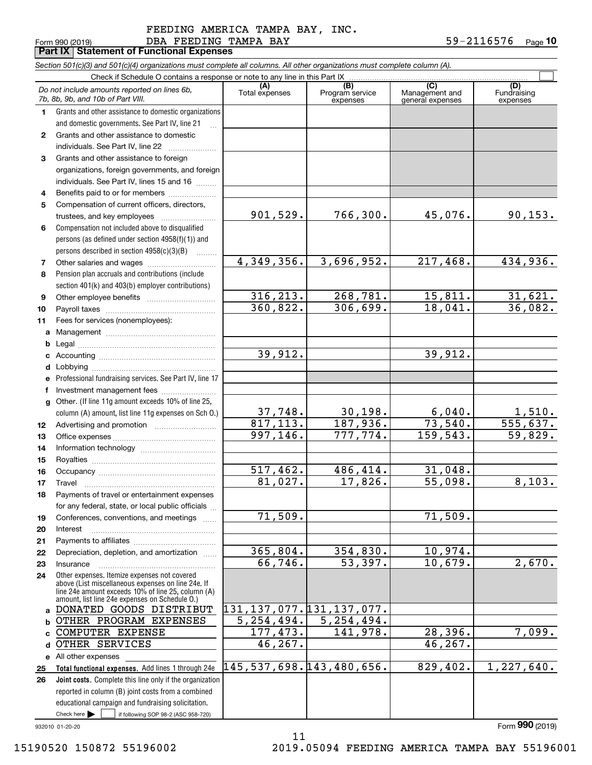FEEDING AMERICA TAMPA BAY, INC.
DBA FEEDING TAMPA BAY

Form 990 (2019) 59-2116576 Page **10**

## Part IX Statement of Functional Expenses

*Section 501(c)(3) and 501(c)(4) organizations must complete all columns. All other organizations must complete column (A).*

Check if Schedule O contains a response or note to any line in this Part IX ☐

| | *Do not include amounts reported on lines 6b, 7b, 8b, 9b, and 10b of Part VIII.* | (A) Total expenses | (B) Program service expenses | (C) Management and general expenses | (D) Fundraising expenses |
|---|---|---|---|---|---|
| 1 | Grants and other assistance to domestic organizations and domestic governments. See Part IV, line 21 | | | | |
| 2 | Grants and other assistance to domestic individuals. See Part IV, line 22 | | | | |
| 3 | Grants and other assistance to foreign organizations, foreign governments, and foreign individuals. See Part IV, lines 15 and 16 | | | | |
| 4 | Benefits paid to or for members | | | | |
| 5 | Compensation of current officers, directors, trustees, and key employees | 901,529. | 766,300. | 45,076. | 90,153. |
| 6 | Compensation not included above to disqualified persons (as defined under section 4958(f)(1)) and persons described in section 4958(c)(3)(B) | | | | |
| 7 | Other salaries and wages | 4,349,356. | 3,696,952. | 217,468. | 434,936. |
| 8 | Pension plan accruals and contributions (include section 401(k) and 403(b) employer contributions) | | | | |
| 9 | Other employee benefits | 316,213. | 268,781. | 15,811. | 31,621. |
| 10 | Payroll taxes | 360,822. | 306,699. | 18,041. | 36,082. |
| 11 | Fees for services (nonemployees): | | | | |
| a | Management | | | | |
| b | Legal | | | | |
| c | Accounting | 39,912. | | 39,912. | |
| d | Lobbying | | | | |
| e | Professional fundraising services. See Part IV, line 17 | | | | |
| f | Investment management fees | | | | |
| g | Other. (If line 11g amount exceeds 10% of line 25, column (A) amount, list line 11g expenses on Sch O.) | 37,748. | 30,198. | 6,040. | 1,510. |
| 12 | Advertising and promotion | 817,113. | 187,936. | 73,540. | 555,637. |
| 13 | Office expenses | 997,146. | 777,774. | 159,543. | 59,829. |
| 14 | Information technology | | | | |
| 15 | Royalties | | | | |
| 16 | Occupancy | 517,462. | 486,414. | 31,048. | |
| 17 | Travel | 81,027. | 17,826. | 55,098. | 8,103. |
| 18 | Payments of travel or entertainment expenses for any federal, state, or local public officials | | | | |
| 19 | Conferences, conventions, and meetings | 71,509. | | 71,509. | |
| 20 | Interest | | | | |
| 21 | Payments to affiliates | | | | |
| 22 | Depreciation, depletion, and amortization | 365,804. | 354,830. | 10,974. | |
| 23 | Insurance | 66,746. | 53,397. | 10,679. | 2,670. |
| 24 | Other expenses. Itemize expenses not covered above (List miscellaneous expenses on line 24e. If line 24e amount exceeds 10% of line 25, column (A) amount, list line 24e expenses on Schedule O.) | | | | |
| a | DONATED GOODS DISTRIBUT | 131,137,077. | 131,137,077. | | |
| b | OTHER PROGRAM EXPENSES | 5,254,494. | 5,254,494. | | |
| c | COMPUTER EXPENSE | 177,473. | 141,978. | 28,396. | 7,099. |
| d | OTHER SERVICES | 46,267. | | 46,267. | |
| e | All other expenses | | | | |
| 25 | **Total functional expenses.** Add lines 1 through 24e | 145,537,698. | 143,480,656. | 829,402. | 1,227,640. |
| 26 | **Joint costs.** Complete this line only if the organization reported in column (B) joint costs from a combined educational campaign and fundraising solicitation. Check here ☐ if following SOP 98-2 (ASC 958-720) | | | | |

932010 01-20-20

Form **990** (2019)

15190520 150872 55196002 2019.05094 FEEDING AMERICA TAMPA BAY 55196001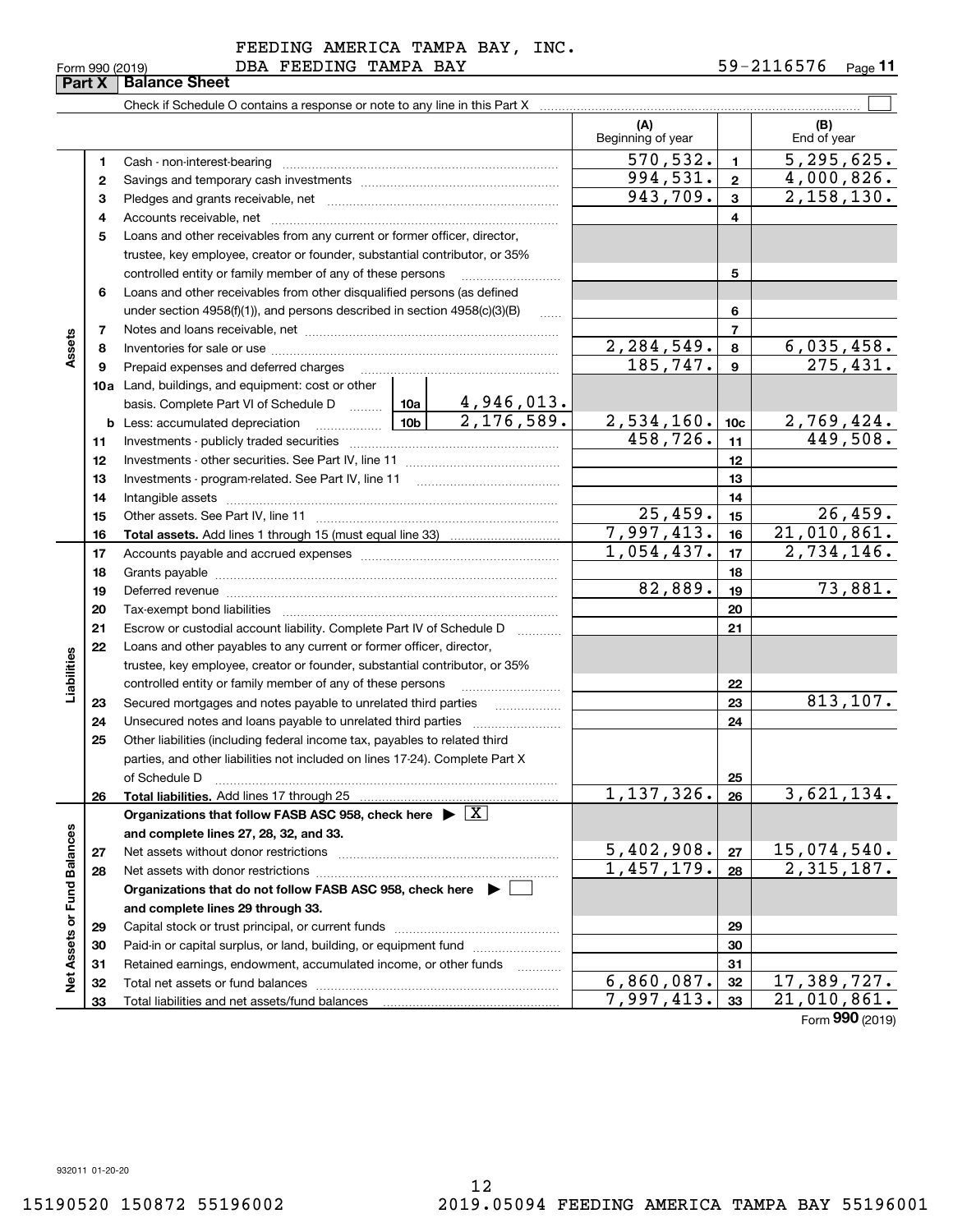FEEDING AMERICA TAMPA BAY, INC.

Form 990 (2019) DBA FEEDING TAMPA BAY 59-2116576 Page **11**

## Part X Balance Sheet

Check if Schedule O contains a response or note to any line in this Part X ☐

| | | | (A) Beginning of year | | (B) End of year |
|---|---|---|---|---|---|
| Assets | 1 | Cash - non-interest-bearing | 570,532. | 1 | 5,295,625. |
| | 2 | Savings and temporary cash investments | 994,531. | 2 | 4,000,826. |
| | 3 | Pledges and grants receivable, net | 943,709. | 3 | 2,158,130. |
| | 4 | Accounts receivable, net | | 4 | |
| | 5 | Loans and other receivables from any current or former officer, director, trustee, key employee, creator or founder, substantial contributor, or 35% controlled entity or family member of any of these persons | | 5 | |
| | 6 | Loans and other receivables from other disqualified persons (as defined under section 4958(f)(1)), and persons described in section 4958(c)(3)(B) | | 6 | |
| | 7 | Notes and loans receivable, net | | 7 | |
| | 8 | Inventories for sale or use | 2,284,549. | 8 | 6,035,458. |
| | 9 | Prepaid expenses and deferred charges | 185,747. | 9 | 275,431. |
| | 10a | Land, buildings, and equipment: cost or other basis. Complete Part VI of Schedule D — 10a: 4,946,013. | | | |
| | b | Less: accumulated depreciation — 10b: 2,176,589. | 2,534,160. | 10c | 2,769,424. |
| | 11 | Investments - publicly traded securities | 458,726. | 11 | 449,508. |
| | 12 | Investments - other securities. See Part IV, line 11 | | 12 | |
| | 13 | Investments - program-related. See Part IV, line 11 | | 13 | |
| | 14 | Intangible assets | | 14 | |
| | 15 | Other assets. See Part IV, line 11 | 25,459. | 15 | 26,459. |
| | 16 | **Total assets.** Add lines 1 through 15 (must equal line 33) | 7,997,413. | 16 | 21,010,861. |
| Liabilities | 17 | Accounts payable and accrued expenses | 1,054,437. | 17 | 2,734,146. |
| | 18 | Grants payable | | 18 | |
| | 19 | Deferred revenue | 82,889. | 19 | 73,881. |
| | 20 | Tax-exempt bond liabilities | | 20 | |
| | 21 | Escrow or custodial account liability. Complete Part IV of Schedule D | | 21 | |
| | 22 | Loans and other payables to any current or former officer, director, trustee, key employee, creator or founder, substantial contributor, or 35% controlled entity or family member of any of these persons | | 22 | |
| | 23 | Secured mortgages and notes payable to unrelated third parties | | 23 | 813,107. |
| | 24 | Unsecured notes and loans payable to unrelated third parties | | 24 | |
| | 25 | Other liabilities (including federal income tax, payables to related third parties, and other liabilities not included on lines 17-24). Complete Part X of Schedule D | | 25 | |
| | 26 | **Total liabilities.** Add lines 17 through 25 | 1,137,326. | 26 | 3,621,134. |
| Net Assets or Fund Balances | | **Organizations that follow FASB ASC 958, check here** ▶ ☒ **and complete lines 27, 28, 32, and 33.** | | | |
| | 27 | Net assets without donor restrictions | 5,402,908. | 27 | 15,074,540. |
| | 28 | Net assets with donor restrictions | 1,457,179. | 28 | 2,315,187. |
| | | **Organizations that do not follow FASB ASC 958, check here** ▶ ☐ **and complete lines 29 through 33.** | | | |
| | 29 | Capital stock or trust principal, or current funds | | 29 | |
| | 30 | Paid-in or capital surplus, or land, building, or equipment fund | | 30 | |
| | 31 | Retained earnings, endowment, accumulated income, or other funds | | 31 | |
| | 32 | Total net assets or fund balances | 6,860,087. | 32 | 17,389,727. |
| | 33 | Total liabilities and net assets/fund balances | 7,997,413. | 33 | 21,010,861. |

Form **990** (2019)

932011 01-20-20

15190520 150872 55196002 2019.05094 FEEDING AMERICA TAMPA BAY 55196001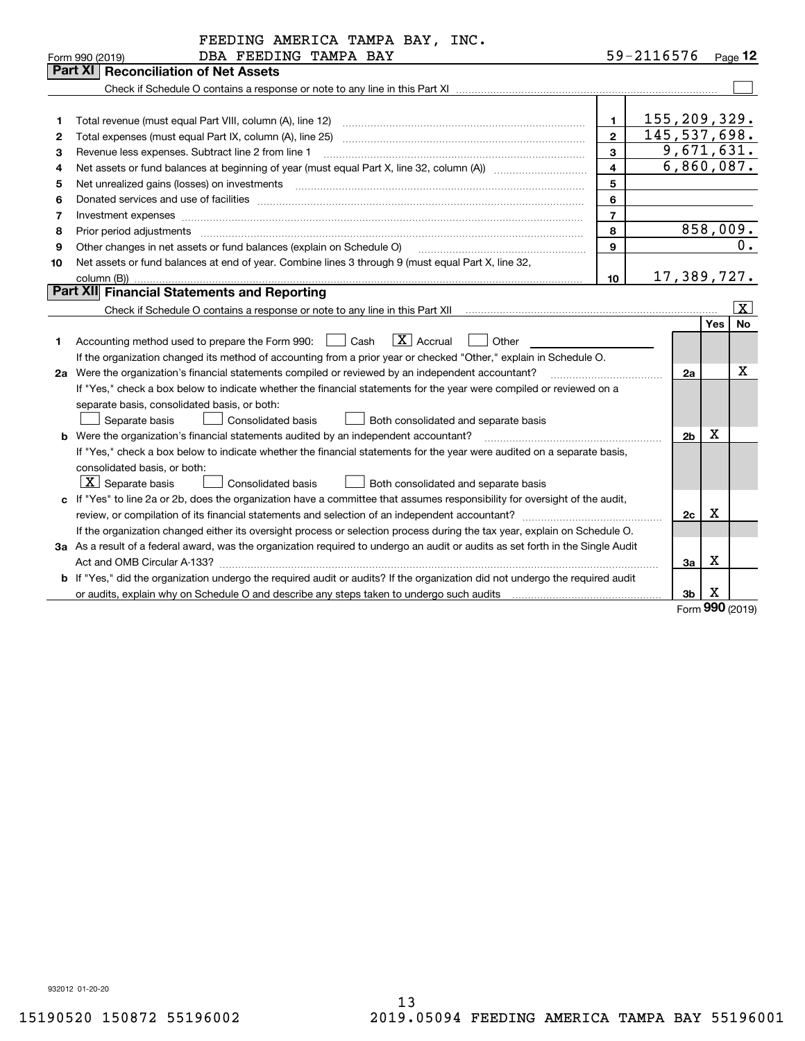FEEDING AMERICA TAMPA BAY, INC.
DBA FEEDING TAMPA BAY

Form 990 (2019) 59-2116576 Page 12

## Part XI Reconciliation of Net Assets

Check if Schedule O contains a response or note to any line in this Part XI ☐

| | | | |
|---|---|---|---|
| 1 | Total revenue (must equal Part VIII, column (A), line 12) | 1 | 155,209,329. |
| 2 | Total expenses (must equal Part IX, column (A), line 25) | 2 | 145,537,698. |
| 3 | Revenue less expenses. Subtract line 2 from line 1 | 3 | 9,671,631. |
| 4 | Net assets or fund balances at beginning of year (must equal Part X, line 32, column (A)) | 4 | 6,860,087. |
| 5 | Net unrealized gains (losses) on investments | 5 | |
| 6 | Donated services and use of facilities | 6 | |
| 7 | Investment expenses | 7 | |
| 8 | Prior period adjustments | 8 | 858,009. |
| 9 | Other changes in net assets or fund balances (explain on Schedule O) | 9 | 0. |
| 10 | Net assets or fund balances at end of year. Combine lines 3 through 9 (must equal Part X, line 32, column (B)) | 10 | 17,389,727. |

## Part XII Financial Statements and Reporting

Check if Schedule O contains a response or note to any line in this Part XII ☒

| | | | Yes | No |
|---|---|---|---|---|
| 1 | Accounting method used to prepare the Form 990: ☐ Cash ☒ Accrual ☐ Other<br>If the organization changed its method of accounting from a prior year or checked "Other," explain in Schedule O. | | | |
| 2a | Were the organization's financial statements compiled or reviewed by an independent accountant?<br>If "Yes," check a box below to indicate whether the financial statements for the year were compiled or reviewed on a separate basis, consolidated basis, or both:<br>☐ Separate basis ☐ Consolidated basis ☐ Both consolidated and separate basis | 2a | | X |
| b | Were the organization's financial statements audited by an independent accountant?<br>If "Yes," check a box below to indicate whether the financial statements for the year were audited on a separate basis, consolidated basis, or both:<br>☒ Separate basis ☐ Consolidated basis ☐ Both consolidated and separate basis | 2b | X | |
| c | If "Yes" to line 2a or 2b, does the organization have a committee that assumes responsibility for oversight of the audit, review, or compilation of its financial statements and selection of an independent accountant?<br>If the organization changed either its oversight process or selection process during the tax year, explain on Schedule O. | 2c | X | |
| 3a | As a result of a federal award, was the organization required to undergo an audit or audits as set forth in the Single Audit Act and OMB Circular A-133? | 3a | X | |
| b | If "Yes," did the organization undergo the required audit or audits? If the organization did not undergo the required audit or audits, explain why on Schedule O and describe any steps taken to undergo such audits | 3b | X | |

Form 990 (2019)

932012 01-20-20

15190520 150872 55196002 2019.05094 FEEDING AMERICA TAMPA BAY 55196001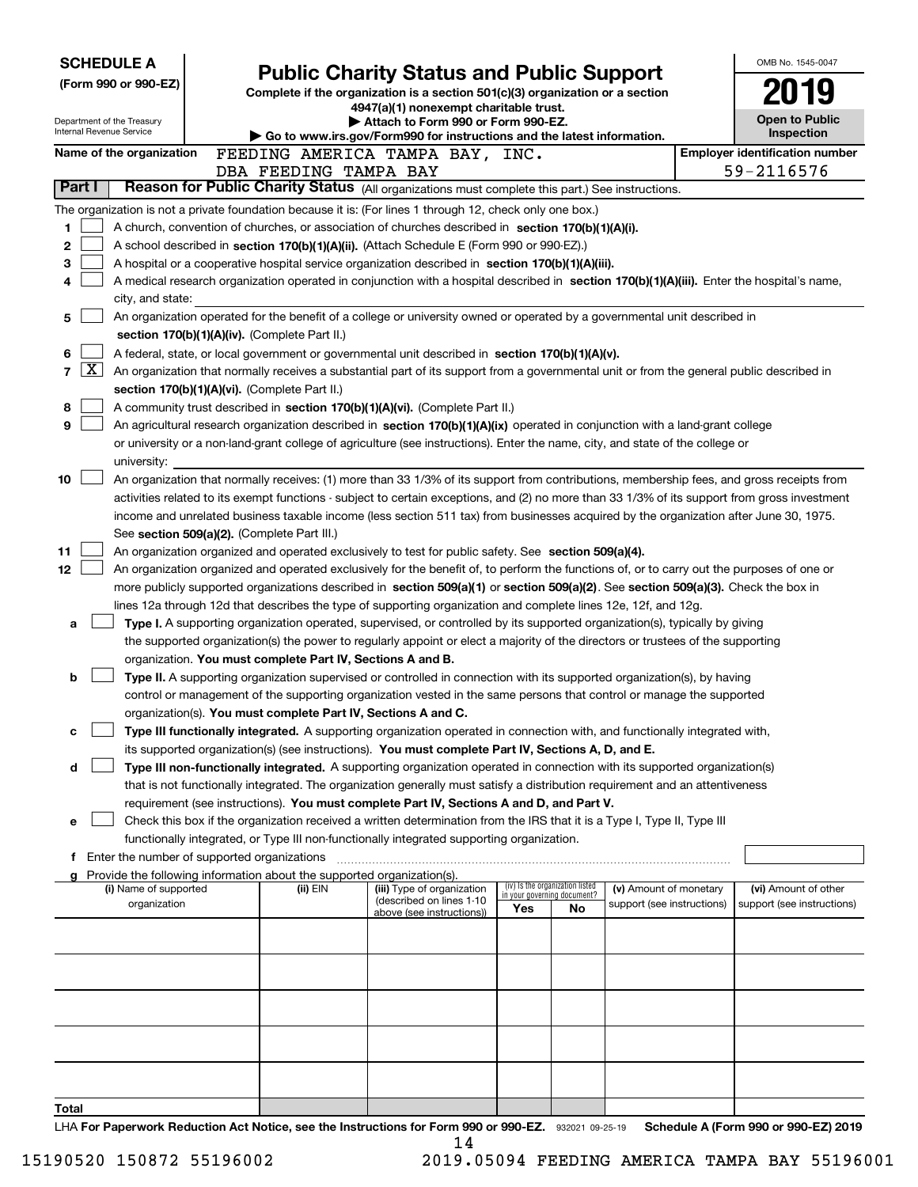**SCHEDULE A**
**(Form 990 or 990-EZ)**

Department of the Treasury
Internal Revenue Service

# Public Charity Status and Public Support

**Complete if the organization is a section 501(c)(3) organization or a section 4947(a)(1) nonexempt charitable trust.**
**▶ Attach to Form 990 or Form 990-EZ.**
**▶ Go to www.irs.gov/Form990 for instructions and the latest information.**

OMB No. 1545-0047
**2019**
**Open to Public Inspection**

**Name of the organization** FEEDING AMERICA TAMPA BAY, INC. DBA FEEDING TAMPA BAY

**Employer identification number** 59-2116576

**Part I** **Reason for Public Charity Status** (All organizations must complete this part.) See instructions.

The organization is not a private foundation because it is: (For lines 1 through 12, check only one box.)

1 [ ] A church, convention of churches, or association of churches described in **section 170(b)(1)(A)(i).**

2 [ ] A school described in **section 170(b)(1)(A)(ii).** (Attach Schedule E (Form 990 or 990-EZ).)

3 [ ] A hospital or a cooperative hospital service organization described in **section 170(b)(1)(A)(iii).**

4 [ ] A medical research organization operated in conjunction with a hospital described in **section 170(b)(1)(A)(iii).** Enter the hospital's name, city, and state:

5 [ ] An organization operated for the benefit of a college or university owned or operated by a governmental unit described in **section 170(b)(1)(A)(iv).** (Complete Part II.)

6 [ ] A federal, state, or local government or governmental unit described in **section 170(b)(1)(A)(v).**

7 [X] An organization that normally receives a substantial part of its support from a governmental unit or from the general public described in **section 170(b)(1)(A)(vi).** (Complete Part II.)

8 [ ] A community trust described in **section 170(b)(1)(A)(vi).** (Complete Part II.)

9 [ ] An agricultural research organization described in **section 170(b)(1)(A)(ix)** operated in conjunction with a land-grant college or university or a non-land-grant college of agriculture (see instructions). Enter the name, city, and state of the college or university:

10 [ ] An organization that normally receives: (1) more than 33 1/3% of its support from contributions, membership fees, and gross receipts from activities related to its exempt functions - subject to certain exceptions, and (2) no more than 33 1/3% of its support from gross investment income and unrelated business taxable income (less section 511 tax) from businesses acquired by the organization after June 30, 1975. See **section 509(a)(2).** (Complete Part III.)

11 [ ] An organization organized and operated exclusively to test for public safety. See **section 509(a)(4).**

12 [ ] An organization organized and operated exclusively for the benefit of, to perform the functions of, or to carry out the purposes of one or more publicly supported organizations described in **section 509(a)(1)** or **section 509(a)(2)**. See **section 509(a)(3).** Check the box in lines 12a through 12d that describes the type of supporting organization and complete lines 12e, 12f, and 12g.

a [ ] **Type I.** A supporting organization operated, supervised, or controlled by its supported organization(s), typically by giving the supported organization(s) the power to regularly appoint or elect a majority of the directors or trustees of the supporting organization. **You must complete Part IV, Sections A and B.**

b [ ] **Type II.** A supporting organization supervised or controlled in connection with its supported organization(s), by having control or management of the supporting organization vested in the same persons that control or manage the supported organization(s). **You must complete Part IV, Sections A and C.**

c [ ] **Type III functionally integrated.** A supporting organization operated in connection with, and functionally integrated with, its supported organization(s) (see instructions). **You must complete Part IV, Sections A, D, and E.**

d [ ] **Type III non-functionally integrated.** A supporting organization operated in connection with its supported organization(s) that is not functionally integrated. The organization generally must satisfy a distribution requirement and an attentiveness requirement (see instructions). **You must complete Part IV, Sections A and D, and Part V.**

e [ ] Check this box if the organization received a written determination from the IRS that it is a Type I, Type II, Type III functionally integrated, or Type III non-functionally integrated supporting organization.

f Enter the number of supported organizations

g Provide the following information about the supported organization(s).

| (i) Name of supported organization | (ii) EIN | (iii) Type of organization (described on lines 1-10 above (see instructions)) | (iv) Is the organization listed in your governing document? Yes | No | (v) Amount of monetary support (see instructions) | (vi) Amount of other support (see instructions) |
|---|---|---|---|---|---|---|
| | | | | | | |
| | | | | | | |
| | | | | | | |
| | | | | | | |
| | | | | | | |
| **Total** | | | | | | |

LHA **For Paperwork Reduction Act Notice, see the Instructions for Form 990 or 990-EZ.** 932021 09-25-19 **Schedule A (Form 990 or 990-EZ) 2019**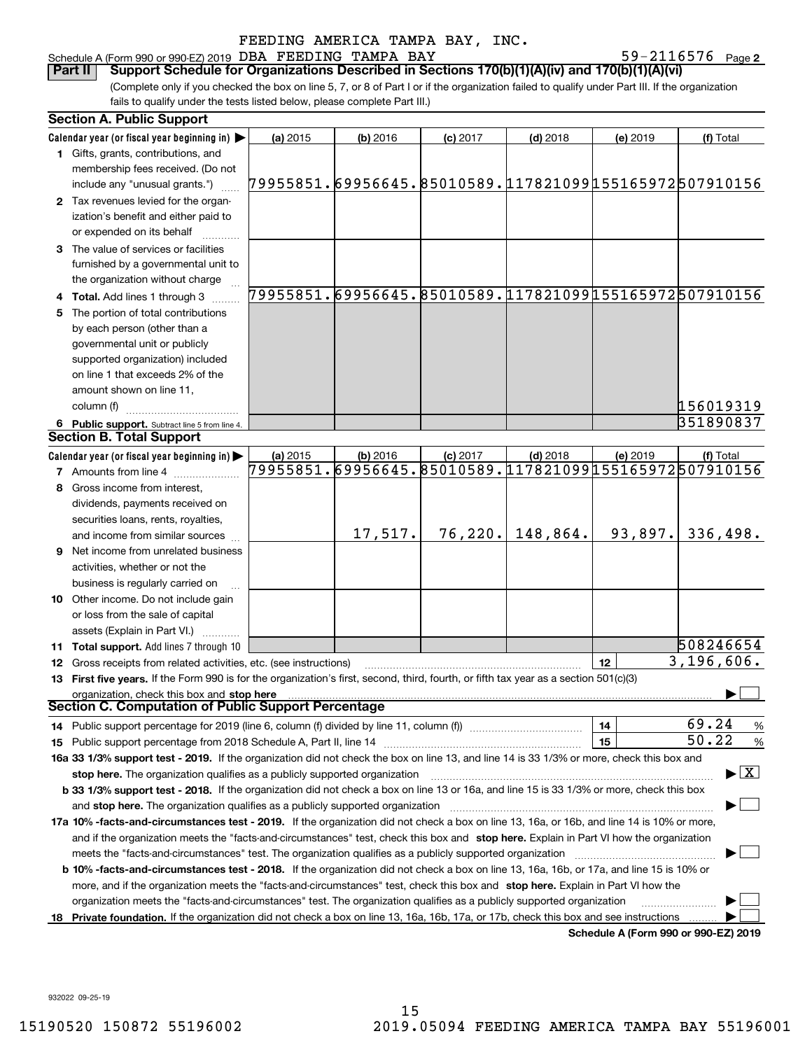FEEDING AMERICA TAMPA BAY, INC.

Schedule A (Form 990 or 990-EZ) 2019 DBA FEEDING TAMPA BAY 59-2116576 Page 2

**Part II — Support Schedule for Organizations Described in Sections 170(b)(1)(A)(iv) and 170(b)(1)(A)(vi)**

(Complete only if you checked the box on line 5, 7, or 8 of Part I or if the organization failed to qualify under Part III. If the organization fails to qualify under the tests listed below, please complete Part III.)

## Section A. Public Support

| Calendar year (or fiscal year beginning in) ▶ | (a) 2015 | (b) 2016 | (c) 2017 | (d) 2018 | (e) 2019 | (f) Total |
|---|---|---|---|---|---|---|
| **1** Gifts, grants, contributions, and membership fees received. (Do not include any "unusual grants.") | 79955851. | 69956645. | 85010589. | 117821099 | 155165972 | 507910156 |
| **2** Tax revenues levied for the organization's benefit and either paid to or expended on its behalf | | | | | | |
| **3** The value of services or facilities furnished by a governmental unit to the organization without charge | | | | | | |
| **4 Total.** Add lines 1 through 3 | 79955851. | 69956645. | 85010589. | 117821099 | 155165972 | 507910156 |
| **5** The portion of total contributions by each person (other than a governmental unit or publicly supported organization) included on line 1 that exceeds 2% of the amount shown on line 11, column (f) | | | | | | 156019319 |
| **6 Public support.** Subtract line 5 from line 4. | | | | | | 351890837 |

## Section B. Total Support

| Calendar year (or fiscal year beginning in) ▶ | (a) 2015 | (b) 2016 | (c) 2017 | (d) 2018 | (e) 2019 | (f) Total |
|---|---|---|---|---|---|---|
| **7** Amounts from line 4 | 79955851. | 69956645. | 85010589. | 117821099 | 155165972 | 507910156 |
| **8** Gross income from interest, dividends, payments received on securities loans, rents, royalties, and income from similar sources | | 17,517. | 76,220. | 148,864. | 93,897. | 336,498. |
| **9** Net income from unrelated business activities, whether or not the business is regularly carried on | | | | | | |
| **10** Other income. Do not include gain or loss from the sale of capital assets (Explain in Part VI.) | | | | | | |
| **11 Total support.** Add lines 7 through 10 | | | | | | 508246654 |

**12** Gross receipts from related activities, etc. (see instructions) — **12** — 3,196,606.

**13 First five years.** If the Form 990 is for the organization's first, second, third, fourth, or fifth tax year as a section 501(c)(3) organization, check this box and **stop here** ▶ ☐

## Section C. Computation of Public Support Percentage

**14** Public support percentage for 2019 (line 6, column (f) divided by line 11, column (f)) — **14** — 69.24 %

**15** Public support percentage from 2018 Schedule A, Part II, line 14 — **15** — 50.22 %

**16a 33 1/3% support test - 2019.** If the organization did not check the box on line 13, and line 14 is 33 1/3% or more, check this box and **stop here.** The organization qualifies as a publicly supported organization ▶ ☒

**b 33 1/3% support test - 2018.** If the organization did not check a box on line 13 or 16a, and line 15 is 33 1/3% or more, check this box and **stop here.** The organization qualifies as a publicly supported organization ▶ ☐

**17a 10% -facts-and-circumstances test - 2019.** If the organization did not check a box on line 13, 16a, or 16b, and line 14 is 10% or more, and if the organization meets the "facts-and-circumstances" test, check this box and **stop here.** Explain in Part VI how the organization meets the "facts-and-circumstances" test. The organization qualifies as a publicly supported organization ▶ ☐

**b 10% -facts-and-circumstances test - 2018.** If the organization did not check a box on line 13, 16a, 16b, or 17a, and line 15 is 10% or more, and if the organization meets the "facts-and-circumstances" test, check this box and **stop here.** Explain in Part VI how the organization meets the "facts-and-circumstances" test. The organization qualifies as a publicly supported organization ▶ ☐

**18 Private foundation.** If the organization did not check a box on line 13, 16a, 16b, 17a, or 17b, check this box and see instructions ▶ ☐

**Schedule A (Form 990 or 990-EZ) 2019**

932022 09-25-19

15190520 150872 55196002 2019.05094 FEEDING AMERICA TAMPA BAY 55196001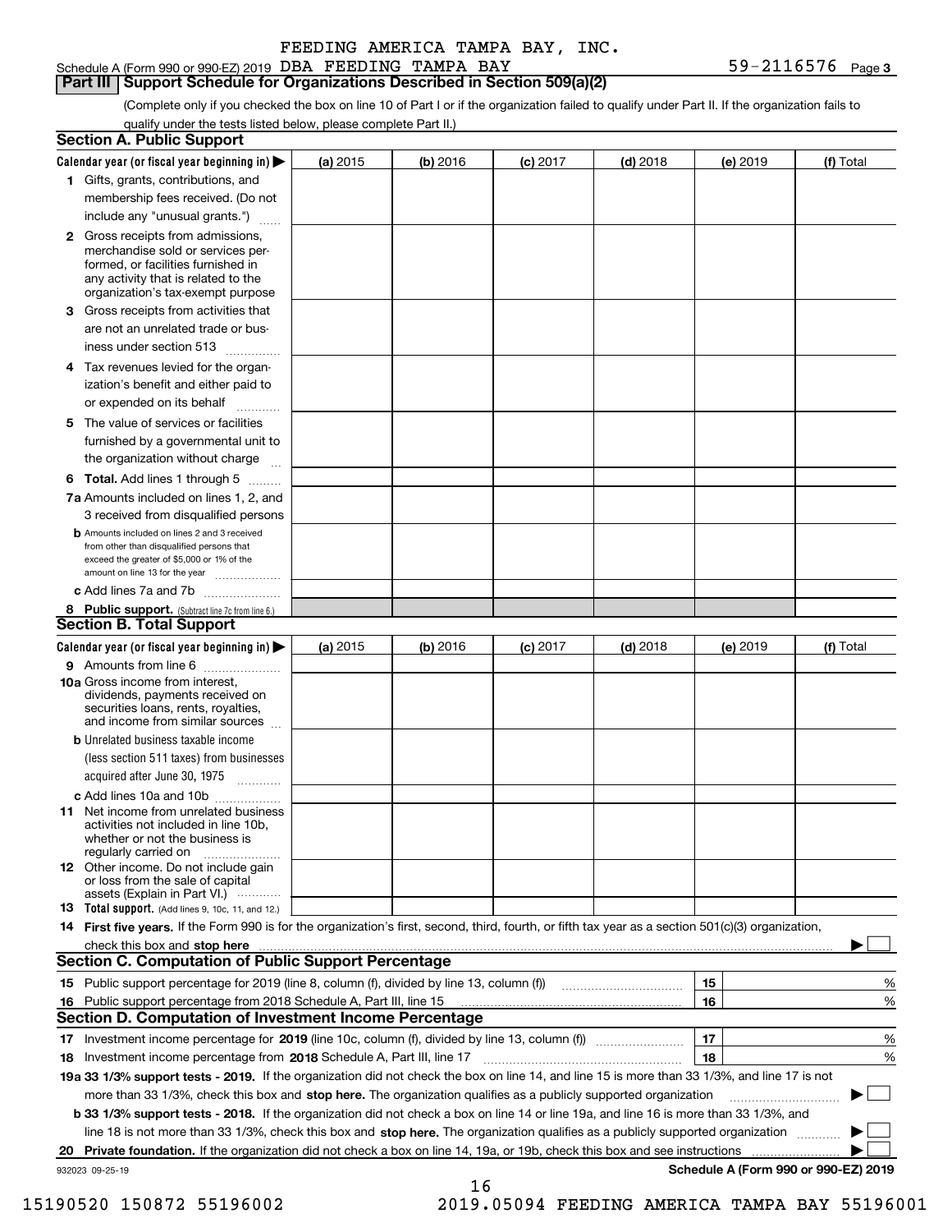FEEDING AMERICA TAMPA BAY, INC.

Schedule A (Form 990 or 990-EZ) 2019 DBA FEEDING TAMPA BAY 59-2116576 Page 3

## Part III Support Schedule for Organizations Described in Section 509(a)(2)

(Complete only if you checked the box on line 10 of Part I or if the organization failed to qualify under Part II. If the organization fails to qualify under the tests listed below, please complete Part II.)

### Section A. Public Support

| Calendar year (or fiscal year beginning in) ▶ | (a) 2015 | (b) 2016 | (c) 2017 | (d) 2018 | (e) 2019 | (f) Total |
|---|---|---|---|---|---|---|
| 1 Gifts, grants, contributions, and membership fees received. (Do not include any "unusual grants.") | | | | | | |
| 2 Gross receipts from admissions, merchandise sold or services performed, or facilities furnished in any activity that is related to the organization's tax-exempt purpose | | | | | | |
| 3 Gross receipts from activities that are not an unrelated trade or business under section 513 | | | | | | |
| 4 Tax revenues levied for the organization's benefit and either paid to or expended on its behalf | | | | | | |
| 5 The value of services or facilities furnished by a governmental unit to the organization without charge | | | | | | |
| 6 Total. Add lines 1 through 5 | | | | | | |
| 7a Amounts included on lines 1, 2, and 3 received from disqualified persons | | | | | | |
| b Amounts included on lines 2 and 3 received from other than disqualified persons that exceed the greater of $5,000 or 1% of the amount on line 13 for the year | | | | | | |
| c Add lines 7a and 7b | | | | | | |
| 8 Public support. (Subtract line 7c from line 6.) | | | | | | |

### Section B. Total Support

| Calendar year (or fiscal year beginning in) ▶ | (a) 2015 | (b) 2016 | (c) 2017 | (d) 2018 | (e) 2019 | (f) Total |
|---|---|---|---|---|---|---|
| 9 Amounts from line 6 | | | | | | |
| 10a Gross income from interest, dividends, payments received on securities loans, rents, royalties, and income from similar sources | | | | | | |
| b Unrelated business taxable income (less section 511 taxes) from businesses acquired after June 30, 1975 | | | | | | |
| c Add lines 10a and 10b | | | | | | |
| 11 Net income from unrelated business activities not included in line 10b, whether or not the business is regularly carried on | | | | | | |
| 12 Other income. Do not include gain or loss from the sale of capital assets (Explain in Part VI.) | | | | | | |
| 13 Total support. (Add lines 9, 10c, 11, and 12.) | | | | | | |

14 **First five years.** If the Form 990 is for the organization's first, second, third, fourth, or fifth tax year as a section 501(c)(3) organization, check this box and **stop here** ▶ ☐

### Section C. Computation of Public Support Percentage

| | | | |
|---|---|---|---|
| 15 | Public support percentage for 2019 (line 8, column (f), divided by line 13, column (f)) | 15 | % |
| 16 | Public support percentage from 2018 Schedule A, Part III, line 15 | 16 | % |

### Section D. Computation of Investment Income Percentage

| | | | |
|---|---|---|---|
| 17 | Investment income percentage for **2019** (line 10c, column (f), divided by line 13, column (f)) | 17 | % |
| 18 | Investment income percentage from **2018** Schedule A, Part III, line 17 | 18 | % |

**19a 33 1/3% support tests - 2019.** If the organization did not check the box on line 14, and line 15 is more than 33 1/3%, and line 17 is not more than 33 1/3%, check this box and **stop here.** The organization qualifies as a publicly supported organization ▶ ☐

**b 33 1/3% support tests - 2018.** If the organization did not check a box on line 14 or line 19a, and line 16 is more than 33 1/3%, and line 18 is not more than 33 1/3%, check this box and **stop here.** The organization qualifies as a publicly supported organization ▶ ☐

**20 Private foundation.** If the organization did not check a box on line 14, 19a, or 19b, check this box and see instructions ▶ ☐

932023 09-25-19

**Schedule A (Form 990 or 990-EZ) 2019**

15190520 150872 55196002 2019.05094 FEEDING AMERICA TAMPA BAY 55196001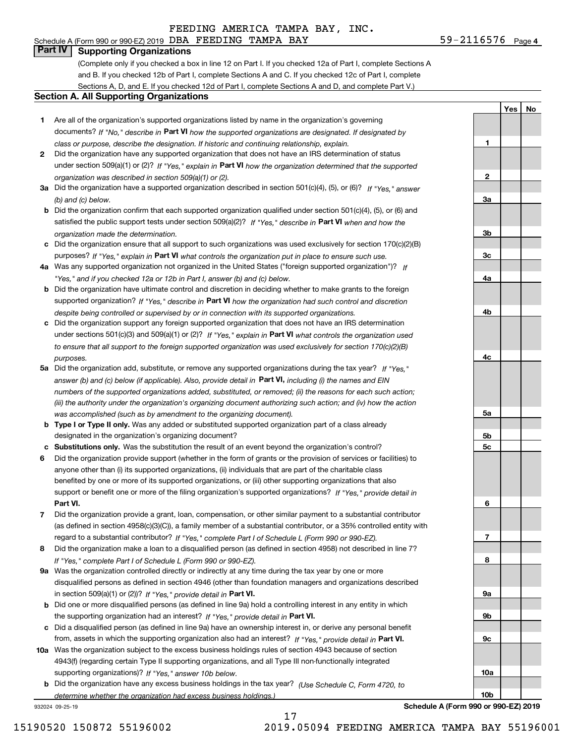FEEDING AMERICA TAMPA BAY, INC.

Schedule A (Form 990 or 990-EZ) 2019 DBA FEEDING TAMPA BAY 59-2116576 Page 4

## Part IV Supporting Organizations

(Complete only if you checked a box in line 12 on Part I. If you checked 12a of Part I, complete Sections A and B. If you checked 12b of Part I, complete Sections A and C. If you checked 12c of Part I, complete Sections A, D, and E. If you checked 12d of Part I, complete Sections A and D, and complete Part V.)

### Section A. All Supporting Organizations

| | | Line | Yes | No |
|---|---|---|---|---|
| **1** | Are all of the organization's supported organizations listed by name in the organization's governing documents? *If "No," describe in* **Part VI** *how the supported organizations are designated. If designated by class or purpose, describe the designation. If historic and continuing relationship, explain.* | **1** | | |
| **2** | Did the organization have any supported organization that does not have an IRS determination of status under section 509(a)(1) or (2)? *If "Yes," explain in* **Part VI** *how the organization determined that the supported organization was described in section 509(a)(1) or (2).* | **2** | | |
| **3a** | Did the organization have a supported organization described in section 501(c)(4), (5), or (6)? *If "Yes," answer (b) and (c) below.* | **3a** | | |
| **b** | Did the organization confirm that each supported organization qualified under section 501(c)(4), (5), or (6) and satisfied the public support tests under section 509(a)(2)? *If "Yes," describe in* **Part VI** *when and how the organization made the determination.* | **3b** | | |
| **c** | Did the organization ensure that all support to such organizations was used exclusively for section 170(c)(2)(B) purposes? *If "Yes," explain in* **Part VI** *what controls the organization put in place to ensure such use.* | **3c** | | |
| **4a** | Was any supported organization not organized in the United States ("foreign supported organization")? *If "Yes," and if you checked 12a or 12b in Part I, answer (b) and (c) below.* | **4a** | | |
| **b** | Did the organization have ultimate control and discretion in deciding whether to make grants to the foreign supported organization? *If "Yes," describe in* **Part VI** *how the organization had such control and discretion despite being controlled or supervised by or in connection with its supported organizations.* | **4b** | | |
| **c** | Did the organization support any foreign supported organization that does not have an IRS determination under sections 501(c)(3) and 509(a)(1) or (2)? *If "Yes," explain in* **Part VI** *what controls the organization used to ensure that all support to the foreign supported organization was used exclusively for section 170(c)(2)(B) purposes.* | **4c** | | |
| **5a** | Did the organization add, substitute, or remove any supported organizations during the tax year? *If "Yes," answer (b) and (c) below (if applicable). Also, provide detail in* **Part VI,** *including (i) the names and EIN numbers of the supported organizations added, substituted, or removed; (ii) the reasons for each such action; (iii) the authority under the organization's organizing document authorizing such action; and (iv) how the action was accomplished (such as by amendment to the organizing document).* | **5a** | | |
| **b** | **Type I or Type II only.** Was any added or substituted supported organization part of a class already designated in the organization's organizing document? | **5b** | | |
| **c** | **Substitutions only.** Was the substitution the result of an event beyond the organization's control? | **5c** | | |
| **6** | Did the organization provide support (whether in the form of grants or the provision of services or facilities) to anyone other than (i) its supported organizations, (ii) individuals that are part of the charitable class benefited by one or more of its supported organizations, or (iii) other supporting organizations that also support or benefit one or more of the filing organization's supported organizations? *If "Yes," provide detail in* **Part VI.** | **6** | | |
| **7** | Did the organization provide a grant, loan, compensation, or other similar payment to a substantial contributor (as defined in section 4958(c)(3)(C)), a family member of a substantial contributor, or a 35% controlled entity with regard to a substantial contributor? *If "Yes," complete Part I of Schedule L (Form 990 or 990-EZ).* | **7** | | |
| **8** | Did the organization make a loan to a disqualified person (as defined in section 4958) not described in line 7? *If "Yes," complete Part I of Schedule L (Form 990 or 990-EZ).* | **8** | | |
| **9a** | Was the organization controlled directly or indirectly at any time during the tax year by one or more disqualified persons as defined in section 4946 (other than foundation managers and organizations described in section 509(a)(1) or (2))? *If "Yes," provide detail in* **Part VI.** | **9a** | | |
| **b** | Did one or more disqualified persons (as defined in line 9a) hold a controlling interest in any entity in which the supporting organization had an interest? *If "Yes," provide detail in* **Part VI.** | **9b** | | |
| **c** | Did a disqualified person (as defined in line 9a) have an ownership interest in, or derive any personal benefit from, assets in which the supporting organization also had an interest? *If "Yes," provide detail in* **Part VI.** | **9c** | | |
| **10a** | Was the organization subject to the excess business holdings rules of section 4943 because of section 4943(f) (regarding certain Type II supporting organizations, and all Type III non-functionally integrated supporting organizations)? *If "Yes," answer 10b below.* | **10a** | | |
| **b** | Did the organization have any excess business holdings in the tax year? *(Use Schedule C, Form 4720, to determine whether the organization had excess business holdings.)* | **10b** | | |

932024 09-25-19

**Schedule A (Form 990 or 990-EZ) 2019**

15190520 150872 55196002 2019.05094 FEEDING AMERICA TAMPA BAY 55196001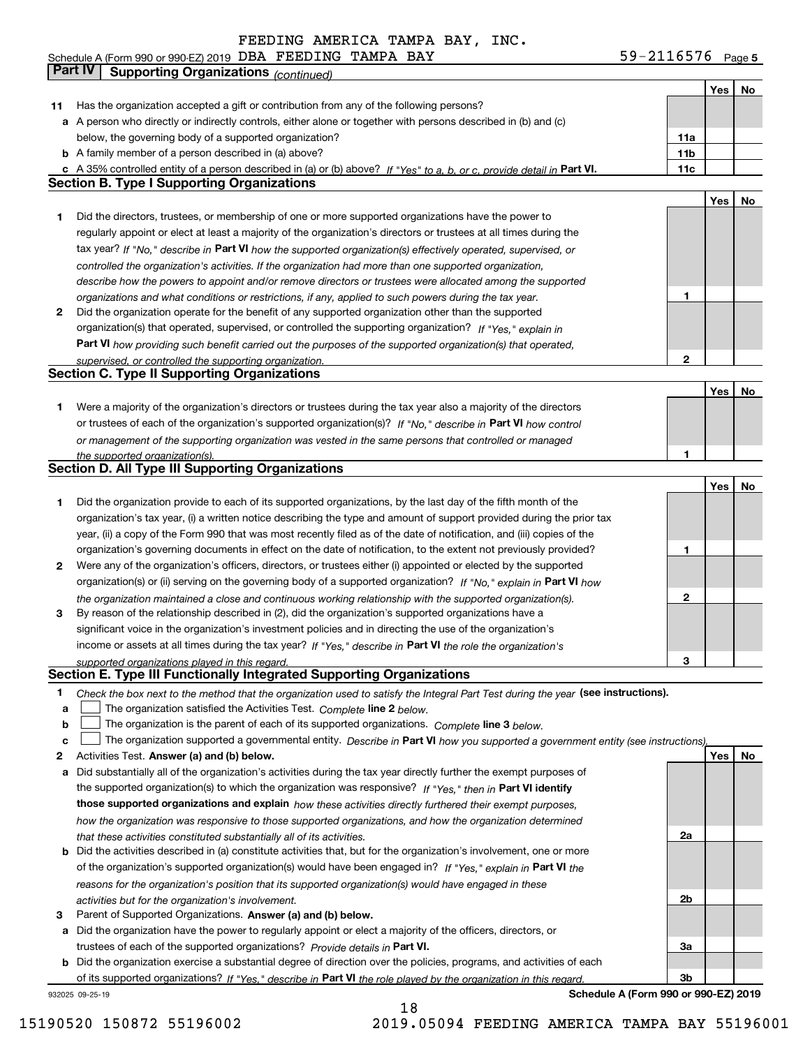FEEDING AMERICA TAMPA BAY, INC.

Schedule A (Form 990 or 990-EZ) 2019 DBA FEEDING TAMPA BAY 59-2116576 Page 5

## Part IV Supporting Organizations *(continued)*

| | | | Yes | No |
|---|---|---|---|---|
| **11** | Has the organization accepted a gift or contribution from any of the following persons? | | | |
| **a** | A person who directly or indirectly controls, either alone or together with persons described in (b) and (c) below, the governing body of a supported organization? | **11a** | | |
| **b** | A family member of a person described in (a) above? | **11b** | | |
| **c** | A 35% controlled entity of a person described in (a) or (b) above? *If "Yes" to a, b, or c, provide detail in* **Part VI.** | **11c** | | |

### Section B. Type I Supporting Organizations

| | | | Yes | No |
|---|---|---|---|---|
| **1** | Did the directors, trustees, or membership of one or more supported organizations have the power to regularly appoint or elect at least a majority of the organization's directors or trustees at all times during the tax year? *If "No," describe in* **Part VI** *how the supported organization(s) effectively operated, supervised, or controlled the organization's activities. If the organization had more than one supported organization, describe how the powers to appoint and/or remove directors or trustees were allocated among the supported organizations and what conditions or restrictions, if any, applied to such powers during the tax year.* | **1** | | |
| **2** | Did the organization operate for the benefit of any supported organization other than the supported organization(s) that operated, supervised, or controlled the supporting organization? *If "Yes," explain in* **Part VI** *how providing such benefit carried out the purposes of the supported organization(s) that operated, supervised, or controlled the supporting organization.* | **2** | | |

### Section C. Type II Supporting Organizations

| | | | Yes | No |
|---|---|---|---|---|
| **1** | Were a majority of the organization's directors or trustees during the tax year also a majority of the directors or trustees of each of the organization's supported organization(s)? *If "No," describe in* **Part VI** *how control or management of the supporting organization was vested in the same persons that controlled or managed the supported organization(s).* | **1** | | |

### Section D. All Type III Supporting Organizations

| | | | Yes | No |
|---|---|---|---|---|
| **1** | Did the organization provide to each of its supported organizations, by the last day of the fifth month of the organization's tax year, (i) a written notice describing the type and amount of support provided during the prior tax year, (ii) a copy of the Form 990 that was most recently filed as of the date of notification, and (iii) copies of the organization's governing documents in effect on the date of notification, to the extent not previously provided? | **1** | | |
| **2** | Were any of the organization's officers, directors, or trustees either (i) appointed or elected by the supported organization(s) or (ii) serving on the governing body of a supported organization? *If "No," explain in* **Part VI** *how the organization maintained a close and continuous working relationship with the supported organization(s).* | **2** | | |
| **3** | By reason of the relationship described in (2), did the organization's supported organizations have a significant voice in the organization's investment policies and in directing the use of the organization's income or assets at all times during the tax year? *If "Yes," describe in* **Part VI** *the role the organization's supported organizations played in this regard.* | **3** | | |

### Section E. Type III Functionally Integrated Supporting Organizations

**1** *Check the box next to the method that the organization used to satisfy the Integral Part Test during the year* **(see instructions).**

**a** ☐ The organization satisfied the Activities Test. *Complete* **line 2** *below.*

**b** ☐ The organization is the parent of each of its supported organizations. *Complete* **line 3** *below.*

**c** ☐ The organization supported a governmental entity. *Describe in* **Part VI** *how you supported a government entity (see instructions).*

| | | | Yes | No |
|---|---|---|---|---|
| **2** | Activities Test. **Answer (a) and (b) below.** | | | |
| **a** | Did substantially all of the organization's activities during the tax year directly further the exempt purposes of the supported organization(s) to which the organization was responsive? *If "Yes," then in* **Part VI identify those supported organizations and explain** *how these activities directly furthered their exempt purposes, how the organization was responsive to those supported organizations, and how the organization determined that these activities constituted substantially all of its activities.* | **2a** | | |
| **b** | Did the activities described in (a) constitute activities that, but for the organization's involvement, one or more of the organization's supported organization(s) would have been engaged in? *If "Yes," explain in* **Part VI** *the reasons for the organization's position that its supported organization(s) would have engaged in these activities but for the organization's involvement.* | **2b** | | |
| **3** | Parent of Supported Organizations. **Answer (a) and (b) below.** | | | |
| **a** | Did the organization have the power to regularly appoint or elect a majority of the officers, directors, or trustees of each of the supported organizations? *Provide details in* **Part VI.** | **3a** | | |
| **b** | Did the organization exercise a substantial degree of direction over the policies, programs, and activities of each of its supported organizations? *If "Yes," describe in* **Part VI** *the role played by the organization in this regard.* | **3b** | | |

932025 09-25-19 **Schedule A (Form 990 or 990-EZ) 2019**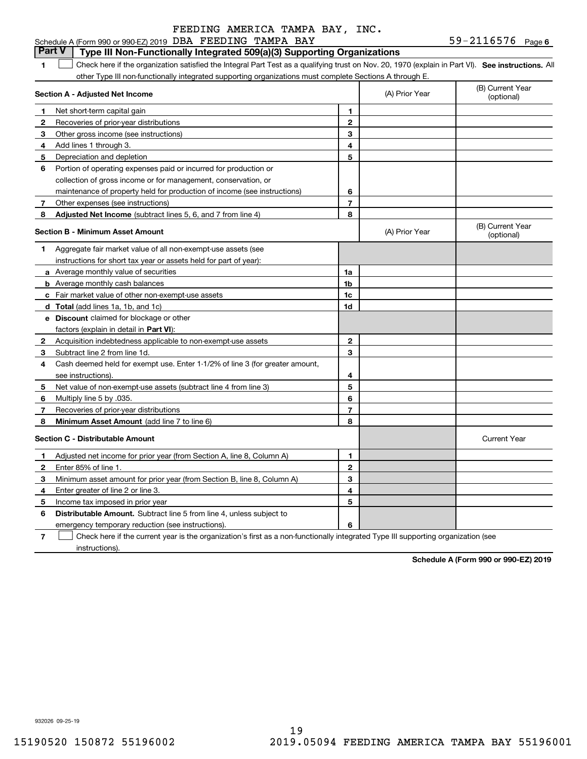FEEDING AMERICA TAMPA BAY, INC.

Schedule A (Form 990 or 990-EZ) 2019 DBA FEEDING TAMPA BAY 59-2116576 Page 6

## Part V Type III Non-Functionally Integrated 509(a)(3) Supporting Organizations

1 ☐ Check here if the organization satisfied the Integral Part Test as a qualifying trust on Nov. 20, 1970 (explain in Part VI). **See instructions.** All other Type III non-functionally integrated supporting organizations must complete Sections A through E.

| **Section A - Adjusted Net Income** | | (A) Prior Year | (B) Current Year (optional) |
|---|---|---|---|
| **1** Net short-term capital gain | 1 | | |
| **2** Recoveries of prior-year distributions | 2 | | |
| **3** Other gross income (see instructions) | 3 | | |
| **4** Add lines 1 through 3. | 4 | | |
| **5** Depreciation and depletion | 5 | | |
| **6** Portion of operating expenses paid or incurred for production or collection of gross income or for management, conservation, or maintenance of property held for production of income (see instructions) | 6 | | |
| **7** Other expenses (see instructions) | 7 | | |
| **8** **Adjusted Net Income** (subtract lines 5, 6, and 7 from line 4) | 8 | | |

| **Section B - Minimum Asset Amount** | | (A) Prior Year | (B) Current Year (optional) |
|---|---|---|---|
| **1** Aggregate fair market value of all non-exempt-use assets (see instructions for short tax year or assets held for part of year): | | | |
| **a** Average monthly value of securities | 1a | | |
| **b** Average monthly cash balances | 1b | | |
| **c** Fair market value of other non-exempt-use assets | 1c | | |
| **d** **Total** (add lines 1a, 1b, and 1c) | 1d | | |
| **e** **Discount** claimed for blockage or other factors (explain in detail in **Part VI**): | | | |
| **2** Acquisition indebtedness applicable to non-exempt-use assets | 2 | | |
| **3** Subtract line 2 from line 1d. | 3 | | |
| **4** Cash deemed held for exempt use. Enter 1-1/2% of line 3 (for greater amount, see instructions). | 4 | | |
| **5** Net value of non-exempt-use assets (subtract line 4 from line 3) | 5 | | |
| **6** Multiply line 5 by .035. | 6 | | |
| **7** Recoveries of prior-year distributions | 7 | | |
| **8** **Minimum Asset Amount** (add line 7 to line 6) | 8 | | |

| **Section C - Distributable Amount** | | | Current Year |
|---|---|---|---|
| **1** Adjusted net income for prior year (from Section A, line 8, Column A) | 1 | | |
| **2** Enter 85% of line 1. | 2 | | |
| **3** Minimum asset amount for prior year (from Section B, line 8, Column A) | 3 | | |
| **4** Enter greater of line 2 or line 3. | 4 | | |
| **5** Income tax imposed in prior year | 5 | | |
| **6** **Distributable Amount.** Subtract line 5 from line 4, unless subject to emergency temporary reduction (see instructions). | 6 | | |

7 ☐ Check here if the current year is the organization's first as a non-functionally integrated Type III supporting organization (see instructions).

**Schedule A (Form 990 or 990-EZ) 2019**

932026 09-25-19

15190520 150872 55196002 2019.05094 FEEDING AMERICA TAMPA BAY 55196001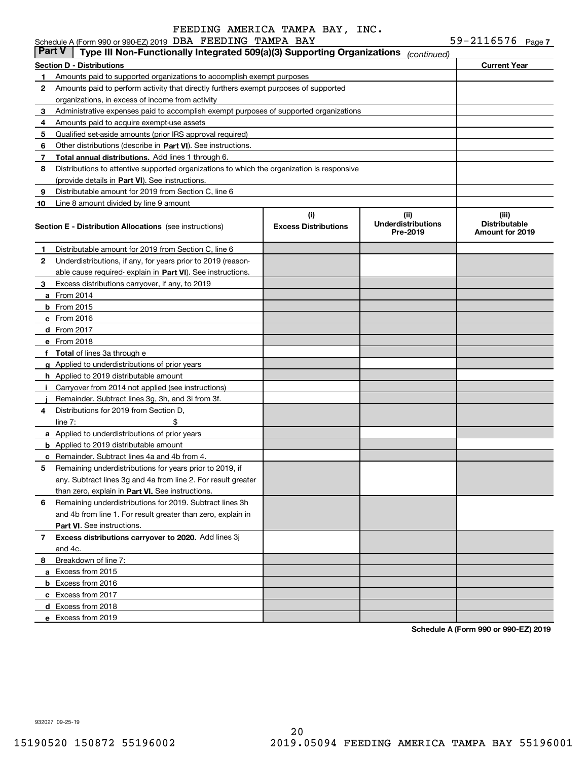FEEDING AMERICA TAMPA BAY, INC.

Schedule A (Form 990 or 990-EZ) 2019 DBA FEEDING TAMPA BAY 59-2116576 Page 7

## Part V Type III Non-Functionally Integrated 509(a)(3) Supporting Organizations *(continued)*

| Section D - Distributions | | Current Year |
|---|---|---|
| 1 | Amounts paid to supported organizations to accomplish exempt purposes | |
| 2 | Amounts paid to perform activity that directly furthers exempt purposes of supported organizations, in excess of income from activity | |
| 3 | Administrative expenses paid to accomplish exempt purposes of supported organizations | |
| 4 | Amounts paid to acquire exempt-use assets | |
| 5 | Qualified set-aside amounts (prior IRS approval required) | |
| 6 | Other distributions (describe in **Part VI**). See instructions. | |
| 7 | **Total annual distributions.** Add lines 1 through 6. | |
| 8 | Distributions to attentive supported organizations to which the organization is responsive (provide details in **Part VI**). See instructions. | |
| 9 | Distributable amount for 2019 from Section C, line 6 | |
| 10 | Line 8 amount divided by line 9 amount | |

| Section E - Distribution Allocations (see instructions) | (i) Excess Distributions | (ii) Underdistributions Pre-2019 | (iii) Distributable Amount for 2019 |
|---|---|---|---|
| **1** Distributable amount for 2019 from Section C, line 6 | | | |
| **2** Underdistributions, if any, for years prior to 2019 (reasonable cause required- explain in **Part VI**). See instructions. | | | |
| **3** Excess distributions carryover, if any, to 2019 | | | |
| **a** From 2014 | | | |
| **b** From 2015 | | | |
| **c** From 2016 | | | |
| **d** From 2017 | | | |
| **e** From 2018 | | | |
| **f** **Total** of lines 3a through e | | | |
| **g** Applied to underdistributions of prior years | | | |
| **h** Applied to 2019 distributable amount | | | |
| **i** Carryover from 2014 not applied (see instructions) | | | |
| **j** Remainder. Subtract lines 3g, 3h, and 3i from 3f. | | | |
| **4** Distributions for 2019 from Section D, line 7: $ | | | |
| **a** Applied to underdistributions of prior years | | | |
| **b** Applied to 2019 distributable amount | | | |
| **c** Remainder. Subtract lines 4a and 4b from 4. | | | |
| **5** Remaining underdistributions for years prior to 2019, if any. Subtract lines 3g and 4a from line 2. For result greater than zero, explain in **Part VI.** See instructions. | | | |
| **6** Remaining underdistributions for 2019. Subtract lines 3h and 4b from line 1. For result greater than zero, explain in **Part VI**. See instructions. | | | |
| **7** **Excess distributions carryover to 2020.** Add lines 3j and 4c. | | | |
| **8** Breakdown of line 7: | | | |
| **a** Excess from 2015 | | | |
| **b** Excess from 2016 | | | |
| **c** Excess from 2017 | | | |
| **d** Excess from 2018 | | | |
| **e** Excess from 2019 | | | |

**Schedule A (Form 990 or 990-EZ) 2019**

932027 09-25-19

15190520 150872 55196002 2019.05094 FEEDING AMERICA TAMPA BAY 55196001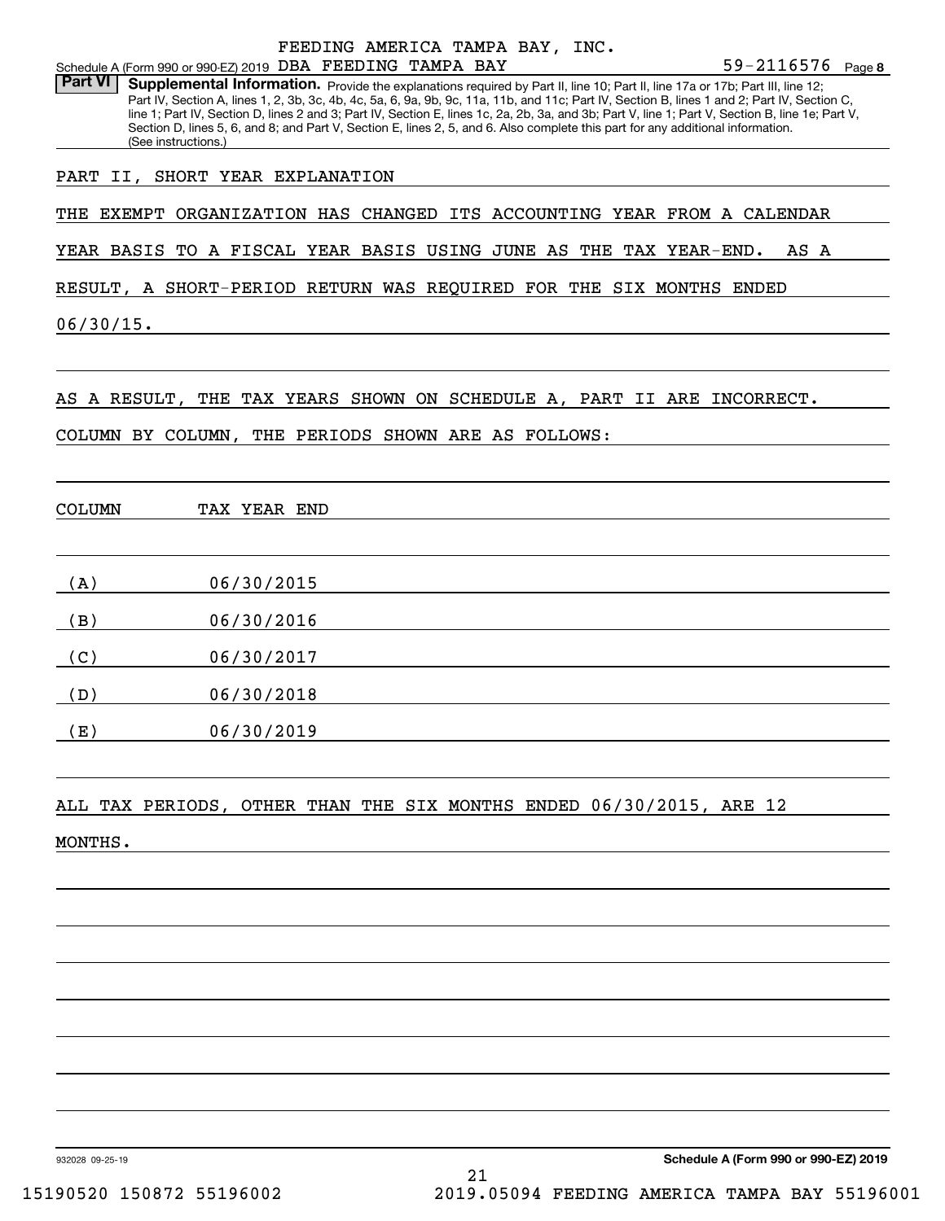FEEDING AMERICA TAMPA BAY, INC.

Schedule A (Form 990 or 990-EZ) 2019 DBA FEEDING TAMPA BAY 59-2116576 Page **8**

**Part VI** **Supplemental Information.** Provide the explanations required by Part II, line 10; Part II, line 17a or 17b; Part III, line 12; Part IV, Section A, lines 1, 2, 3b, 3c, 4b, 4c, 5a, 6, 9a, 9b, 9c, 11a, 11b, and 11c; Part IV, Section B, lines 1 and 2; Part IV, Section C, line 1; Part IV, Section D, lines 2 and 3; Part IV, Section E, lines 1c, 2a, 2b, 3a, and 3b; Part V, line 1; Part V, Section B, line 1e; Part V, Section D, lines 5, 6, and 8; and Part V, Section E, lines 2, 5, and 6. Also complete this part for any additional information. (See instructions.)

PART II, SHORT YEAR EXPLANATION

THE EXEMPT ORGANIZATION HAS CHANGED ITS ACCOUNTING YEAR FROM A CALENDAR YEAR BASIS TO A FISCAL YEAR BASIS USING JUNE AS THE TAX YEAR-END. AS A RESULT, A SHORT-PERIOD RETURN WAS REQUIRED FOR THE SIX MONTHS ENDED 06/30/15.

AS A RESULT, THE TAX YEARS SHOWN ON SCHEDULE A, PART II ARE INCORRECT. COLUMN BY COLUMN, THE PERIODS SHOWN ARE AS FOLLOWS:

| COLUMN | TAX YEAR END |
|---|---|
| (A) | 06/30/2015 |
| (B) | 06/30/2016 |
| (C) | 06/30/2017 |
| (D) | 06/30/2018 |
| (E) | 06/30/2019 |

ALL TAX PERIODS, OTHER THAN THE SIX MONTHS ENDED 06/30/2015, ARE 12 MONTHS.

932028 09-25-19 **Schedule A (Form 990 or 990-EZ) 2019**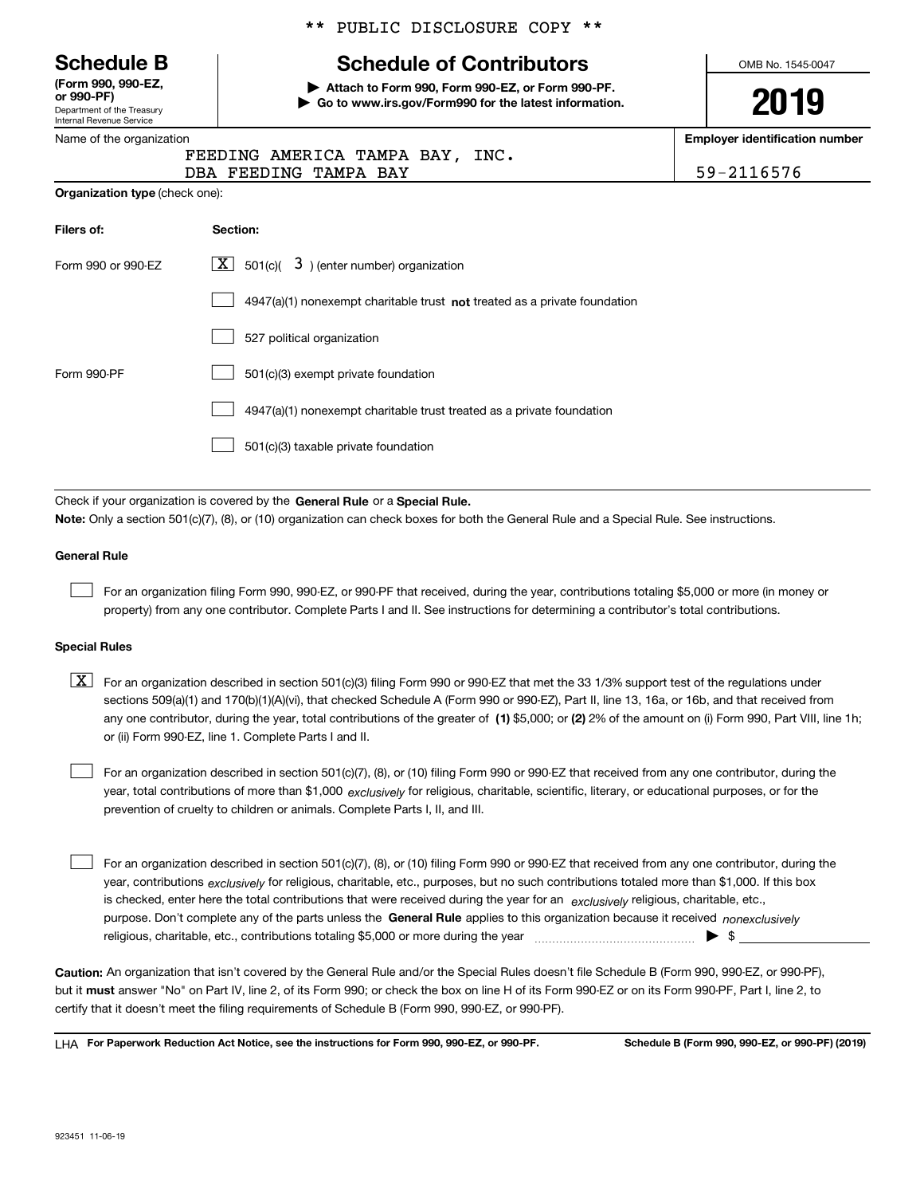** PUBLIC DISCLOSURE COPY **

# Schedule B

**(Form 990, 990-EZ, or 990-PF)**
Department of the Treasury
Internal Revenue Service

## Schedule of Contributors

▶ **Attach to Form 990, Form 990-EZ, or Form 990-PF.**
▶ **Go to www.irs.gov/Form990 for the latest information.**

OMB No. 1545-0047

**2019**

Name of the organization: FEEDING AMERICA TAMPA BAY, INC. DBA FEEDING TAMPA BAY

**Employer identification number:** 59-2116576

**Organization type** (check one):

| Filers of: | Section: |
|---|---|
| Form 990 or 990-EZ | [X] 501(c)( 3 ) (enter number) organization |
| | [ ] 4947(a)(1) nonexempt charitable trust **not** treated as a private foundation |
| | [ ] 527 political organization |
| Form 990-PF | [ ] 501(c)(3) exempt private foundation |
| | [ ] 4947(a)(1) nonexempt charitable trust treated as a private foundation |
| | [ ] 501(c)(3) taxable private foundation |

Check if your organization is covered by the **General Rule** or a **Special Rule.**

**Note:** Only a section 501(c)(7), (8), or (10) organization can check boxes for both the General Rule and a Special Rule. See instructions.

### General Rule

[ ] For an organization filing Form 990, 990-EZ, or 990-PF that received, during the year, contributions totaling $5,000 or more (in money or property) from any one contributor. Complete Parts I and II. See instructions for determining a contributor's total contributions.

### Special Rules

[X] For an organization described in section 501(c)(3) filing Form 990 or 990-EZ that met the 33 1/3% support test of the regulations under sections 509(a)(1) and 170(b)(1)(A)(vi), that checked Schedule A (Form 990 or 990-EZ), Part II, line 13, 16a, or 16b, and that received from any one contributor, during the year, total contributions of the greater of **(1)** $5,000; or **(2)** 2% of the amount on (i) Form 990, Part VIII, line 1h; or (ii) Form 990-EZ, line 1. Complete Parts I and II.

[ ] For an organization described in section 501(c)(7), (8), or (10) filing Form 990 or 990-EZ that received from any one contributor, during the year, total contributions of more than $1,000 *exclusively* for religious, charitable, scientific, literary, or educational purposes, or for the prevention of cruelty to children or animals. Complete Parts I, II, and III.

[ ] For an organization described in section 501(c)(7), (8), or (10) filing Form 990 or 990-EZ that received from any one contributor, during the year, contributions *exclusively* for religious, charitable, etc., purposes, but no such contributions totaled more than $1,000. If this box is checked, enter here the total contributions that were received during the year for an *exclusively* religious, charitable, etc., purpose. Don't complete any of the parts unless the **General Rule** applies to this organization because it received *nonexclusively* religious, charitable, etc., contributions totaling $5,000 or more during the year ▶ $

**Caution:** An organization that isn't covered by the General Rule and/or the Special Rules doesn't file Schedule B (Form 990, 990-EZ, or 990-PF), but it **must** answer "No" on Part IV, line 2, of its Form 990; or check the box on line H of its Form 990-EZ or on its Form 990-PF, Part I, line 2, to certify that it doesn't meet the filing requirements of Schedule B (Form 990, 990-EZ, or 990-PF).

LHA **For Paperwork Reduction Act Notice, see the instructions for Form 990, 990-EZ, or 990-PF.** **Schedule B (Form 990, 990-EZ, or 990-PF) (2019)**

923451 11-06-19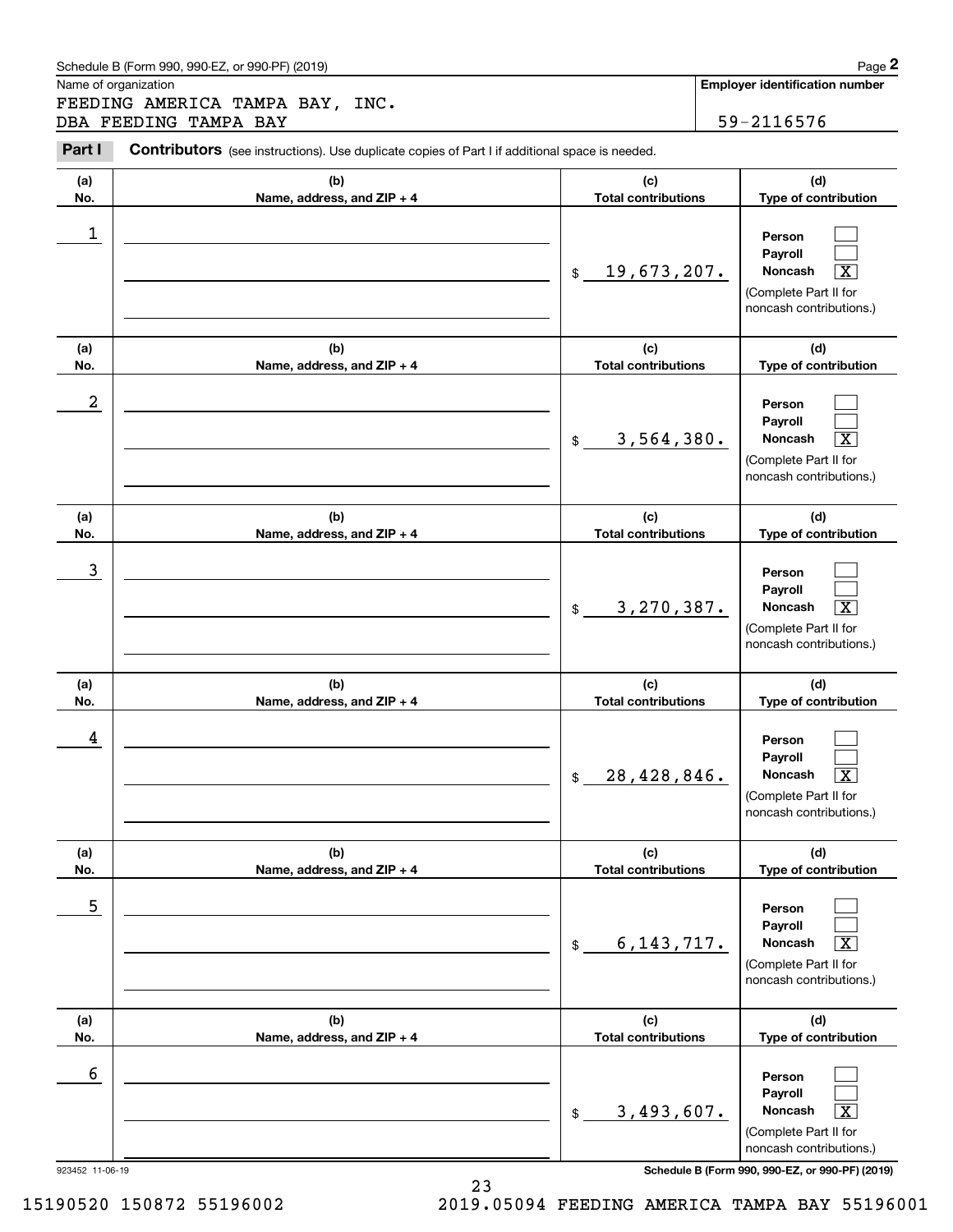Schedule B (Form 990, 990-EZ, or 990-PF) (2019)

Name of organization

FEEDING AMERICA TAMPA BAY, INC.
DBA FEEDING TAMPA BAY

**Employer identification number**

59-2116576

**Part I** **Contributors** (see instructions). Use duplicate copies of Part I if additional space is needed.

| (a) No. | (b) Name, address, and ZIP + 4 | (c) Total contributions | (d) Type of contribution |
|---|---|---|---|
| 1 | | $ 19,673,207. | Person [ ] Payroll [ ] Noncash [X] (Complete Part II for noncash contributions.) |
| 2 | | $ 3,564,380. | Person [ ] Payroll [ ] Noncash [X] (Complete Part II for noncash contributions.) |
| 3 | | $ 3,270,387. | Person [ ] Payroll [ ] Noncash [X] (Complete Part II for noncash contributions.) |
| 4 | | $ 28,428,846. | Person [ ] Payroll [ ] Noncash [X] (Complete Part II for noncash contributions.) |
| 5 | | $ 6,143,717. | Person [ ] Payroll [ ] Noncash [X] (Complete Part II for noncash contributions.) |
| 6 | | $ 3,493,607. | Person [ ] Payroll [ ] Noncash [X] (Complete Part II for noncash contributions.) |

923452 11-06-19

**Schedule B (Form 990, 990-EZ, or 990-PF) (2019)**

15190520 150872 55196002 2019.05094 FEEDING AMERICA TAMPA BAY 55196001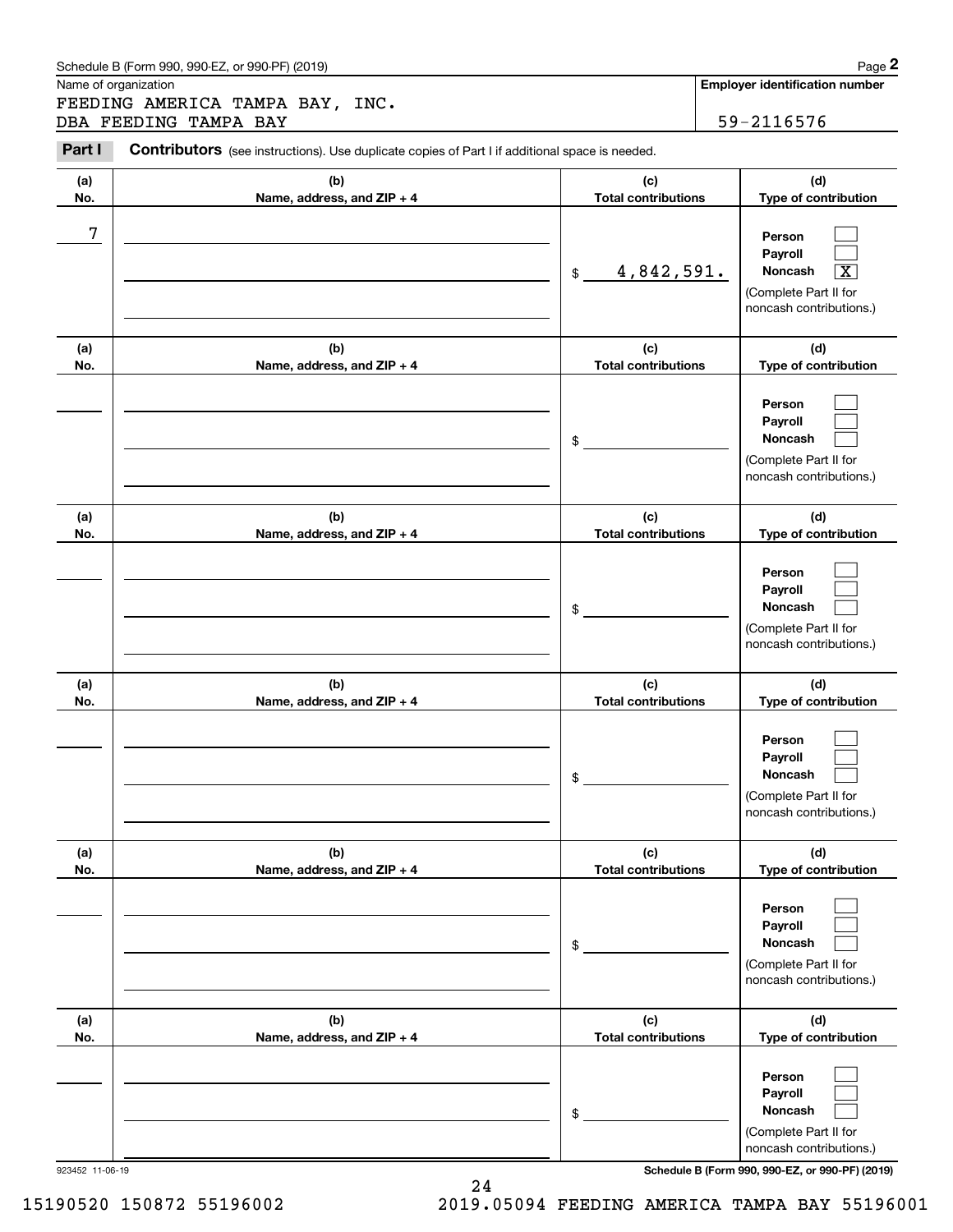Schedule B (Form 990, 990-EZ, or 990-PF) (2019)

Name of organization

FEEDING AMERICA TAMPA BAY, INC.
DBA FEEDING TAMPA BAY

**Employer identification number**

59-2116576

**Part I** **Contributors** (see instructions). Use duplicate copies of Part I if additional space is needed.

| (a) No. | (b) Name, address, and ZIP + 4 | (c) Total contributions | (d) Type of contribution |
|---|---|---|---|
| 7 | | $ 4,842,591. | Person [ ] Payroll [ ] Noncash [X] (Complete Part II for noncash contributions.) |
| | | $ | Person [ ] Payroll [ ] Noncash [ ] (Complete Part II for noncash contributions.) |
| | | $ | Person [ ] Payroll [ ] Noncash [ ] (Complete Part II for noncash contributions.) |
| | | $ | Person [ ] Payroll [ ] Noncash [ ] (Complete Part II for noncash contributions.) |
| | | $ | Person [ ] Payroll [ ] Noncash [ ] (Complete Part II for noncash contributions.) |
| | | $ | Person [ ] Payroll [ ] Noncash [ ] (Complete Part II for noncash contributions.) |

923452 11-06-19

**Schedule B (Form 990, 990-EZ, or 990-PF) (2019)**

15190520 150872 55196002 2019.05094 FEEDING AMERICA TAMPA BAY 55196001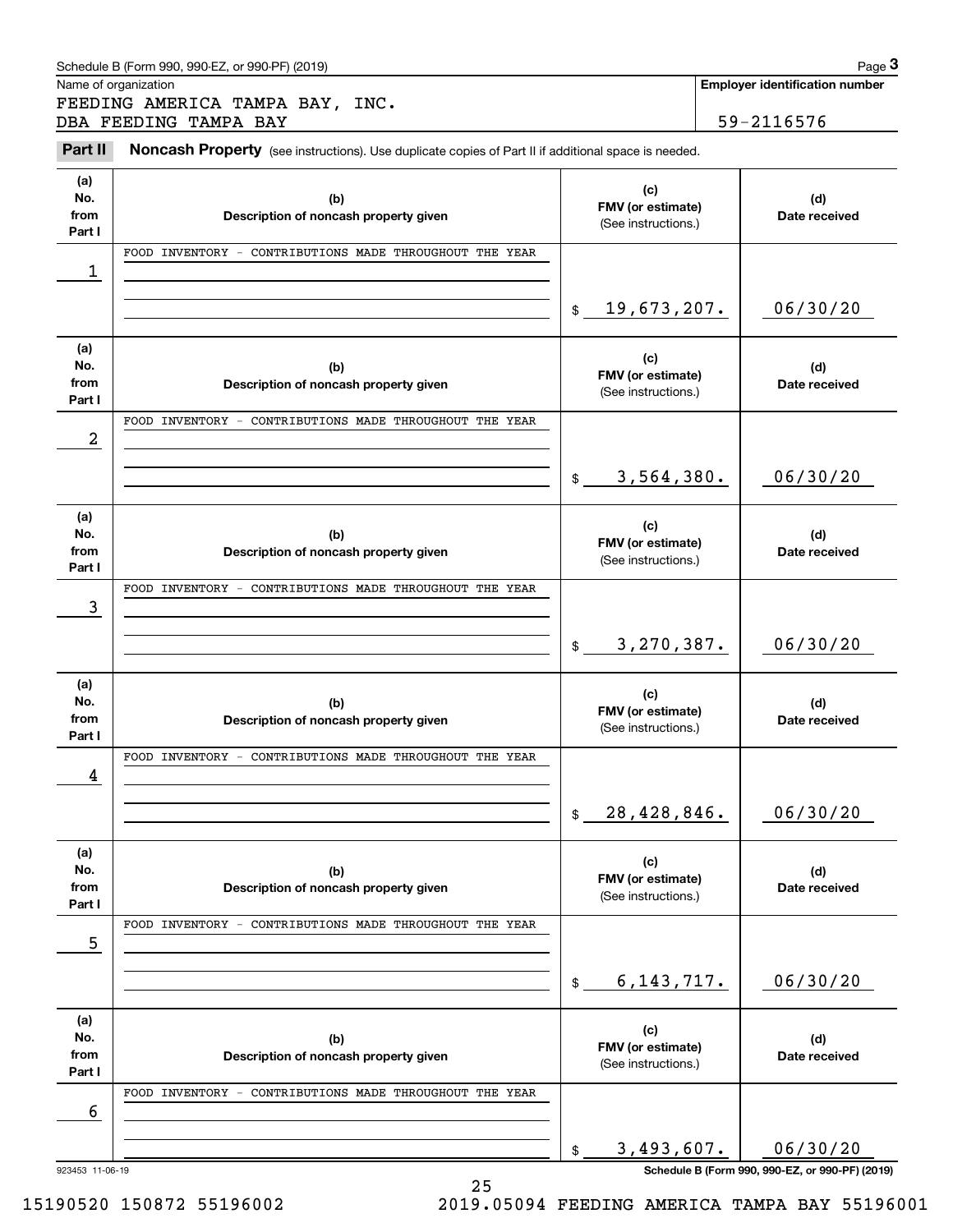Schedule B (Form 990, 990-EZ, or 990-PF) (2019)

Name of organization: FEEDING AMERICA TAMPA BAY, INC. DBA FEEDING TAMPA BAY

Employer identification number: 59-2116576

## Part II Noncash Property

(see instructions). Use duplicate copies of Part II if additional space is needed.

| (a) No. from Part I | (b) Description of noncash property given | (c) FMV (or estimate) (See instructions.) | (d) Date received |
|---|---|---|---|
| 1 | FOOD INVENTORY - CONTRIBUTIONS MADE THROUGHOUT THE YEAR | $ 19,673,207. | 06/30/20 |
| 2 | FOOD INVENTORY - CONTRIBUTIONS MADE THROUGHOUT THE YEAR | $ 3,564,380. | 06/30/20 |
| 3 | FOOD INVENTORY - CONTRIBUTIONS MADE THROUGHOUT THE YEAR | $ 3,270,387. | 06/30/20 |
| 4 | FOOD INVENTORY - CONTRIBUTIONS MADE THROUGHOUT THE YEAR | $ 28,428,846. | 06/30/20 |
| 5 | FOOD INVENTORY - CONTRIBUTIONS MADE THROUGHOUT THE YEAR | $ 6,143,717. | 06/30/20 |
| 6 | FOOD INVENTORY - CONTRIBUTIONS MADE THROUGHOUT THE YEAR | $ 3,493,607. | 06/30/20 |

923453 11-06-19

Schedule B (Form 990, 990-EZ, or 990-PF) (2019)

15190520 150872 55196002 2019.05094 FEEDING AMERICA TAMPA BAY 55196001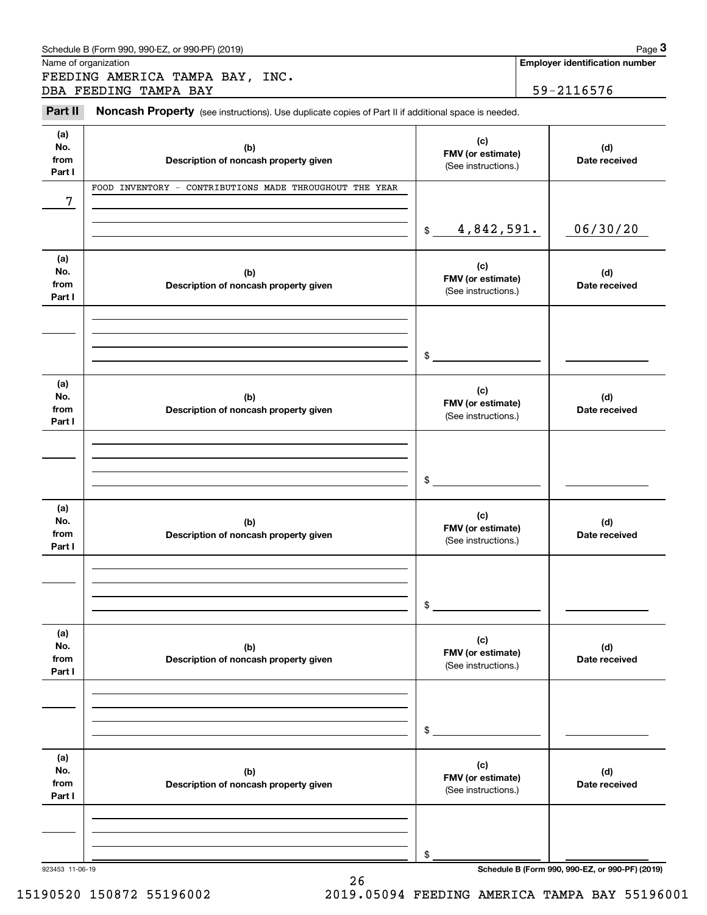Schedule B (Form 990, 990-EZ, or 990-PF) (2019)

Name of organization: FEEDING AMERICA TAMPA BAY, INC. DBA FEEDING TAMPA BAY

Employer identification number: 59-2116576

**Part II** **Noncash Property** (see instructions). Use duplicate copies of Part II if additional space is needed.

| (a) No. from Part I | (b) Description of noncash property given | (c) FMV (or estimate) (See instructions.) | (d) Date received |
|---|---|---|---|
| 7 | FOOD INVENTORY - CONTRIBUTIONS MADE THROUGHOUT THE YEAR | $ 4,842,591. | 06/30/20 |
| | | $ | |
| | | $ | |
| | | $ | |
| | | $ | |
| | | $ | |

923453 11-06-19

Schedule B (Form 990, 990-EZ, or 990-PF) (2019)

15190520 150872 55196002 2019.05094 FEEDING AMERICA TAMPA BAY 55196001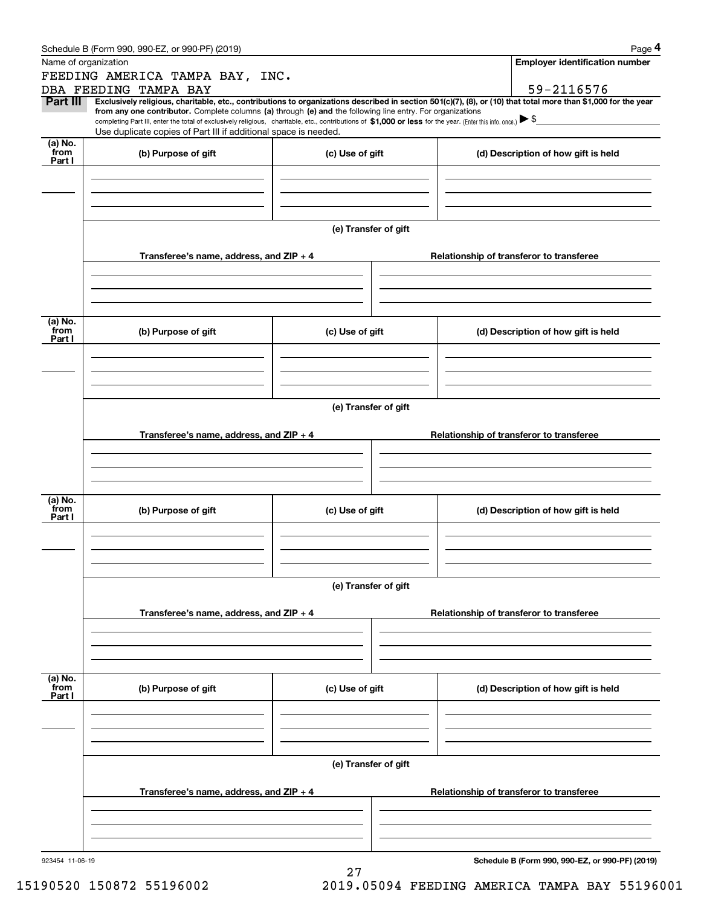Schedule B (Form 990, 990-EZ, or 990-PF) (2019)

Name of organization

FEEDING AMERICA TAMPA BAY, INC.
DBA FEEDING TAMPA BAY

**Employer identification number**

59-2116576

**Part III** **Exclusively religious, charitable, etc., contributions to organizations described in section 501(c)(7), (8), or (10) that total more than $1,000 for the year from any one contributor.** Complete columns **(a)** through **(e)** and the following line entry. For organizations completing Part III, enter the total of exclusively religious, charitable, etc., contributions of **$1,000 or less** for the year. (Enter this info. once.) ▶ $

Use duplicate copies of Part III if additional space is needed.

| (a) No. from Part I | (b) Purpose of gift | (c) Use of gift | (d) Description of how gift is held |
| --- | --- | --- | --- |
| | | | |

(e) Transfer of gift

| Transferee's name, address, and ZIP + 4 | Relationship of transferor to transferee |
| --- | --- |
| | |

| (a) No. from Part I | (b) Purpose of gift | (c) Use of gift | (d) Description of how gift is held |
| --- | --- | --- | --- |
| | | | |

(e) Transfer of gift

| Transferee's name, address, and ZIP + 4 | Relationship of transferor to transferee |
| --- | --- |
| | |

| (a) No. from Part I | (b) Purpose of gift | (c) Use of gift | (d) Description of how gift is held |
| --- | --- | --- | --- |
| | | | |

(e) Transfer of gift

| Transferee's name, address, and ZIP + 4 | Relationship of transferor to transferee |
| --- | --- |
| | |

| (a) No. from Part I | (b) Purpose of gift | (c) Use of gift | (d) Description of how gift is held |
| --- | --- | --- | --- |
| | | | |

(e) Transfer of gift

| Transferee's name, address, and ZIP + 4 | Relationship of transferor to transferee |
| --- | --- |
| | |

923454 11-06-19

**Schedule B (Form 990, 990-EZ, or 990-PF) (2019)**

15190520 150872 55196002 2019.05094 FEEDING AMERICA TAMPA BAY 55196001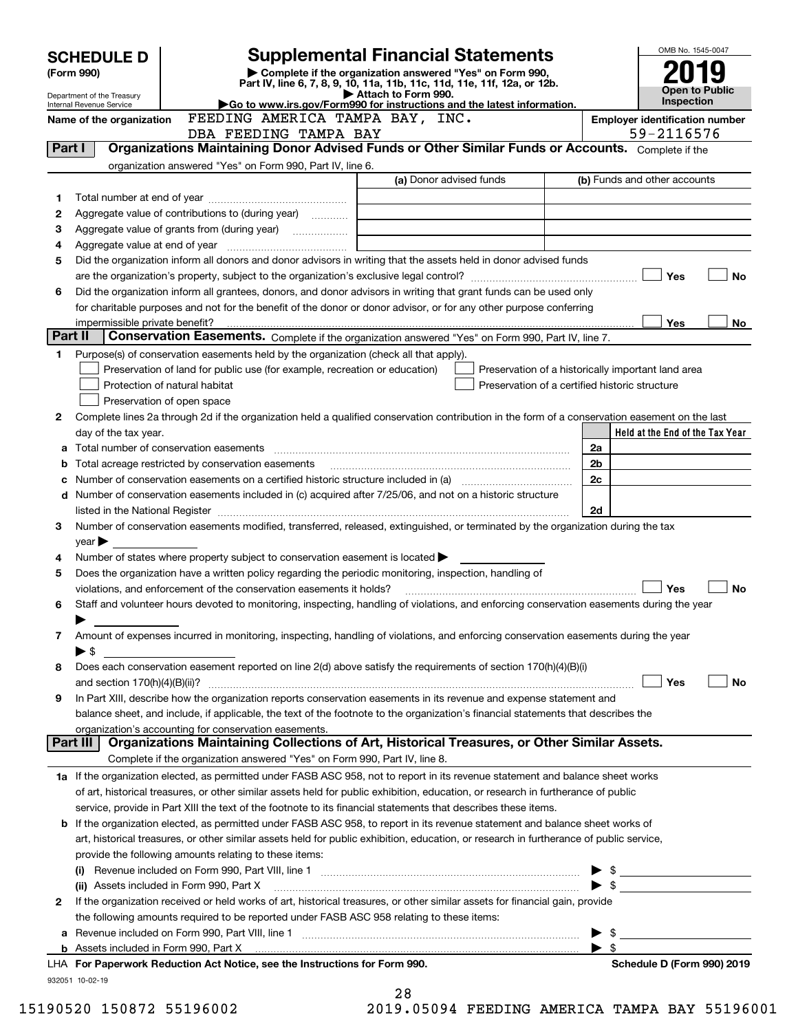**SCHEDULE D**
**(Form 990)**

Department of the Treasury
Internal Revenue Service

# Supplemental Financial Statements

▶ Complete if the organization answered "Yes" on Form 990, Part IV, line 6, 7, 8, 9, 10, 11a, 11b, 11c, 11d, 11e, 11f, 12a, or 12b.
▶ Attach to Form 990.
▶Go to www.irs.gov/Form990 for instructions and the latest information.

OMB No. 1545-0047
**2019**
**Open to Public Inspection**

**Name of the organization:** FEEDING AMERICA TAMPA BAY, INC. DBA FEEDING TAMPA BAY

**Employer identification number:** 59-2116576

## Part I — Organizations Maintaining Donor Advised Funds or Other Similar Funds or Accounts.
Complete if the organization answered "Yes" on Form 990, Part IV, line 6.

| | | (a) Donor advised funds | (b) Funds and other accounts |
|---|---|---|---|
| 1 | Total number at end of year | | |
| 2 | Aggregate value of contributions to (during year) | | |
| 3 | Aggregate value of grants from (during year) | | |
| 4 | Aggregate value at end of year | | |

5 Did the organization inform all donors and donor advisors in writing that the assets held in donor advised funds are the organization's property, subject to the organization's exclusive legal control? ☐ Yes ☐ No

6 Did the organization inform all grantees, donors, and donor advisors in writing that grant funds can be used only for charitable purposes and not for the benefit of the donor or donor advisor, or for any other purpose conferring impermissible private benefit? ☐ Yes ☐ No

## Part II — Conservation Easements.
Complete if the organization answered "Yes" on Form 990, Part IV, line 7.

1 Purpose(s) of conservation easements held by the organization (check all that apply).
- ☐ Preservation of land for public use (for example, recreation or education)
- ☐ Preservation of a historically important land area
- ☐ Protection of natural habitat
- ☐ Preservation of a certified historic structure
- ☐ Preservation of open space

2 Complete lines 2a through 2d if the organization held a qualified conservation contribution in the form of a conservation easement on the last day of the tax year.

| | | | Held at the End of the Tax Year |
|---|---|---|---|
| a | Total number of conservation easements | 2a | |
| b | Total acreage restricted by conservation easements | 2b | |
| c | Number of conservation easements on a certified historic structure included in (a) | 2c | |
| d | Number of conservation easements included in (c) acquired after 7/25/06, and not on a historic structure listed in the National Register | 2d | |

3 Number of conservation easements modified, transferred, released, extinguished, or terminated by the organization during the tax year ▶

4 Number of states where property subject to conservation easement is located ▶

5 Does the organization have a written policy regarding the periodic monitoring, inspection, handling of violations, and enforcement of the conservation easements it holds? ☐ Yes ☐ No

6 Staff and volunteer hours devoted to monitoring, inspecting, handling of violations, and enforcing conservation easements during the year ▶

7 Amount of expenses incurred in monitoring, inspecting, handling of violations, and enforcing conservation easements during the year ▶ $

8 Does each conservation easement reported on line 2(d) above satisfy the requirements of section 170(h)(4)(B)(i) and section 170(h)(4)(B)(ii)? ☐ Yes ☐ No

9 In Part XIII, describe how the organization reports conservation easements in its revenue and expense statement and balance sheet, and include, if applicable, the text of the footnote to the organization's financial statements that describes the organization's accounting for conservation easements.

## Part III — Organizations Maintaining Collections of Art, Historical Treasures, or Other Similar Assets.
Complete if the organization answered "Yes" on Form 990, Part IV, line 8.

1a If the organization elected, as permitted under FASB ASC 958, not to report in its revenue statement and balance sheet works of art, historical treasures, or other similar assets held for public exhibition, education, or research in furtherance of public service, provide in Part XIII the text of the footnote to its financial statements that describes these items.

b If the organization elected, as permitted under FASB ASC 958, to report in its revenue statement and balance sheet works of art, historical treasures, or other similar assets held for public exhibition, education, or research in furtherance of public service, provide the following amounts relating to these items:

(i) Revenue included on Form 990, Part VIII, line 1 ▶ $

(ii) Assets included in Form 990, Part X ▶ $

2 If the organization received or held works of art, historical treasures, or other similar assets for financial gain, provide the following amounts required to be reported under FASB ASC 958 relating to these items:

a Revenue included on Form 990, Part VIII, line 1 ▶ $

b Assets included in Form 990, Part X ▶ $

LHA **For Paperwork Reduction Act Notice, see the Instructions for Form 990.** **Schedule D (Form 990) 2019**

932051 10-02-19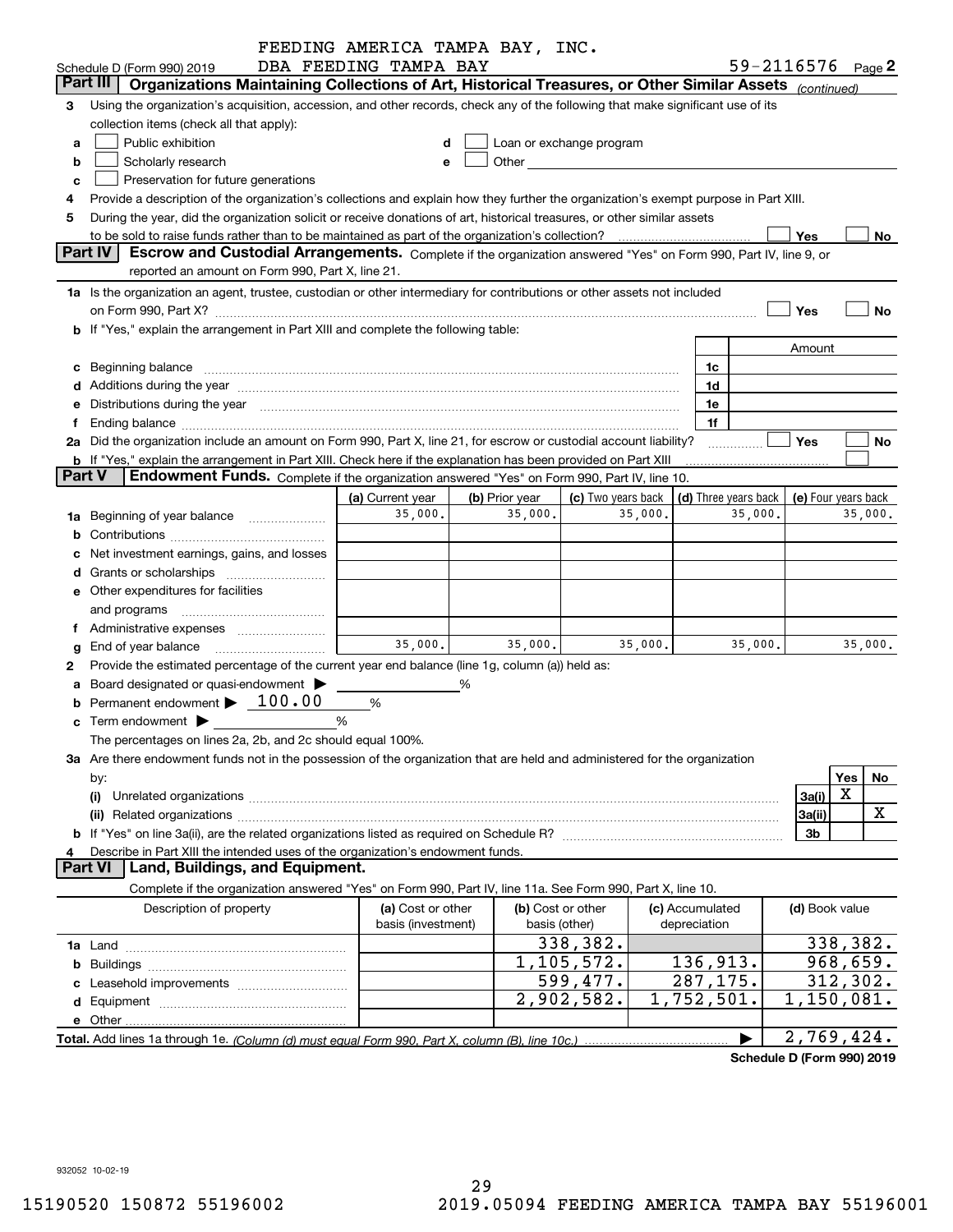FEEDING AMERICA TAMPA BAY, INC.
Schedule D (Form 990) 2019 DBA FEEDING TAMPA BAY 59-2116576 Page **2**

**Part III** **Organizations Maintaining Collections of Art, Historical Treasures, or Other Similar Assets** *(continued)*

**3** Using the organization's acquisition, accession, and other records, check any of the following that make significant use of its collection items (check all that apply):

- **a** ☐ Public exhibition
- **b** ☐ Scholarly research
- **c** ☐ Preservation for future generations
- **d** ☐ Loan or exchange program
- **e** ☐ Other

**4** Provide a description of the organization's collections and explain how they further the organization's exempt purpose in Part XIII.

**5** During the year, did the organization solicit or receive donations of art, historical treasures, or other similar assets to be sold to raise funds rather than to be maintained as part of the organization's collection? ☐ Yes ☐ No

**Part IV** **Escrow and Custodial Arrangements.** Complete if the organization answered "Yes" on Form 990, Part IV, line 9, or reported an amount on Form 990, Part X, line 21.

**1a** Is the organization an agent, trustee, custodian or other intermediary for contributions or other assets not included on Form 990, Part X? ☐ Yes ☐ No

**b** If "Yes," explain the arrangement in Part XIII and complete the following table:

| | | Amount |
|---|---|---|
| **c** Beginning balance | 1c | |
| **d** Additions during the year | 1d | |
| **e** Distributions during the year | 1e | |
| **f** Ending balance | 1f | |

**2a** Did the organization include an amount on Form 990, Part X, line 21, for escrow or custodial account liability? ☐ Yes ☐ No

**b** If "Yes," explain the arrangement in Part XIII. Check here if the explanation has been provided on Part XIII ☐

**Part V** **Endowment Funds.** Complete if the organization answered "Yes" on Form 990, Part IV, line 10.

| | (a) Current year | (b) Prior year | (c) Two years back | (d) Three years back | (e) Four years back |
|---|---|---|---|---|---|
| **1a** Beginning of year balance | 35,000. | 35,000. | 35,000. | 35,000. | 35,000. |
| **b** Contributions | | | | | |
| **c** Net investment earnings, gains, and losses | | | | | |
| **d** Grants or scholarships | | | | | |
| **e** Other expenditures for facilities and programs | | | | | |
| **f** Administrative expenses | | | | | |
| **g** End of year balance | 35,000. | 35,000. | 35,000. | 35,000. | 35,000. |

**2** Provide the estimated percentage of the current year end balance (line 1g, column (a)) held as:

- **a** Board designated or quasi-endowment ▶ _____ %
- **b** Permanent endowment ▶ 100.00 %
- **c** Term endowment ▶ _____ %

The percentages on lines 2a, 2b, and 2c should equal 100%.

**3a** Are there endowment funds not in the possession of the organization that are held and administered for the organization by:

| | | Yes | No |
|---|---|---|---|
| **(i)** Unrelated organizations | 3a(i) | X | |
| **(ii)** Related organizations | 3a(ii) | | X |
| **b** If "Yes" on line 3a(ii), are the related organizations listed as required on Schedule R? | 3b | | |

**4** Describe in Part XIII the intended uses of the organization's endowment funds.

**Part VI** **Land, Buildings, and Equipment.**

Complete if the organization answered "Yes" on Form 990, Part IV, line 11a. See Form 990, Part X, line 10.

| Description of property | (a) Cost or other basis (investment) | (b) Cost or other basis (other) | (c) Accumulated depreciation | (d) Book value |
|---|---|---|---|---|
| **1a** Land | | 338,382. | | 338,382. |
| **b** Buildings | | 1,105,572. | 136,913. | 968,659. |
| **c** Leasehold improvements | | 599,477. | 287,175. | 312,302. |
| **d** Equipment | | 2,902,582. | 1,752,501. | 1,150,081. |
| **e** Other | | | | |
| **Total.** Add lines 1a through 1e. *(Column (d) must equal Form 990, Part X, column (B), line 10c.)* | | | ▶ | 2,769,424. |

**Schedule D (Form 990) 2019**

932052 10-02-19

15190520 150872 55196002 2019.05094 FEEDING AMERICA TAMPA BAY 55196001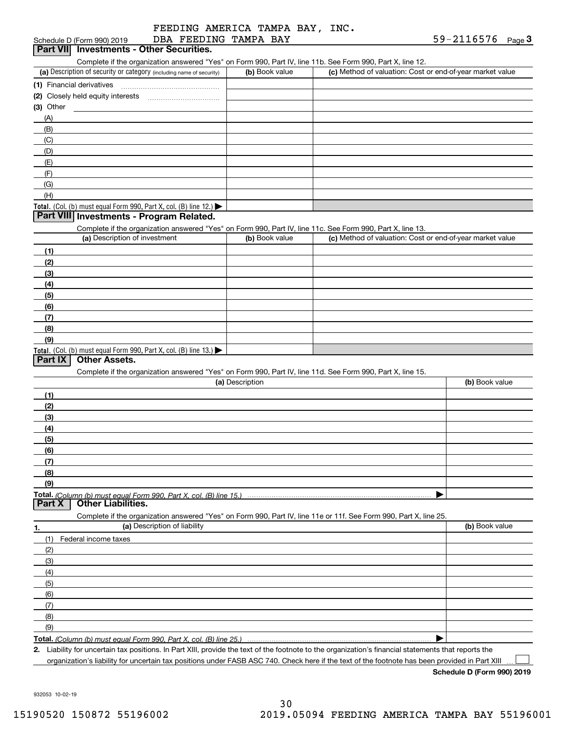FEEDING AMERICA TAMPA BAY, INC.

Schedule D (Form 990) 2019 DBA FEEDING TAMPA BAY 59-2116576 Page 3

## Part VII Investments - Other Securities.

Complete if the organization answered "Yes" on Form 990, Part IV, line 11b. See Form 990, Part X, line 12.

| (a) Description of security or category (including name of security) | (b) Book value | (c) Method of valuation: Cost or end-of-year market value |
|---|---|---|
| (1) Financial derivatives | | |
| (2) Closely held equity interests | | |
| (3) Other | | |
| (A) | | |
| (B) | | |
| (C) | | |
| (D) | | |
| (E) | | |
| (F) | | |
| (G) | | |
| (H) | | |
| Total. (Col. (b) must equal Form 990, Part X, col. (B) line 12.) | | |

## Part VIII Investments - Program Related.

Complete if the organization answered "Yes" on Form 990, Part IV, line 11c. See Form 990, Part X, line 13.

| (a) Description of investment | (b) Book value | (c) Method of valuation: Cost or end-of-year market value |
|---|---|---|
| (1) | | |
| (2) | | |
| (3) | | |
| (4) | | |
| (5) | | |
| (6) | | |
| (7) | | |
| (8) | | |
| (9) | | |
| Total. (Col. (b) must equal Form 990, Part X, col. (B) line 13.) | | |

## Part IX Other Assets.

Complete if the organization answered "Yes" on Form 990, Part IV, line 11d. See Form 990, Part X, line 15.

| (a) Description | (b) Book value |
|---|---|
| (1) | |
| (2) | |
| (3) | |
| (4) | |
| (5) | |
| (6) | |
| (7) | |
| (8) | |
| (9) | |
| Total. (Column (b) must equal Form 990, Part X, col. (B) line 15.) | |

## Part X Other Liabilities.

Complete if the organization answered "Yes" on Form 990, Part IV, line 11e or 11f. See Form 990, Part X, line 25.

| 1. (a) Description of liability | (b) Book value |
|---|---|
| (1) Federal income taxes | |
| (2) | |
| (3) | |
| (4) | |
| (5) | |
| (6) | |
| (7) | |
| (8) | |
| (9) | |
| Total. (Column (b) must equal Form 990, Part X, col. (B) line 25.) | |

2. Liability for uncertain tax positions. In Part XIII, provide the text of the footnote to the organization's financial statements that reports the organization's liability for uncertain tax positions under FASB ASC 740. Check here if the text of the footnote has been provided in Part XIII ☐

Schedule D (Form 990) 2019

932053 10-02-19

15190520 150872 55196002 2019.05094 FEEDING AMERICA TAMPA BAY 55196001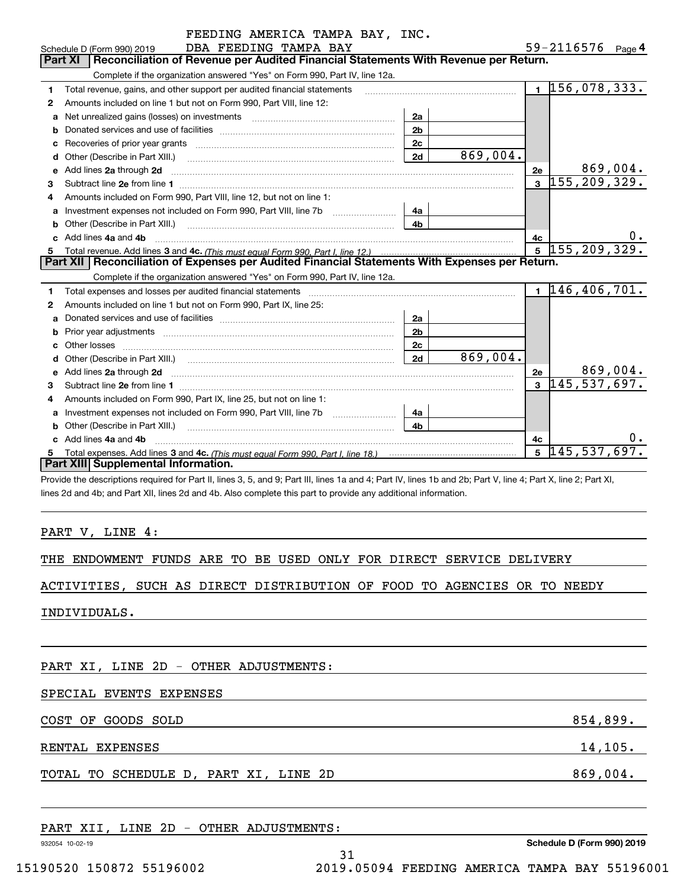FEEDING AMERICA TAMPA BAY, INC.

Schedule D (Form 990) 2019 DBA FEEDING TAMPA BAY 59-2116576 Page 4

## Part XI Reconciliation of Revenue per Audited Financial Statements With Revenue per Return.

Complete if the organization answered "Yes" on Form 990, Part IV, line 12a.

| | | | | | |
|---|---|---|---|---|---|
| 1 | Total revenue, gains, and other support per audited financial statements | | | 1 | 156,078,333. |
| 2 | Amounts included on line 1 but not on Form 990, Part VIII, line 12: | | | | |
| a | Net unrealized gains (losses) on investments | 2a | | | |
| b | Donated services and use of facilities | 2b | | | |
| c | Recoveries of prior year grants | 2c | | | |
| d | Other (Describe in Part XIII.) | 2d | 869,004. | | |
| e | Add lines 2a through 2d | | | 2e | 869,004. |
| 3 | Subtract line 2e from line 1 | | | 3 | 155,209,329. |
| 4 | Amounts included on Form 990, Part VIII, line 12, but not on line 1: | | | | |
| a | Investment expenses not included on Form 990, Part VIII, line 7b | 4a | | | |
| b | Other (Describe in Part XIII.) | 4b | | | |
| c | Add lines 4a and 4b | | | 4c | 0. |
| 5 | Total revenue. Add lines 3 and 4c. *(This must equal Form 990, Part I, line 12.)* | | | 5 | 155,209,329. |

## Part XII Reconciliation of Expenses per Audited Financial Statements With Expenses per Return.

Complete if the organization answered "Yes" on Form 990, Part IV, line 12a.

| | | | | | |
|---|---|---|---|---|---|
| 1 | Total expenses and losses per audited financial statements | | | 1 | 146,406,701. |
| 2 | Amounts included on line 1 but not on Form 990, Part IX, line 25: | | | | |
| a | Donated services and use of facilities | 2a | | | |
| b | Prior year adjustments | 2b | | | |
| c | Other losses | 2c | | | |
| d | Other (Describe in Part XIII.) | 2d | 869,004. | | |
| e | Add lines 2a through 2d | | | 2e | 869,004. |
| 3 | Subtract line 2e from line 1 | | | 3 | 145,537,697. |
| 4 | Amounts included on Form 990, Part IX, line 25, but not on line 1: | | | | |
| a | Investment expenses not included on Form 990, Part VIII, line 7b | 4a | | | |
| b | Other (Describe in Part XIII.) | 4b | | | |
| c | Add lines 4a and 4b | | | 4c | 0. |
| 5 | Total expenses. Add lines 3 and 4c. *(This must equal Form 990, Part I, line 18.)* | | | 5 | 145,537,697. |

## Part XIII Supplemental Information.

Provide the descriptions required for Part II, lines 3, 5, and 9; Part III, lines 1a and 4; Part IV, lines 1b and 2b; Part V, line 4; Part X, line 2; Part XI, lines 2d and 4b; and Part XII, lines 2d and 4b. Also complete this part to provide any additional information.

PART V, LINE 4:

THE ENDOWMENT FUNDS ARE TO BE USED ONLY FOR DIRECT SERVICE DELIVERY ACTIVITIES, SUCH AS DIRECT DISTRIBUTION OF FOOD TO AGENCIES OR TO NEEDY INDIVIDUALS.

PART XI, LINE 2D - OTHER ADJUSTMENTS:

SPECIAL EVENTS EXPENSES

| | |
|---|---|
| COST OF GOODS SOLD | 854,899. |
| RENTAL EXPENSES | 14,105. |
| TOTAL TO SCHEDULE D, PART XI, LINE 2D | 869,004. |

PART XII, LINE 2D - OTHER ADJUSTMENTS: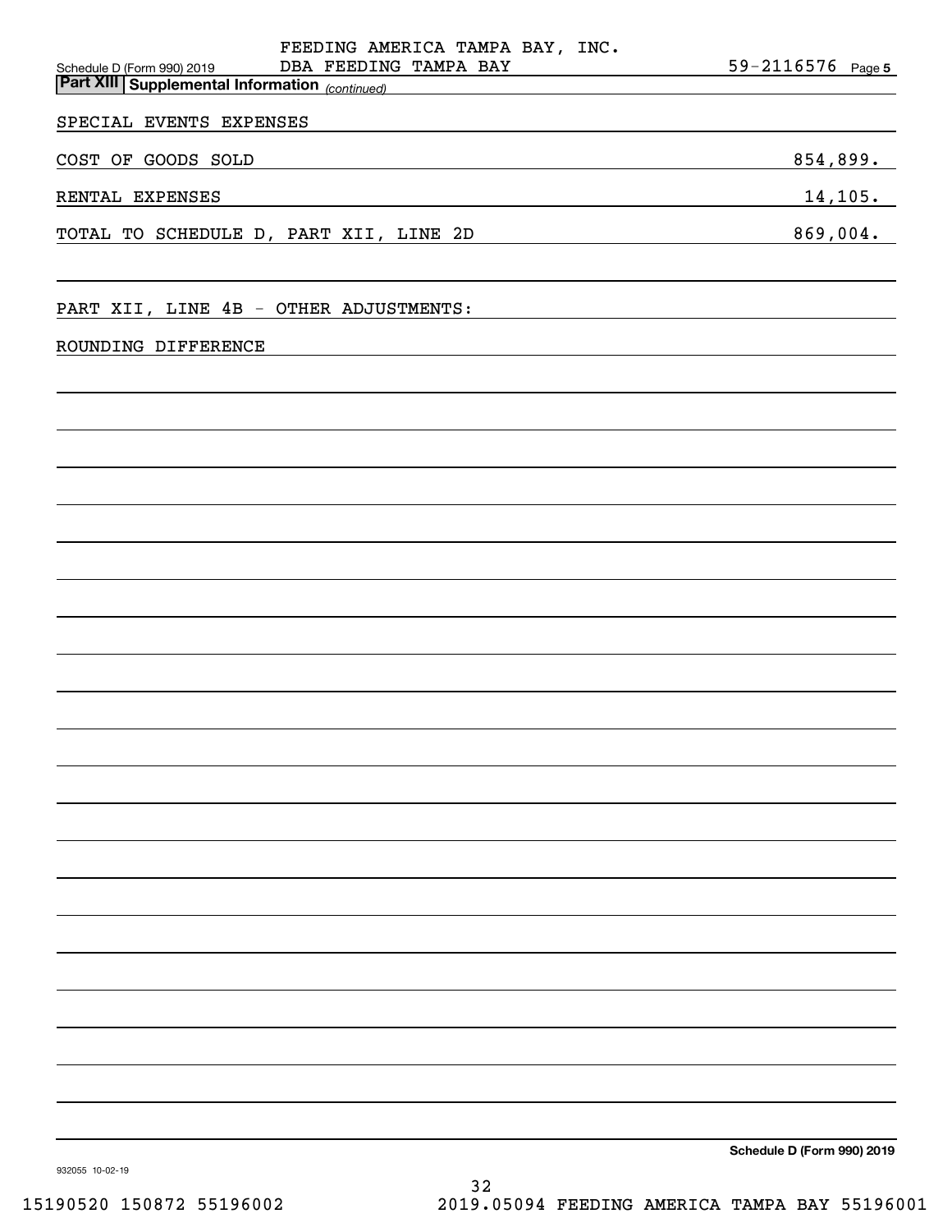FEEDING AMERICA TAMPA BAY, INC.
DBA FEEDING TAMPA BAY

Schedule D (Form 990) 2019 — 59-2116576 Page **5**

## Part XIII Supplemental Information *(continued)*

SPECIAL EVENTS EXPENSES

| | |
|---|---|
| COST OF GOODS SOLD | 854,899. |
| RENTAL EXPENSES | 14,105. |
| TOTAL TO SCHEDULE D, PART XII, LINE 2D | 869,004. |

PART XII, LINE 4B - OTHER ADJUSTMENTS:

ROUNDING DIFFERENCE

**Schedule D (Form 990) 2019**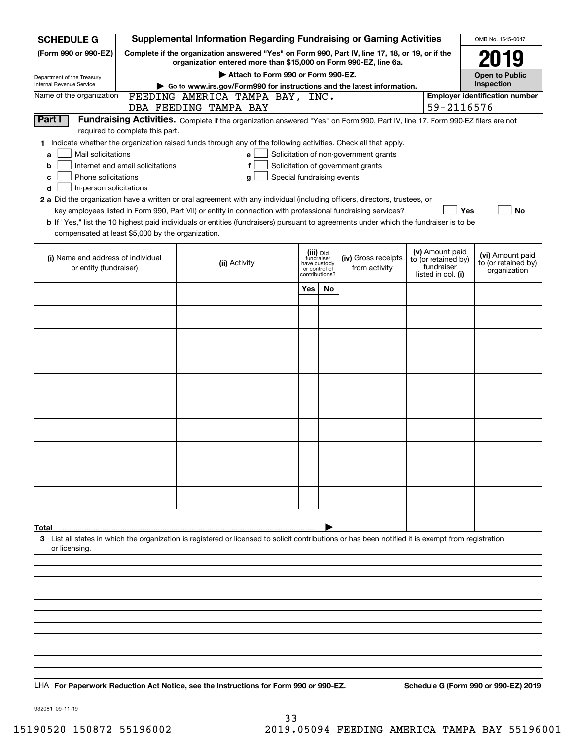**SCHEDULE G**
**(Form 990 or 990-EZ)**

Department of the Treasury
Internal Revenue Service

# Supplemental Information Regarding Fundraising or Gaming Activities

**Complete if the organization answered "Yes" on Form 990, Part IV, line 17, 18, or 19, or if the organization entered more than $15,000 on Form 990-EZ, line 6a.**

▶ **Attach to Form 990 or Form 990-EZ.**

▶ **Go to www.irs.gov/Form990 for instructions and the latest information.**

OMB No. 1545-0047

**2019**

**Open to Public Inspection**

Name of the organization: FEEDING AMERICA TAMPA BAY, INC. DBA FEEDING TAMPA BAY

**Employer identification number:** 59-2116576

**Part I** **Fundraising Activities.** Complete if the organization answered "Yes" on Form 990, Part IV, line 17. Form 990-EZ filers are not required to complete this part.

**1** Indicate whether the organization raised funds through any of the following activities. Check all that apply.

- **a** ☐ Mail solicitations
- **b** ☐ Internet and email solicitations
- **c** ☐ Phone solicitations
- **d** ☐ In-person solicitations
- **e** ☐ Solicitation of non-government grants
- **f** ☐ Solicitation of government grants
- **g** ☐ Special fundraising events

**2 a** Did the organization have a written or oral agreement with any individual (including officers, directors, trustees, or key employees listed in Form 990, Part VII) or entity in connection with professional fundraising services? ☐ **Yes** ☐ **No**

**b** If "Yes," list the 10 highest paid individuals or entities (fundraisers) pursuant to agreements under which the fundraiser is to be compensated at least $5,000 by the organization.

| (i) Name and address of individual or entity (fundraiser) | (ii) Activity | (iii) Did fundraiser have custody or control of contributions? | | (iv) Gross receipts from activity | (v) Amount paid to (or retained by) fundraiser listed in col. (i) | (vi) Amount paid to (or retained by) organization |
|---|---|---|---|---|---|---|
| | | Yes | No | | | |
| | | | | | | |
| | | | | | | |
| | | | | | | |
| | | | | | | |
| | | | | | | |
| | | | | | | |
| | | | | | | |
| | | | | | | |
| | | | | | | |
| | | | | | | |
| **Total** | | | | | | |

**3** List all states in which the organization is registered or licensed to solicit contributions or has been notified it is exempt from registration or licensing.

LHA **For Paperwork Reduction Act Notice, see the Instructions for Form 990 or 990-EZ.** **Schedule G (Form 990 or 990-EZ) 2019**

932081 09-11-19

15190520 150872 55196002 2019.05094 FEEDING AMERICA TAMPA BAY 55196001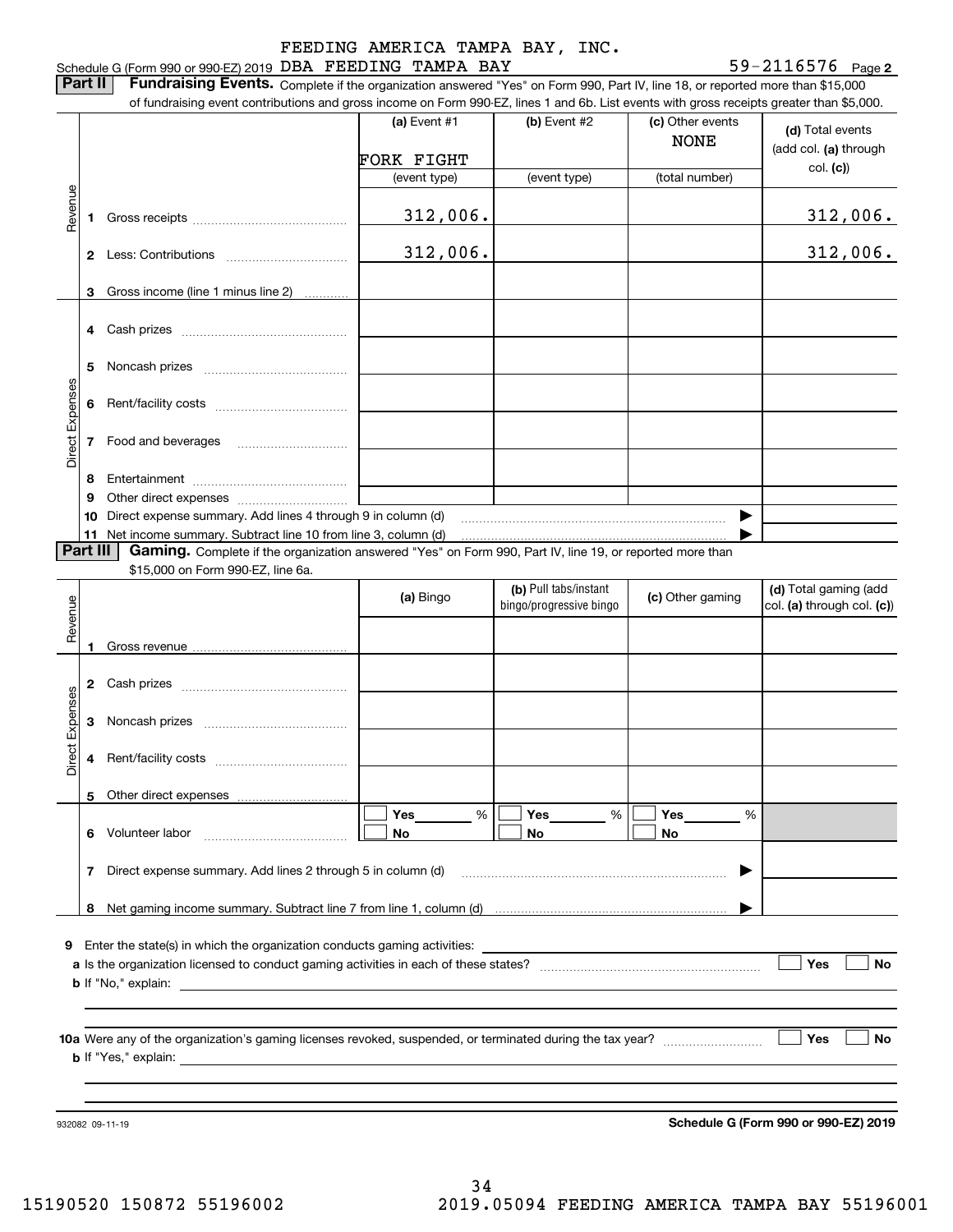FEEDING AMERICA TAMPA BAY, INC.

Schedule G (Form 990 or 990-EZ) 2019 DBA FEEDING TAMPA BAY 59-2116576 Page **2**

**Part II** **Fundraising Events.** Complete if the organization answered "Yes" on Form 990, Part IV, line 18, or reported more than $15,000 of fundraising event contributions and gross income on Form 990-EZ, lines 1 and 6b. List events with gross receipts greater than $5,000.

| | | | (a) Event #1 FORK FIGHT (event type) | (b) Event #2 (event type) | (c) Other events NONE (total number) | (d) Total events (add col. (a) through col. (c)) |
|---|---|---|---|---|---|---|
| Revenue | 1 | Gross receipts | 312,006. | | | 312,006. |
| | 2 | Less: Contributions | 312,006. | | | 312,006. |
| | 3 | Gross income (line 1 minus line 2) | | | | |
| Direct Expenses | 4 | Cash prizes | | | | |
| | 5 | Noncash prizes | | | | |
| | 6 | Rent/facility costs | | | | |
| | 7 | Food and beverages | | | | |
| | 8 | Entertainment | | | | |
| | 9 | Other direct expenses | | | | |
| | 10 | Direct expense summary. Add lines 4 through 9 in column (d) | | | ▶ | |
| | 11 | Net income summary. Subtract line 10 from line 3, column (d) | | | ▶ | |

**Part III** **Gaming.** Complete if the organization answered "Yes" on Form 990, Part IV, line 19, or reported more than $15,000 on Form 990-EZ, line 6a.

| | | | (a) Bingo | (b) Pull tabs/instant bingo/progressive bingo | (c) Other gaming | (d) Total gaming (add col. (a) through col. (c)) |
|---|---|---|---|---|---|---|
| Revenue | 1 | Gross revenue | | | | |
| Direct Expenses | 2 | Cash prizes | | | | |
| | 3 | Noncash prizes | | | | |
| | 4 | Rent/facility costs | | | | |
| | 5 | Other direct expenses | | | | |
| | 6 | Volunteer labor | ☐ Yes ___ % ☐ No | ☐ Yes ___ % ☐ No | ☐ Yes ___ % ☐ No | |
| | 7 | Direct expense summary. Add lines 2 through 5 in column (d) | | | ▶ | |
| | 8 | Net gaming income summary. Subtract line 7 from line 1, column (d) | | | ▶ | |

**9** Enter the state(s) in which the organization conducts gaming activities: ______

**a** Is the organization licensed to conduct gaming activities in each of these states? ☐ Yes ☐ No

**b** If "No," explain: ______

**10a** Were any of the organization's gaming licenses revoked, suspended, or terminated during the tax year? ☐ Yes ☐ No

**b** If "Yes," explain: ______

932082 09-11-19 **Schedule G (Form 990 or 990-EZ) 2019**

15190520 150872 55196002 2019.05094 FEEDING AMERICA TAMPA BAY 55196001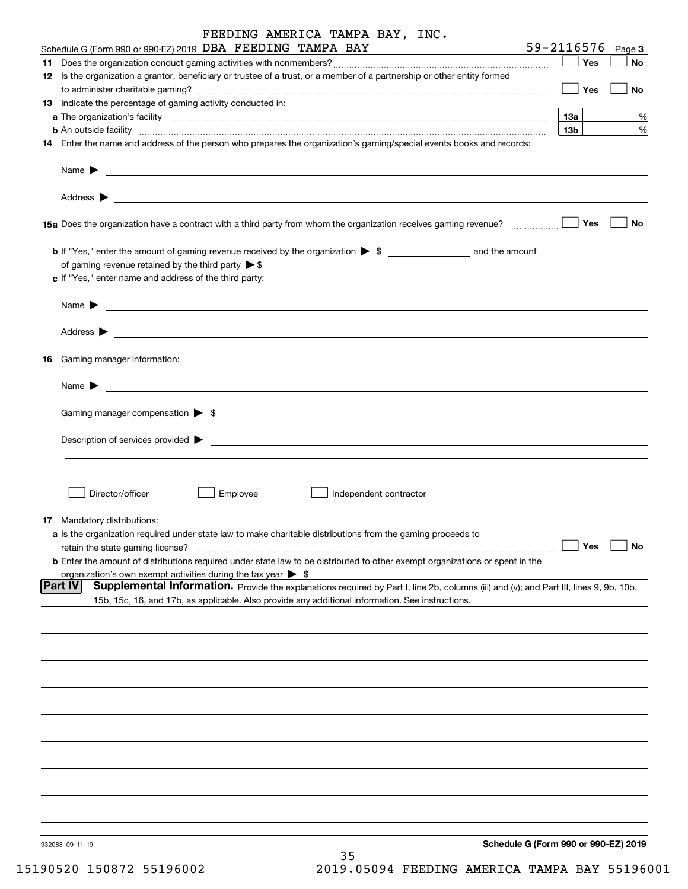FEEDING AMERICA TAMPA BAY, INC.

Schedule G (Form 990 or 990-EZ) 2019 DBA FEEDING TAMPA BAY 59-2116576 Page 3

**11** Does the organization conduct gaming activities with nonmembers? ☐ Yes ☐ No

**12** Is the organization a grantor, beneficiary or trustee of a trust, or a member of a partnership or other entity formed to administer charitable gaming? ☐ Yes ☐ No

**13** Indicate the percentage of gaming activity conducted in:

**a** The organization's facility **13a** %

**b** An outside facility **13b** %

**14** Enter the name and address of the person who prepares the organization's gaming/special events books and records:

Name ▶

Address ▶

**15a** Does the organization have a contract with a third party from whom the organization receives gaming revenue? ☐ Yes ☐ No

**b** If "Yes," enter the amount of gaming revenue received by the organization ▶ $ ______ and the amount of gaming revenue retained by the third party ▶ $ ______

**c** If "Yes," enter name and address of the third party:

Name ▶

Address ▶

**16** Gaming manager information:

Name ▶

Gaming manager compensation ▶ $

Description of services provided ▶

☐ Director/officer ☐ Employee ☐ Independent contractor

**17** Mandatory distributions:

**a** Is the organization required under state law to make charitable distributions from the gaming proceeds to retain the state gaming license? ☐ Yes ☐ No

**b** Enter the amount of distributions required under state law to be distributed to other exempt organizations or spent in the organization's own exempt activities during the tax year ▶ $

## Part IV Supplemental Information.

Provide the explanations required by Part I, line 2b, columns (iii) and (v); and Part III, lines 9, 9b, 10b, 15b, 15c, 16, and 17b, as applicable. Also provide any additional information. See instructions.

932083 09-11-19

Schedule G (Form 990 or 990-EZ) 2019

15190520 150872 55196002 2019.05094 FEEDING AMERICA TAMPA BAY 55196001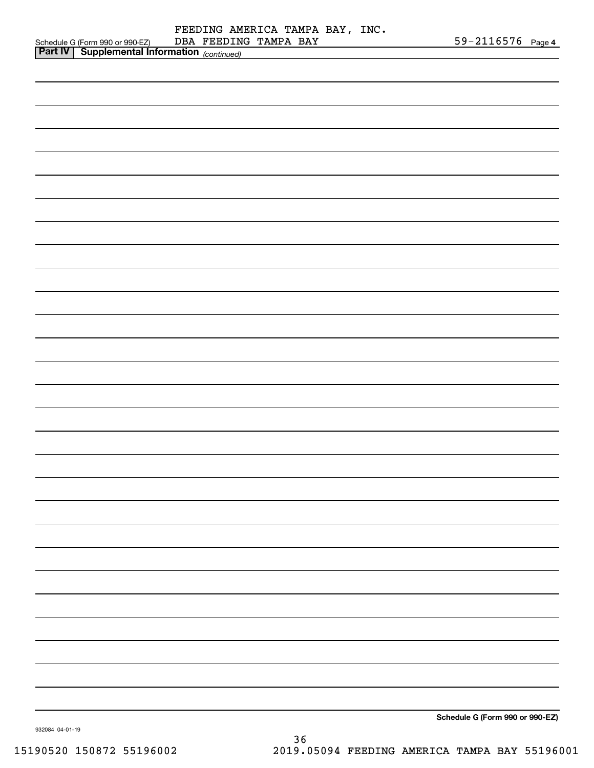FEEDING AMERICA TAMPA BAY, INC.
DBA FEEDING TAMPA BAY

Schedule G (Form 990 or 990-EZ) 59-2116576 Page 4

**Part IV | Supplemental Information** *(continued)*

**Schedule G (Form 990 or 990-EZ)**

932084 04-01-19

15190520 150872 55196002 2019.05094 FEEDING AMERICA TAMPA BAY 55196001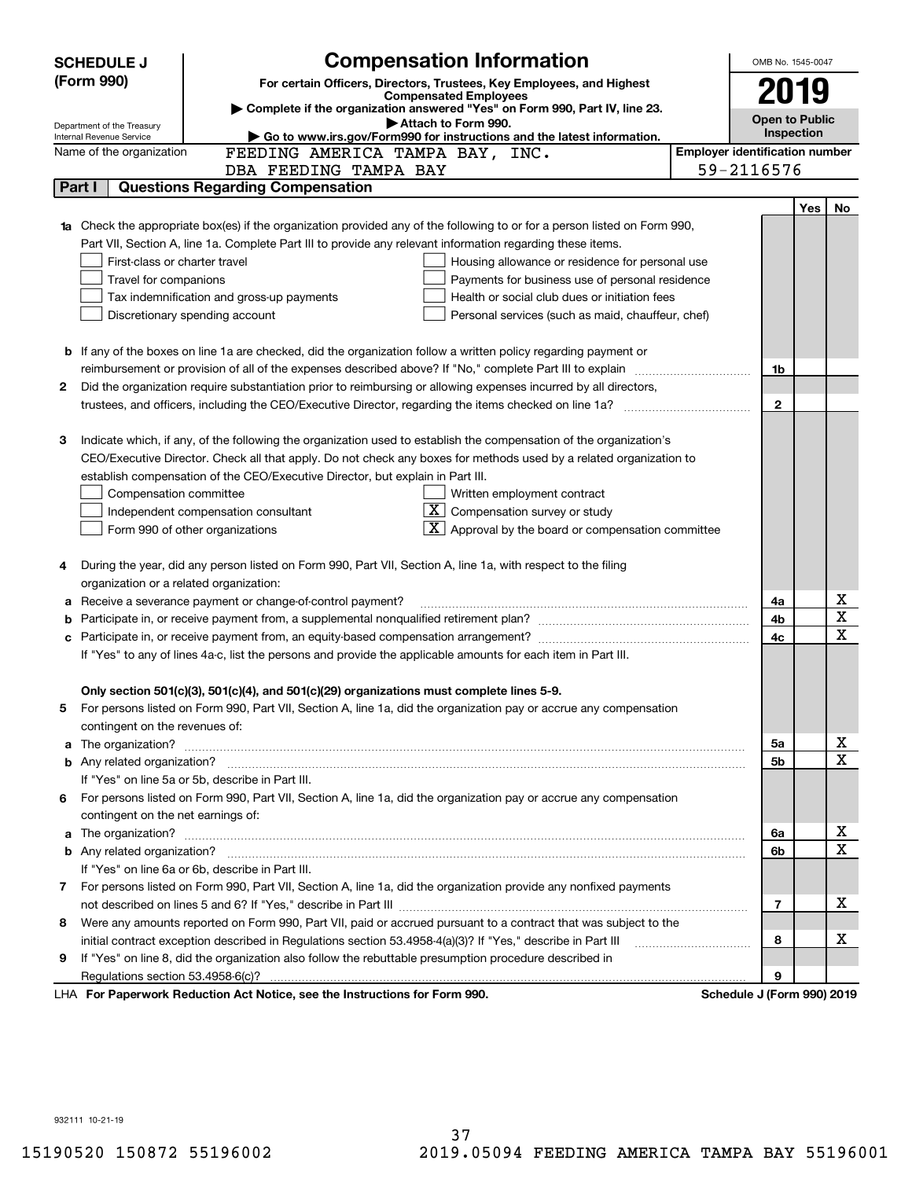# SCHEDULE J (Form 990)

## Compensation Information

**For certain Officers, Directors, Trustees, Key Employees, and Highest Compensated Employees**

▶ Complete if the organization answered "Yes" on Form 990, Part IV, line 23.

▶ Attach to Form 990.

▶ Go to www.irs.gov/Form990 for instructions and the latest information.

Department of the Treasury
Internal Revenue Service

OMB No. 1545-0047

**2019**

**Open to Public Inspection**

Name of the organization: FEEDING AMERICA TAMPA BAY, INC. DBA FEEDING TAMPA BAY

Employer identification number: 59-2116576

## Part I — Questions Regarding Compensation

| | | Line | Yes | No |
|---|---|---|---|---|
| **1a** | Check the appropriate box(es) if the organization provided any of the following to or for a person listed on Form 990, Part VII, Section A, line 1a. Complete Part III to provide any relevant information regarding these items.<br>☐ First-class or charter travel ☐ Housing allowance or residence for personal use<br>☐ Travel for companions ☐ Payments for business use of personal residence<br>☐ Tax indemnification and gross-up payments ☐ Health or social club dues or initiation fees<br>☐ Discretionary spending account ☐ Personal services (such as maid, chauffeur, chef) | | | |
| **b** | If any of the boxes on line 1a are checked, did the organization follow a written policy regarding payment or reimbursement or provision of all of the expenses described above? If "No," complete Part III to explain | 1b | | |
| **2** | Did the organization require substantiation prior to reimbursing or allowing expenses incurred by all directors, trustees, and officers, including the CEO/Executive Director, regarding the items checked on line 1a? | 2 | | |
| **3** | Indicate which, if any, of the following the organization used to establish the compensation of the organization's CEO/Executive Director. Check all that apply. Do not check any boxes for methods used by a related organization to establish compensation of the CEO/Executive Director, but explain in Part III.<br>☐ Compensation committee ☐ Written employment contract<br>☐ Independent compensation consultant ☒ Compensation survey or study<br>☐ Form 990 of other organizations ☒ Approval by the board or compensation committee | | | |
| **4** | During the year, did any person listed on Form 990, Part VII, Section A, line 1a, with respect to the filing organization or a related organization: | | | |
| **a** | Receive a severance payment or change-of-control payment? | 4a | | X |
| **b** | Participate in, or receive payment from, a supplemental nonqualified retirement plan? | 4b | | X |
| **c** | Participate in, or receive payment from, an equity-based compensation arrangement? | 4c | | X |
| | If "Yes" to any of lines 4a-c, list the persons and provide the applicable amounts for each item in Part III. | | | |
| | **Only section 501(c)(3), 501(c)(4), and 501(c)(29) organizations must complete lines 5-9.** | | | |
| **5** | For persons listed on Form 990, Part VII, Section A, line 1a, did the organization pay or accrue any compensation contingent on the revenues of: | | | |
| **a** | The organization? | 5a | | X |
| **b** | Any related organization? | 5b | | X |
| | If "Yes" on line 5a or 5b, describe in Part III. | | | |
| **6** | For persons listed on Form 990, Part VII, Section A, line 1a, did the organization pay or accrue any compensation contingent on the net earnings of: | | | |
| **a** | The organization? | 6a | | X |
| **b** | Any related organization? | 6b | | X |
| | If "Yes" on line 6a or 6b, describe in Part III. | | | |
| **7** | For persons listed on Form 990, Part VII, Section A, line 1a, did the organization provide any nonfixed payments not described on lines 5 and 6? If "Yes," describe in Part III | 7 | | X |
| **8** | Were any amounts reported on Form 990, Part VII, paid or accrued pursuant to a contract that was subject to the initial contract exception described in Regulations section 53.4958-4(a)(3)? If "Yes," describe in Part III | 8 | | X |
| **9** | If "Yes" on line 8, did the organization also follow the rebuttable presumption procedure described in Regulations section 53.4958-6(c)? | 9 | | |

LHA **For Paperwork Reduction Act Notice, see the Instructions for Form 990.** **Schedule J (Form 990) 2019**

932111 10-21-19

15190520 150872 55196002 2019.05094 FEEDING AMERICA TAMPA BAY 55196001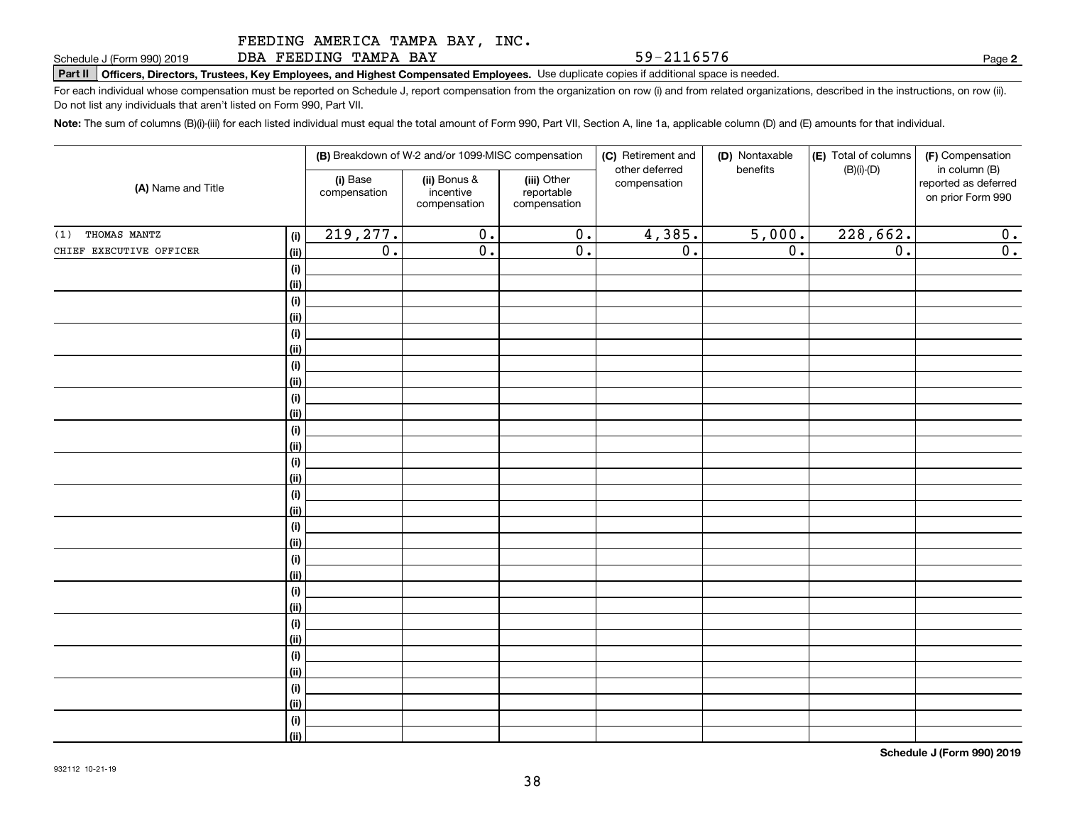FEEDING AMERICA TAMPA BAY, INC.
DBA FEEDING TAMPA BAY 59-2116576

Schedule J (Form 990) 2019

**Part II** **Officers, Directors, Trustees, Key Employees, and Highest Compensated Employees.** Use duplicate copies if additional space is needed.

For each individual whose compensation must be reported on Schedule J, report compensation from the organization on row (i) and from related organizations, described in the instructions, on row (ii). Do not list any individuals that aren't listed on Form 990, Part VII.

**Note:** The sum of columns (B)(i)-(iii) for each listed individual must equal the total amount of Form 990, Part VII, Section A, line 1a, applicable column (D) and (E) amounts for that individual.

| (A) Name and Title | | (B) Breakdown of W-2 and/or 1099-MISC compensation | | | (C) Retirement and other deferred compensation | (D) Nontaxable benefits | (E) Total of columns (B)(i)-(D) | (F) Compensation in column (B) reported as deferred on prior Form 990 |
|---|---|---|---|---|---|---|---|---|
| | | (i) Base compensation | (ii) Bonus & incentive compensation | (iii) Other reportable compensation | | | | |
| (1) THOMAS MANTZ | (i) | 219,277. | 0. | 0. | 4,385. | 5,000. | 228,662. | 0. |
| CHIEF EXECUTIVE OFFICER | (ii) | 0. | 0. | 0. | 0. | 0. | 0. | 0. |

**Schedule J (Form 990) 2019**

932112 10-21-19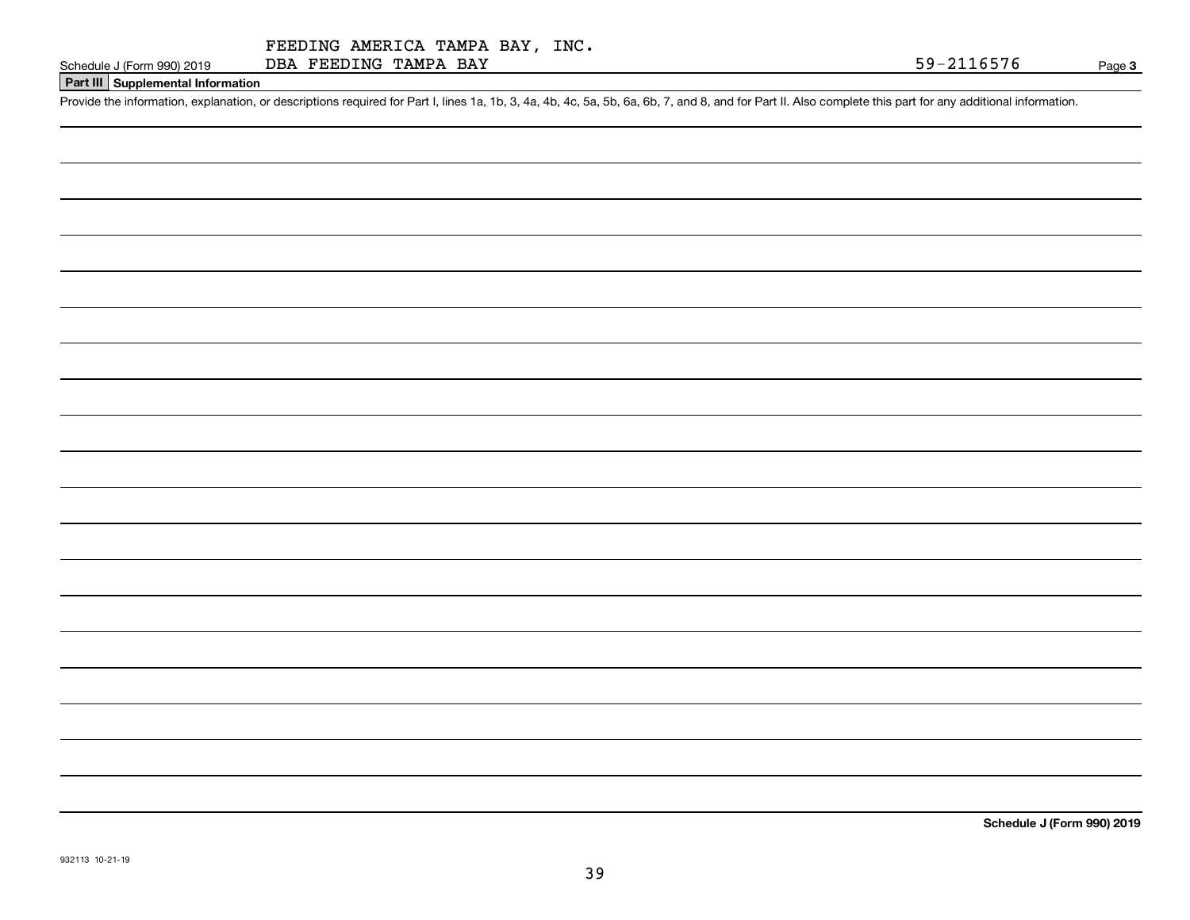FEEDING AMERICA TAMPA BAY, INC.
DBA FEEDING TAMPA BAY

Schedule J (Form 990) 2019 59-2116576 Page **3**

## Part III Supplemental Information

Provide the information, explanation, or descriptions required for Part I, lines 1a, 1b, 3, 4a, 4b, 4c, 5a, 5b, 6a, 6b, 7, and 8, and for Part II. Also complete this part for any additional information.

**Schedule J (Form 990) 2019**

932113 10-21-19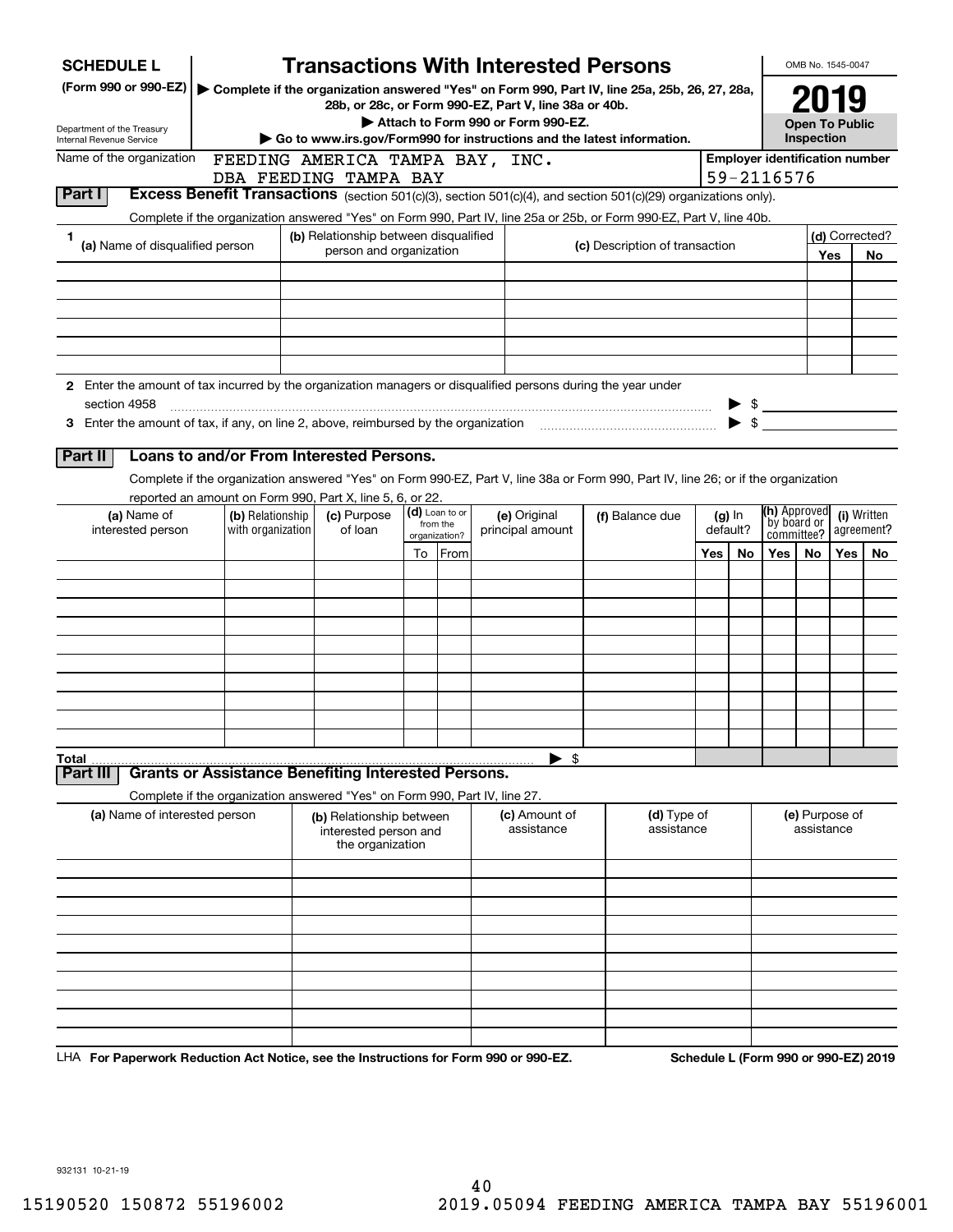**SCHEDULE L**
**(Form 990 or 990-EZ)**

Department of the Treasury
Internal Revenue Service

# Transactions With Interested Persons

▶ Complete if the organization answered "Yes" on Form 990, Part IV, line 25a, 25b, 26, 27, 28a, 28b, or 28c, or Form 990-EZ, Part V, line 38a or 40b.
▶ Attach to Form 990 or Form 990-EZ.
▶ Go to www.irs.gov/Form990 for instructions and the latest information.

OMB No. 1545-0047
**2019**
**Open To Public Inspection**

Name of the organization: FEEDING AMERICA TAMPA BAY, INC. DBA FEEDING TAMPA BAY

Employer identification number: 59-2116576

## Part I Excess Benefit Transactions (section 501(c)(3), section 501(c)(4), and section 501(c)(29) organizations only).

Complete if the organization answered "Yes" on Form 990, Part IV, line 25a or 25b, or Form 990-EZ, Part V, line 40b.

| 1 (a) Name of disqualified person | (b) Relationship between disqualified person and organization | (c) Description of transaction | (d) Corrected? Yes | No |
|---|---|---|---|---|
| | | | | |
| | | | | |
| | | | | |
| | | | | |
| | | | | |
| | | | | |

2 Enter the amount of tax incurred by the organization managers or disqualified persons during the year under section 4958 ▶ $

3 Enter the amount of tax, if any, on line 2, above, reimbursed by the organization ▶ $

## Part II Loans to and/or From Interested Persons.

Complete if the organization answered "Yes" on Form 990-EZ, Part V, line 38a or Form 990, Part IV, line 26; or if the organization reported an amount on Form 990, Part X, line 5, 6, or 22.

| (a) Name of interested person | (b) Relationship with organization | (c) Purpose of loan | (d) Loan to or from the organization? To | From | (e) Original principal amount | (f) Balance due | (g) In default? Yes | No | (h) Approved by board or committee? Yes | No | (i) Written agreement? Yes | No |
|---|---|---|---|---|---|---|---|---|---|---|---|---|
| | | | | | | | | | | | | |
| | | | | | | | | | | | | |
| | | | | | | | | | | | | |
| | | | | | | | | | | | | |
| | | | | | | | | | | | | |
| | | | | | | | | | | | | |
| | | | | | | | | | | | | |
| | | | | | | | | | | | | |
| | | | | | | | | | | | | |
| | | | | | | | | | | | | |
| **Total** | | | | | ▶ $ | | | | | | | |

## Part III Grants or Assistance Benefiting Interested Persons.

Complete if the organization answered "Yes" on Form 990, Part IV, line 27.

| (a) Name of interested person | (b) Relationship between interested person and the organization | (c) Amount of assistance | (d) Type of assistance | (e) Purpose of assistance |
|---|---|---|---|---|
| | | | | |
| | | | | |
| | | | | |
| | | | | |
| | | | | |
| | | | | |
| | | | | |
| | | | | |
| | | | | |
| | | | | |

LHA **For Paperwork Reduction Act Notice, see the Instructions for Form 990 or 990-EZ.** **Schedule L (Form 990 or 990-EZ) 2019**

932131 10-21-19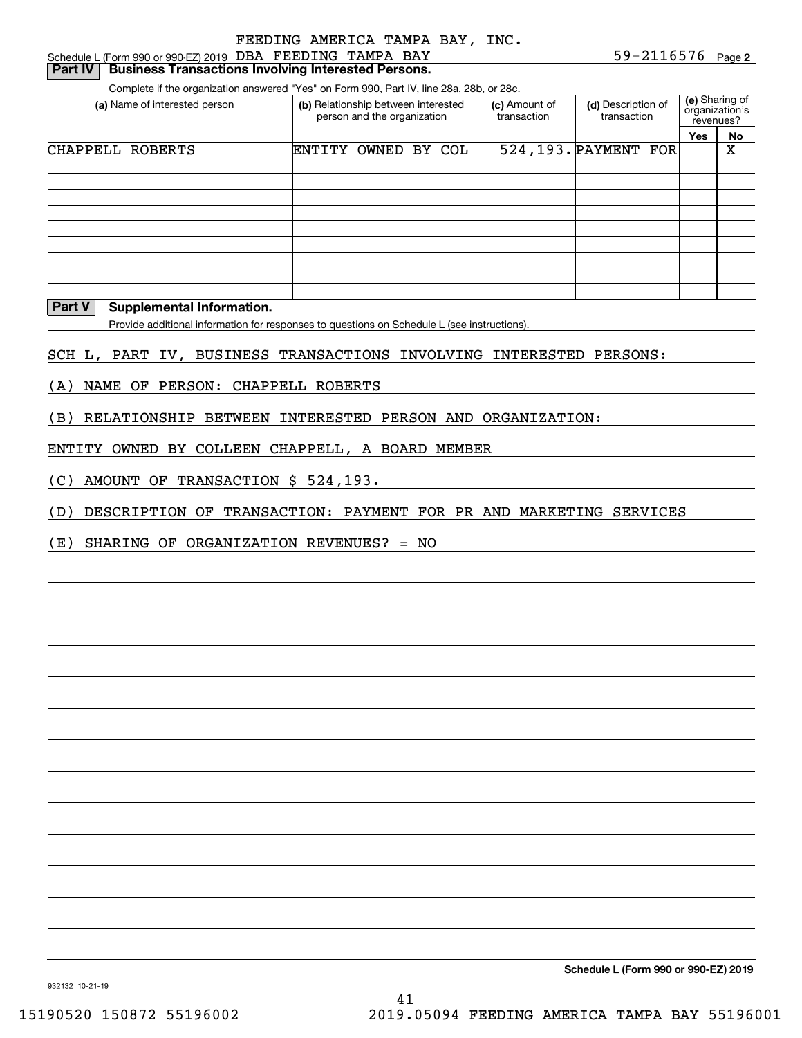FEEDING AMERICA TAMPA BAY, INC.
Schedule L (Form 990 or 990-EZ) 2019 DBA FEEDING TAMPA BAY 59-2116576 Page 2

## Part IV Business Transactions Involving Interested Persons.

Complete if the organization answered "Yes" on Form 990, Part IV, line 28a, 28b, or 28c.

| (a) Name of interested person | (b) Relationship between interested person and the organization | (c) Amount of transaction | (d) Description of transaction | (e) Sharing of organization's revenues? Yes | No |
|---|---|---|---|---|---|
| CHAPPELL ROBERTS | ENTITY OWNED BY COL | 524,193. | PAYMENT FOR | | X |
| | | | | | |
| | | | | | |
| | | | | | |
| | | | | | |
| | | | | | |
| | | | | | |
| | | | | | |
| | | | | | |

## Part V Supplemental Information.

Provide additional information for responses to questions on Schedule L (see instructions).

SCH L, PART IV, BUSINESS TRANSACTIONS INVOLVING INTERESTED PERSONS:

(A) NAME OF PERSON: CHAPPELL ROBERTS

(B) RELATIONSHIP BETWEEN INTERESTED PERSON AND ORGANIZATION:

ENTITY OWNED BY COLLEEN CHAPPELL, A BOARD MEMBER

(C) AMOUNT OF TRANSACTION $ 524,193.

(D) DESCRIPTION OF TRANSACTION: PAYMENT FOR PR AND MARKETING SERVICES

(E) SHARING OF ORGANIZATION REVENUES? = NO

Schedule L (Form 990 or 990-EZ) 2019

932132 10-21-19

15190520 150872 55196002 2019.05094 FEEDING AMERICA TAMPA BAY 55196001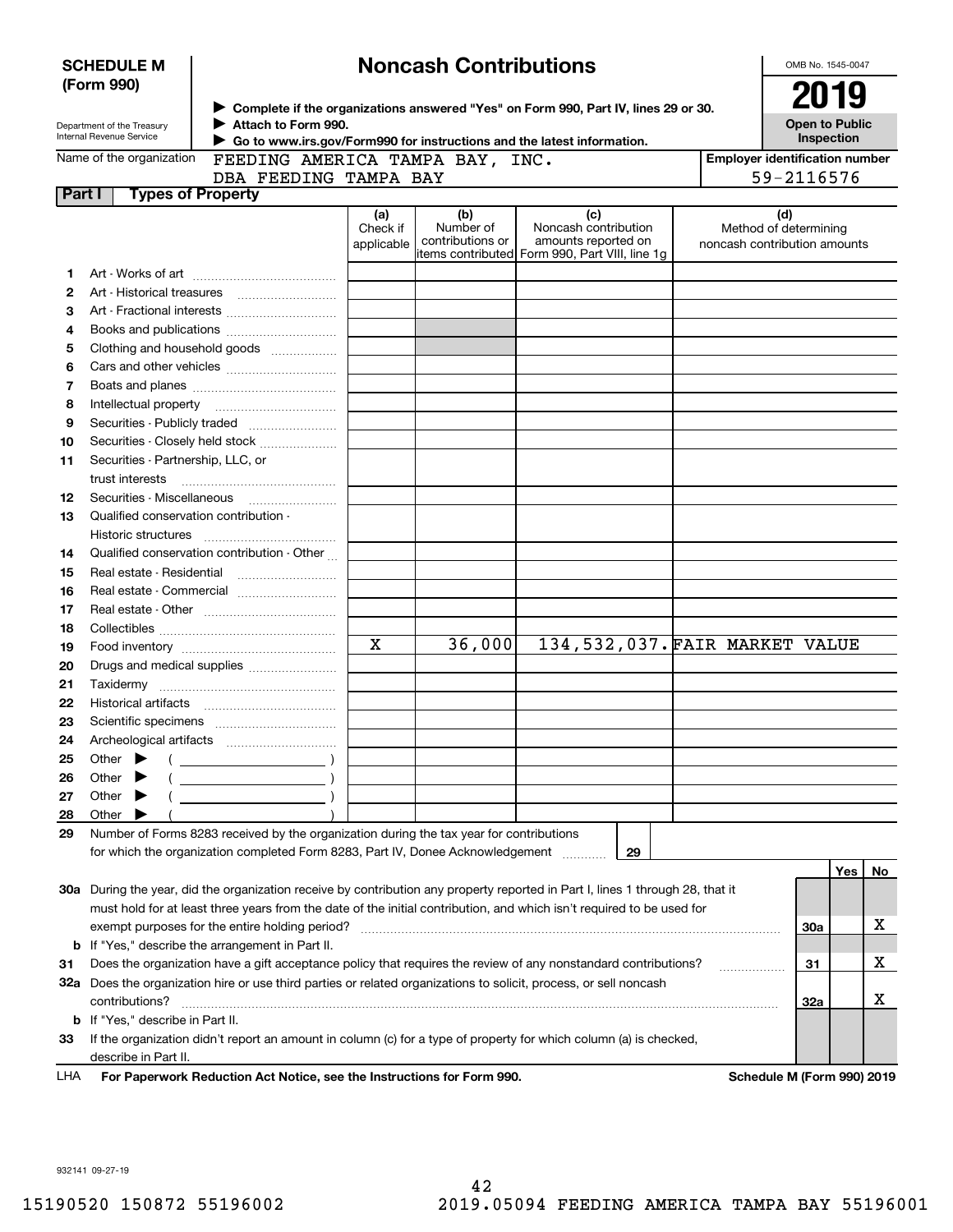# SCHEDULE M (Form 990)

## Noncash Contributions

▶ Complete if the organizations answered "Yes" on Form 990, Part IV, lines 29 or 30.
▶ Attach to Form 990.
▶ Go to www.irs.gov/Form990 for instructions and the latest information.

OMB No. 1545-0047

**2019**

**Open to Public Inspection**

Department of the Treasury
Internal Revenue Service

Name of the organization: FEEDING AMERICA TAMPA BAY, INC.
DBA FEEDING TAMPA BAY

Employer identification number: 59-2116576

**Part I — Types of Property**

| | | (a) Check if applicable | (b) Number of contributions or items contributed | (c) Noncash contribution amounts reported on Form 990, Part VIII, line 1g | (d) Method of determining noncash contribution amounts |
|---|---|---|---|---|---|
| 1 | Art - Works of art | | | | |
| 2 | Art - Historical treasures | | | | |
| 3 | Art - Fractional interests | | | | |
| 4 | Books and publications | | | | |
| 5 | Clothing and household goods | | | | |
| 6 | Cars and other vehicles | | | | |
| 7 | Boats and planes | | | | |
| 8 | Intellectual property | | | | |
| 9 | Securities - Publicly traded | | | | |
| 10 | Securities - Closely held stock | | | | |
| 11 | Securities - Partnership, LLC, or trust interests | | | | |
| 12 | Securities - Miscellaneous | | | | |
| 13 | Qualified conservation contribution - Historic structures | | | | |
| 14 | Qualified conservation contribution - Other | | | | |
| 15 | Real estate - Residential | | | | |
| 16 | Real estate - Commercial | | | | |
| 17 | Real estate - Other | | | | |
| 18 | Collectibles | | | | |
| 19 | Food inventory | X | 36,000 | 134,532,037. | FAIR MARKET VALUE |
| 20 | Drugs and medical supplies | | | | |
| 21 | Taxidermy | | | | |
| 22 | Historical artifacts | | | | |
| 23 | Scientific specimens | | | | |
| 24 | Archeological artifacts | | | | |
| 25 | Other ▶ ( ) | | | | |
| 26 | Other ▶ ( ) | | | | |
| 27 | Other ▶ ( ) | | | | |
| 28 | Other ▶ ( ) | | | | |

29 Number of Forms 8283 received by the organization during the tax year for contributions for which the organization completed Form 8283, Part IV, Donee Acknowledgement ..... 29

| | | | Yes | No |
|---|---|---|---|---|
| 30a | During the year, did the organization receive by contribution any property reported in Part I, lines 1 through 28, that it must hold for at least three years from the date of the initial contribution, and which isn't required to be used for exempt purposes for the entire holding period? | 30a | | X |
| b | If "Yes," describe the arrangement in Part II. | | | |
| 31 | Does the organization have a gift acceptance policy that requires the review of any nonstandard contributions? | 31 | | X |
| 32a | Does the organization hire or use third parties or related organizations to solicit, process, or sell noncash contributions? | 32a | | X |
| b | If "Yes," describe in Part II. | | | |
| 33 | If the organization didn't report an amount in column (c) for a type of property for which column (a) is checked, describe in Part II. | | | |

LHA For Paperwork Reduction Act Notice, see the Instructions for Form 990. Schedule M (Form 990) 2019

932141 09-27-19

15190520 150872 55196002 2019.05094 FEEDING AMERICA TAMPA BAY 55196001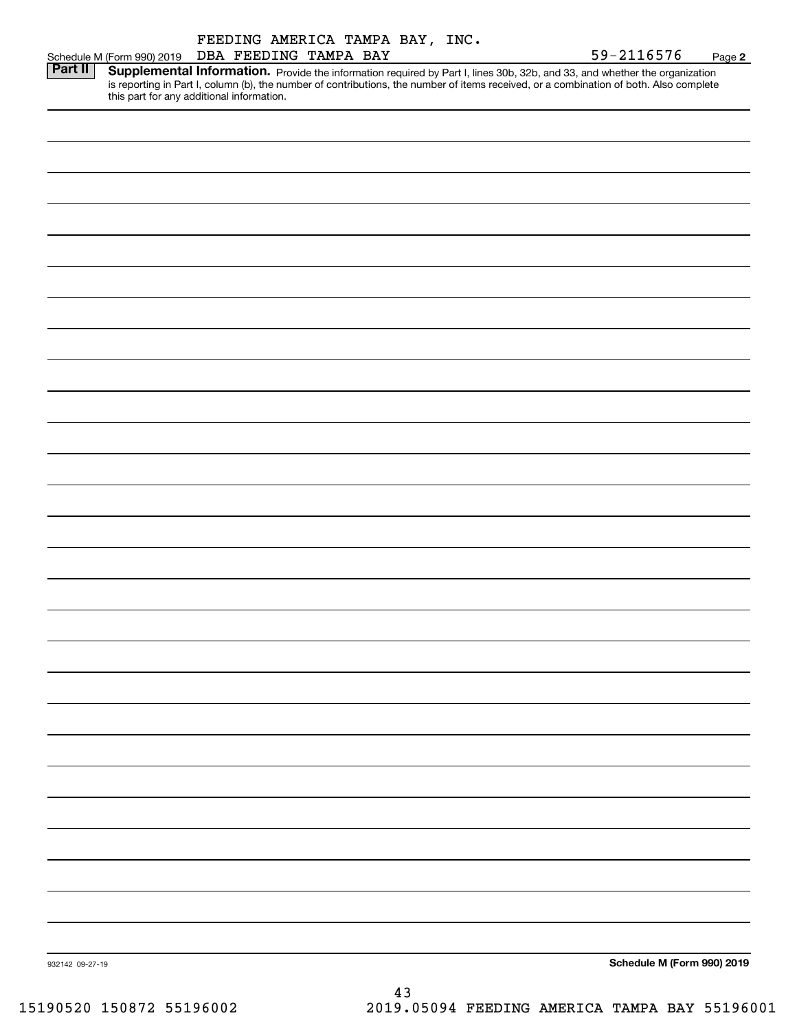FEEDING AMERICA TAMPA BAY, INC.

Schedule M (Form 990) 2019 DBA FEEDING TAMPA BAY 59-2116576 Page 2

**Part II** **Supplemental Information.** Provide the information required by Part I, lines 30b, 32b, and 33, and whether the organization is reporting in Part I, column (b), the number of contributions, the number of items received, or a combination of both. Also complete this part for any additional information.

932142 09-27-19

**Schedule M (Form 990) 2019**

15190520 150872 55196002 2019.05094 FEEDING AMERICA TAMPA BAY 55196001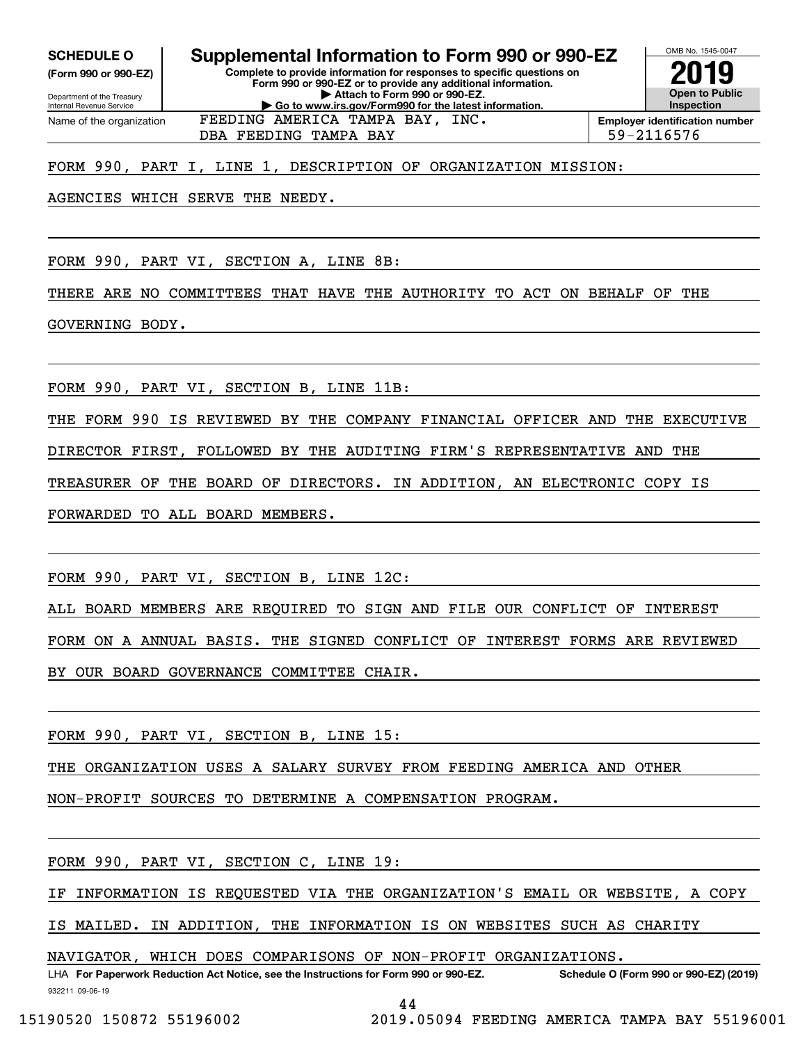**SCHEDULE O**
**(Form 990 or 990-EZ)**

Department of the Treasury
Internal Revenue Service

# Supplemental Information to Form 990 or 990-EZ

**Complete to provide information for responses to specific questions on Form 990 or 990-EZ or to provide any additional information.**
**▶ Attach to Form 990 or 990-EZ.**
**▶ Go to www.irs.gov/Form990 for the latest information.**

OMB No. 1545-0047
**2019**
**Open to Public Inspection**

| Name of the organization | Employer identification number |
|---|---|
| FEEDING AMERICA TAMPA BAY, INC. DBA FEEDING TAMPA BAY | 59-2116576 |

FORM 990, PART I, LINE 1, DESCRIPTION OF ORGANIZATION MISSION:

AGENCIES WHICH SERVE THE NEEDY.

FORM 990, PART VI, SECTION A, LINE 8B:

THERE ARE NO COMMITTEES THAT HAVE THE AUTHORITY TO ACT ON BEHALF OF THE GOVERNING BODY.

FORM 990, PART VI, SECTION B, LINE 11B:

THE FORM 990 IS REVIEWED BY THE COMPANY FINANCIAL OFFICER AND THE EXECUTIVE DIRECTOR FIRST, FOLLOWED BY THE AUDITING FIRM'S REPRESENTATIVE AND THE TREASURER OF THE BOARD OF DIRECTORS. IN ADDITION, AN ELECTRONIC COPY IS FORWARDED TO ALL BOARD MEMBERS.

FORM 990, PART VI, SECTION B, LINE 12C:

ALL BOARD MEMBERS ARE REQUIRED TO SIGN AND FILE OUR CONFLICT OF INTEREST FORM ON A ANNUAL BASIS. THE SIGNED CONFLICT OF INTEREST FORMS ARE REVIEWED BY OUR BOARD GOVERNANCE COMMITTEE CHAIR.

FORM 990, PART VI, SECTION B, LINE 15:

THE ORGANIZATION USES A SALARY SURVEY FROM FEEDING AMERICA AND OTHER NON-PROFIT SOURCES TO DETERMINE A COMPENSATION PROGRAM.

FORM 990, PART VI, SECTION C, LINE 19:

IF INFORMATION IS REQUESTED VIA THE ORGANIZATION'S EMAIL OR WEBSITE, A COPY IS MAILED. IN ADDITION, THE INFORMATION IS ON WEBSITES SUCH AS CHARITY NAVIGATOR, WHICH DOES COMPARISONS OF NON-PROFIT ORGANIZATIONS.

LHA **For Paperwork Reduction Act Notice, see the Instructions for Form 990 or 990-EZ.** **Schedule O (Form 990 or 990-EZ) (2019)**

932211 09-06-19

15190520 150872 55196002 2019.05094 FEEDING AMERICA TAMPA BAY 55196001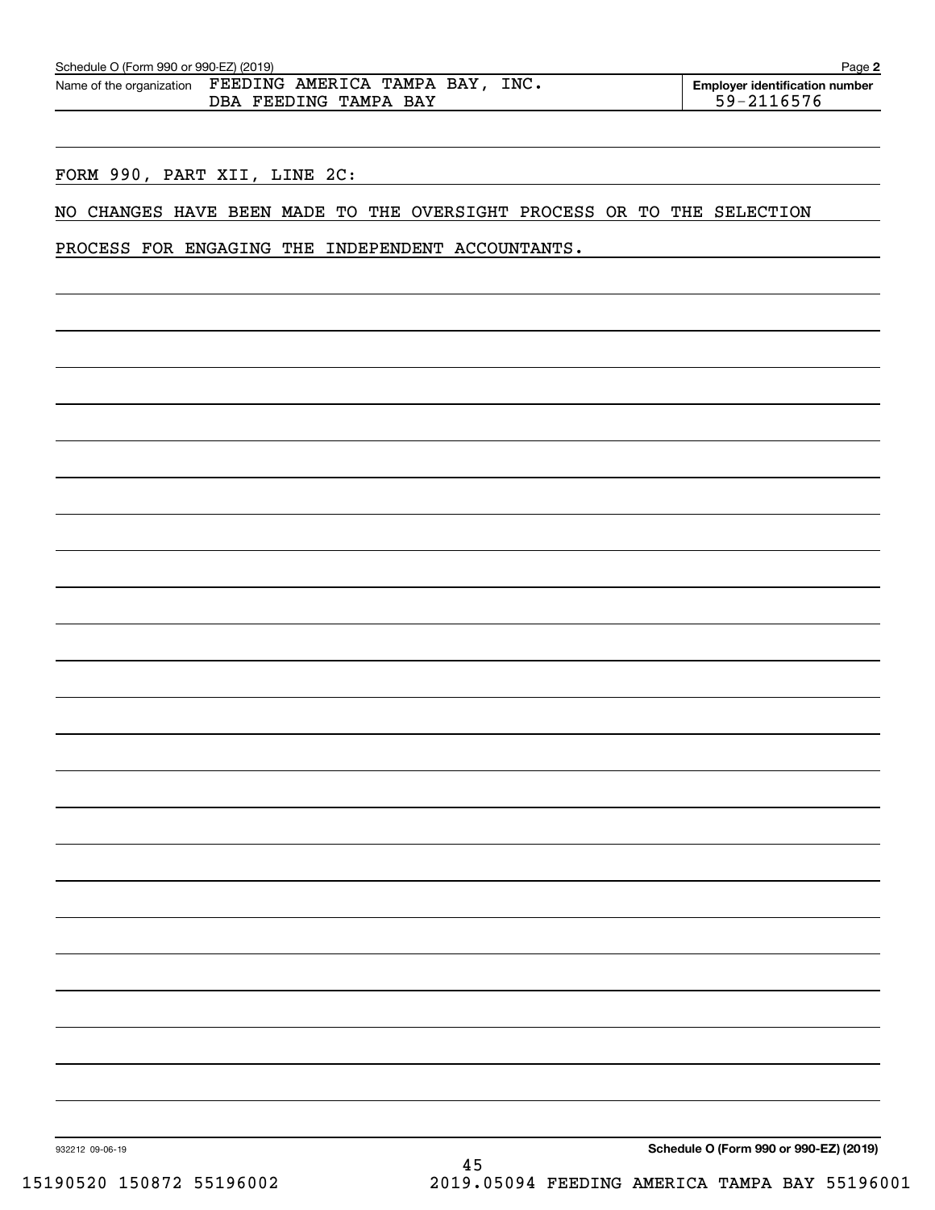Schedule O (Form 990 or 990-EZ) (2019)

Name of the organization: FEEDING AMERICA TAMPA BAY, INC. DBA FEEDING TAMPA BAY

Employer identification number: 59-2116576

FORM 990, PART XII, LINE 2C:

NO CHANGES HAVE BEEN MADE TO THE OVERSIGHT PROCESS OR TO THE SELECTION PROCESS FOR ENGAGING THE INDEPENDENT ACCOUNTANTS.

932212 09-06-19

Schedule O (Form 990 or 990-EZ) (2019)

15190520 150872 55196002 2019.05094 FEEDING AMERICA TAMPA BAY 55196001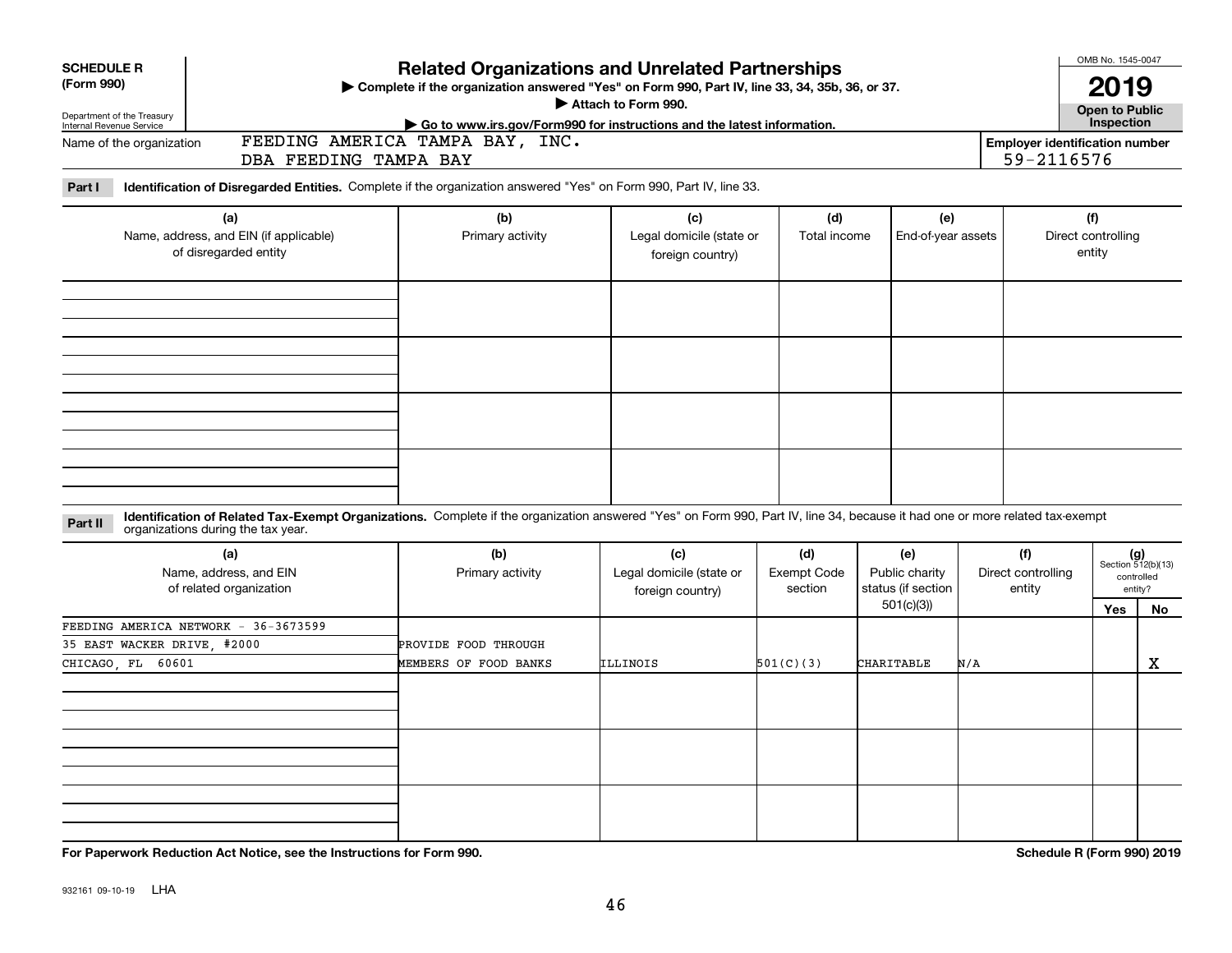**SCHEDULE R**
**(Form 990)**

Department of the Treasury
Internal Revenue Service

# Related Organizations and Unrelated Partnerships

▶ **Complete if the organization answered "Yes" on Form 990, Part IV, line 33, 34, 35b, 36, or 37.**
▶ **Attach to Form 990.**
▶ **Go to www.irs.gov/Form990 for instructions and the latest information.**

OMB No. 1545-0047

**2019**

**Open to Public Inspection**

Name of the organization: FEEDING AMERICA TAMPA BAY, INC.
DBA FEEDING TAMPA BAY

**Employer identification number**
59-2116576

**Part I** **Identification of Disregarded Entities.** Complete if the organization answered "Yes" on Form 990, Part IV, line 33.

| (a) Name, address, and EIN (if applicable) of disregarded entity | (b) Primary activity | (c) Legal domicile (state or foreign country) | (d) Total income | (e) End-of-year assets | (f) Direct controlling entity |
|---|---|---|---|---|---|
| | | | | | |
| | | | | | |
| | | | | | |
| | | | | | |

**Part II** **Identification of Related Tax-Exempt Organizations.** Complete if the organization answered "Yes" on Form 990, Part IV, line 34, because it had one or more related tax-exempt organizations during the tax year.

| (a) Name, address, and EIN of related organization | (b) Primary activity | (c) Legal domicile (state or foreign country) | (d) Exempt Code section | (e) Public charity status (if section 501(c)(3)) | (f) Direct controlling entity | (g) Section 512(b)(13) controlled entity? Yes | No |
|---|---|---|---|---|---|---|---|
| FEEDING AMERICA NETWORK - 36-3673599<br>35 EAST WACKER DRIVE, #2000<br>CHICAGO, FL 60601 | PROVIDE FOOD THROUGH MEMBERS OF FOOD BANKS | ILLINOIS | 501(C)(3) | CHARITABLE | N/A | | X |
| | | | | | | | |
| | | | | | | | |
| | | | | | | | |

**For Paperwork Reduction Act Notice, see the Instructions for Form 990.**

**Schedule R (Form 990) 2019**

932161 09-10-19 LHA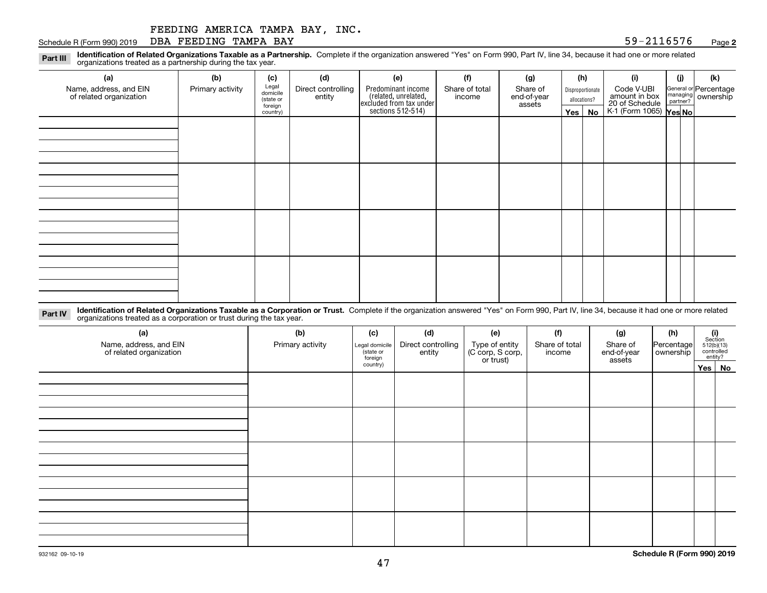FEEDING AMERICA TAMPA BAY, INC.

Schedule R (Form 990) 2019 DBA FEEDING TAMPA BAY 59-2116576 Page **2**

**Part III** **Identification of Related Organizations Taxable as a Partnership.** Complete if the organization answered "Yes" on Form 990, Part IV, line 34, because it had one or more related organizations treated as a partnership during the tax year.

| (a) Name, address, and EIN of related organization | (b) Primary activity | (c) Legal domicile (state or foreign country) | (d) Direct controlling entity | (e) Predominant income (related, unrelated, excluded from tax under sections 512-514) | (f) Share of total income | (g) Share of end-of-year assets | (h) Disproportionate allocations? Yes | (h) No | (i) Code V-UBI amount in box 20 of Schedule K-1 (Form 1065) | (j) General or managing partner? Yes | (j) No | (k) Percentage ownership |
|---|---|---|---|---|---|---|---|---|---|---|---|---|
| | | | | | | | | | | | | |
| | | | | | | | | | | | | |
| | | | | | | | | | | | | |
| | | | | | | | | | | | | |

**Part IV** **Identification of Related Organizations Taxable as a Corporation or Trust.** Complete if the organization answered "Yes" on Form 990, Part IV, line 34, because it had one or more related organizations treated as a corporation or trust during the tax year.

| (a) Name, address, and EIN of related organization | (b) Primary activity | (c) Legal domicile (state or foreign country) | (d) Direct controlling entity | (e) Type of entity (C corp, S corp, or trust) | (f) Share of total income | (g) Share of end-of-year assets | (h) Percentage ownership | (i) Section 512(b)(13) controlled entity? Yes | (i) No |
|---|---|---|---|---|---|---|---|---|---|
| | | | | | | | | | |
| | | | | | | | | | |
| | | | | | | | | | |
| | | | | | | | | | |
| | | | | | | | | | |

932162 09-10-19 **Schedule R (Form 990) 2019**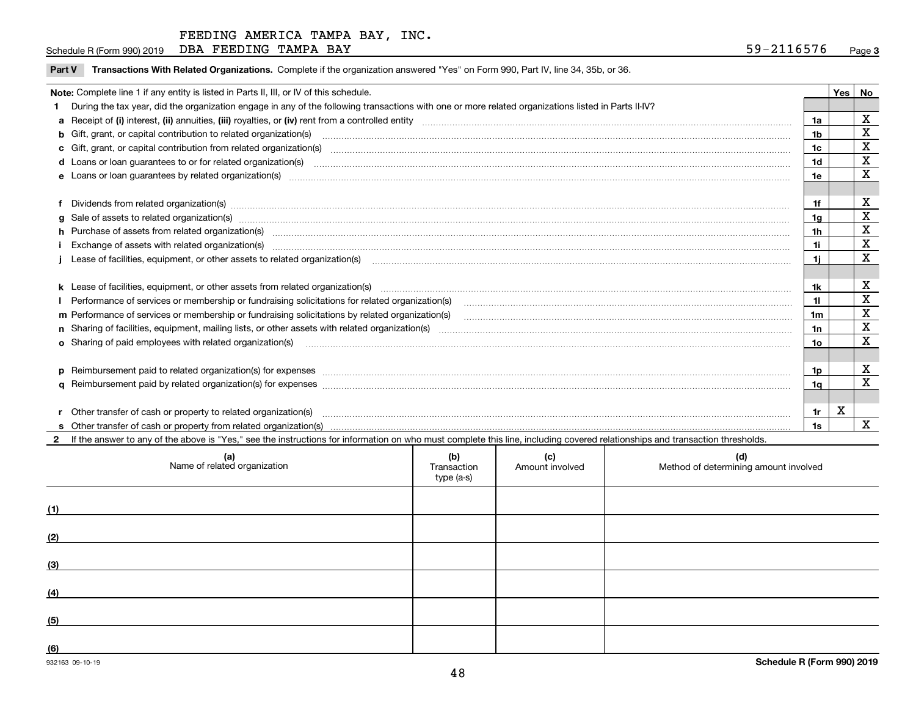FEEDING AMERICA TAMPA BAY, INC.

Schedule R (Form 990) 2019 DBA FEEDING TAMPA BAY 59-2116576 Page 3

**Part V Transactions With Related Organizations.** Complete if the organization answered "Yes" on Form 990, Part IV, line 34, 35b, or 36.

| **Note:** Complete line 1 if any entity is listed in Parts II, III, or IV of this schedule. | | Yes | No |
|---|---|---|---|
| **1** During the tax year, did the organization engage in any of the following transactions with one or more related organizations listed in Parts II-IV? | | | |
| **a** Receipt of **(i)** interest, **(ii)** annuities, **(iii)** royalties, or **(iv)** rent from a controlled entity | 1a | | X |
| **b** Gift, grant, or capital contribution to related organization(s) | 1b | | X |
| **c** Gift, grant, or capital contribution from related organization(s) | 1c | | X |
| **d** Loans or loan guarantees to or for related organization(s) | 1d | | X |
| **e** Loans or loan guarantees by related organization(s) | 1e | | X |
| **f** Dividends from related organization(s) | 1f | | X |
| **g** Sale of assets to related organization(s) | 1g | | X |
| **h** Purchase of assets from related organization(s) | 1h | | X |
| **i** Exchange of assets with related organization(s) | 1i | | X |
| **j** Lease of facilities, equipment, or other assets to related organization(s) | 1j | | X |
| **k** Lease of facilities, equipment, or other assets from related organization(s) | 1k | | X |
| **l** Performance of services or membership or fundraising solicitations for related organization(s) | 1l | | X |
| **m** Performance of services or membership or fundraising solicitations by related organization(s) | 1m | | X |
| **n** Sharing of facilities, equipment, mailing lists, or other assets with related organization(s) | 1n | | X |
| **o** Sharing of paid employees with related organization(s) | 1o | | X |
| **p** Reimbursement paid to related organization(s) for expenses | 1p | | X |
| **q** Reimbursement paid by related organization(s) for expenses | 1q | | X |
| **r** Other transfer of cash or property to related organization(s) | 1r | X | |
| **s** Other transfer of cash or property from related organization(s) | 1s | | X |

**2** If the answer to any of the above is "Yes," see the instructions for information on who must complete this line, including covered relationships and transaction thresholds.

| (a) Name of related organization | (b) Transaction type (a-s) | (c) Amount involved | (d) Method of determining amount involved |
|---|---|---|---|
| (1) | | | |
| (2) | | | |
| (3) | | | |
| (4) | | | |
| (5) | | | |
| (6) | | | |

932163 09-10-19 **Schedule R (Form 990) 2019**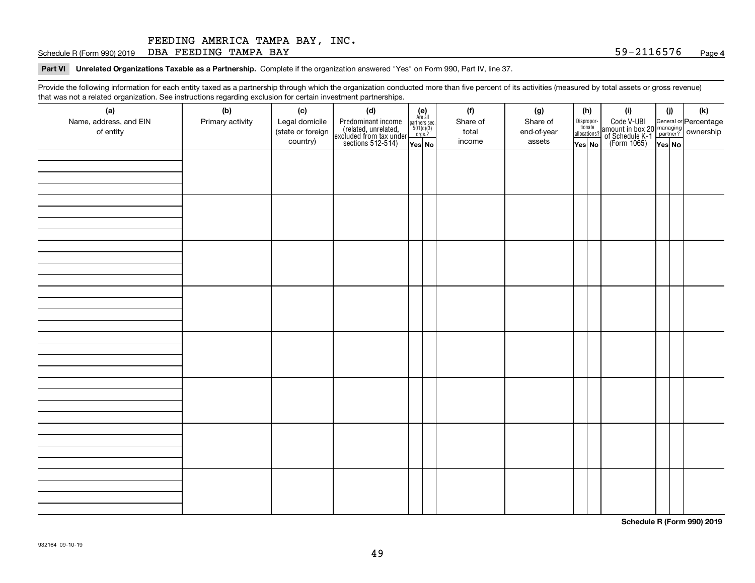FEEDING AMERICA TAMPA BAY, INC.

Schedule R (Form 990) 2019 DBA FEEDING TAMPA BAY 59-2116576 Page **4**

**Part VI Unrelated Organizations Taxable as a Partnership.** Complete if the organization answered "Yes" on Form 990, Part IV, line 37.

Provide the following information for each entity taxed as a partnership through which the organization conducted more than five percent of its activities (measured by total assets or gross revenue) that was not a related organization. See instructions regarding exclusion for certain investment partnerships.

| (a) Name, address, and EIN of entity | (b) Primary activity | (c) Legal domicile (state or foreign country) | (d) Predominant income (related, unrelated, excluded from tax under sections 512-514) | (e) Are all partners sec. 501(c)(3) orgs.? | | (f) Share of total income | (g) Share of end-of-year assets | (h) Dispropor-tionate allocations? | | (i) Code V-UBI amount in box 20 of Schedule K-1 (Form 1065) | (j) General or managing partner? | | (k) Percentage ownership |
|---|---|---|---|---|---|---|---|---|---|---|---|---|---|
| | | | | Yes | No | | | Yes | No | | Yes | No | |
| | | | | | | | | | | | | | |
| | | | | | | | | | | | | | |
| | | | | | | | | | | | | | |
| | | | | | | | | | | | | | |
| | | | | | | | | | | | | | |
| | | | | | | | | | | | | | |
| | | | | | | | | | | | | | |
| | | | | | | | | | | | | | |

**Schedule R (Form 990) 2019**

932164 09-10-19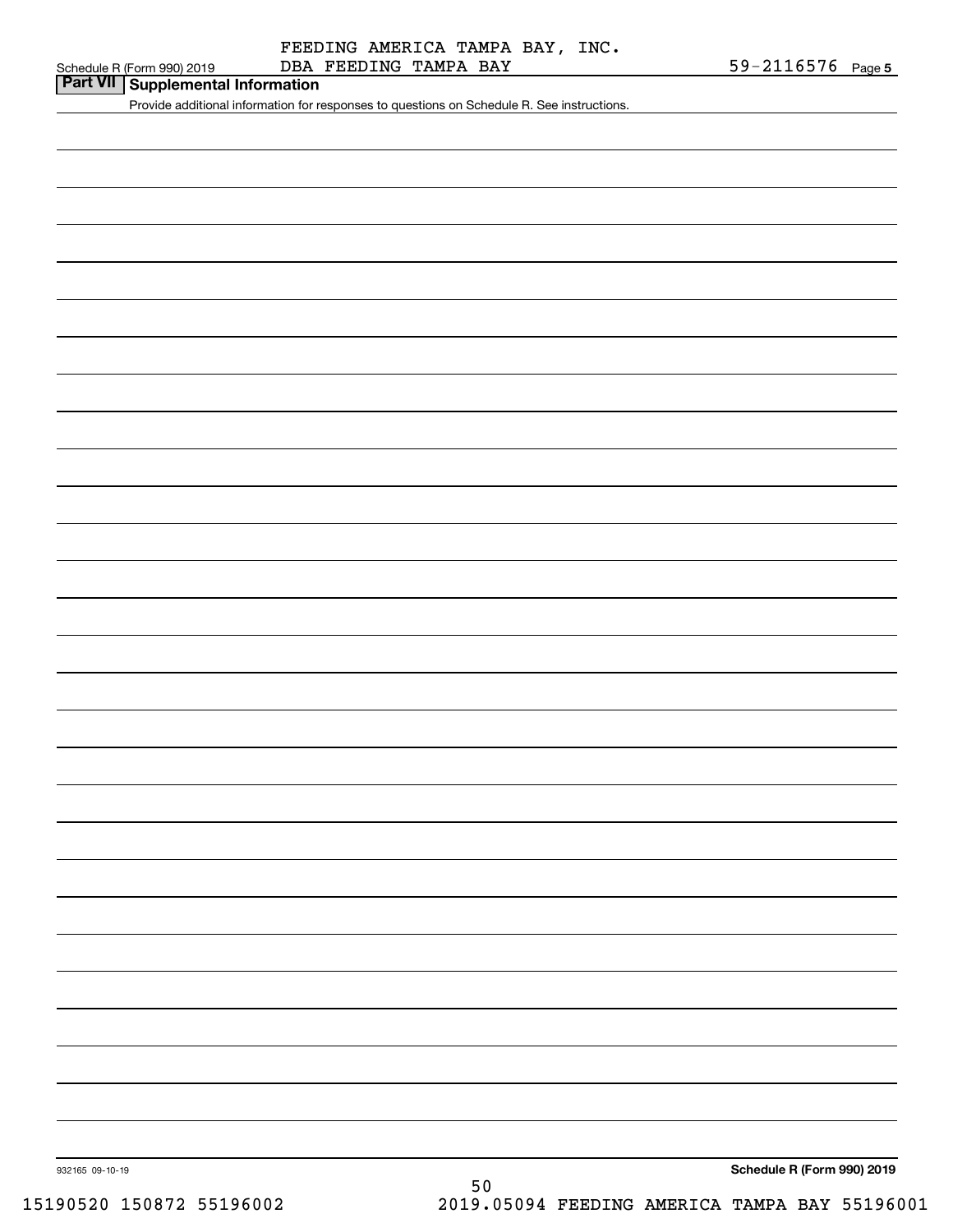FEEDING AMERICA TAMPA BAY, INC.
DBA FEEDING TAMPA BAY

59-2116576

## Part VII Supplemental Information

Provide additional information for responses to questions on Schedule R. See instructions.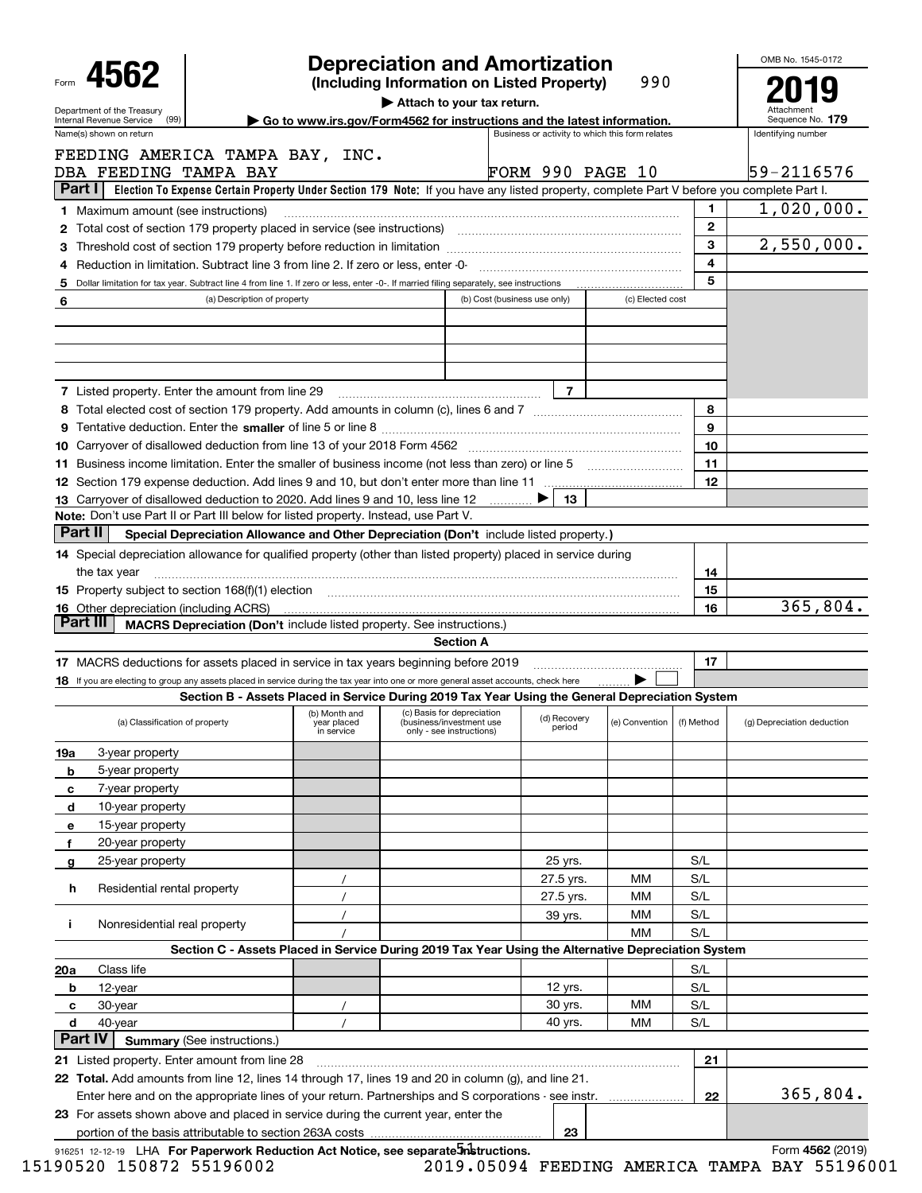Form **4562** | Department of the Treasury Internal Revenue Service (99)

# Depreciation and Amortization

**(Including Information on Listed Property)** 990

▶ Attach to your tax return.

▶ Go to www.irs.gov/Form4562 for instructions and the latest information.

OMB No. 1545-0172 | **2019** | Attachment Sequence No. **179**

| Name(s) shown on return | Business or activity to which this form relates | Identifying number |
|---|---|---|
| FEEDING AMERICA TAMPA BAY, INC. DBA FEEDING TAMPA BAY | FORM 990 PAGE 10 | 59-2116576 |

## Part I Election To Expense Certain Property Under Section 179 Note: If you have any listed property, complete Part V before you complete Part I.

| | | | |
|---|---|---|---|
| **1** | Maximum amount (see instructions) | 1 | 1,020,000. |
| **2** | Total cost of section 179 property placed in service (see instructions) | 2 | |
| **3** | Threshold cost of section 179 property before reduction in limitation | 3 | 2,550,000. |
| **4** | Reduction in limitation. Subtract line 3 from line 2. If zero or less, enter -0- | 4 | |
| **5** | Dollar limitation for tax year. Subtract line 4 from line 1. If zero or less, enter -0-. If married filing separately, see instructions | 5 | |

| 6 (a) Description of property | (b) Cost (business use only) | (c) Elected cost |
|---|---|---|
| | | |
| | | |
| | | |
| | | |

| | | | | | |
|---|---|---|---|---|---|
| **7** | Listed property. Enter the amount from line 29 | 7 | | | |
| **8** | Total elected cost of section 179 property. Add amounts in column (c), lines 6 and 7 | | | 8 | |
| **9** | Tentative deduction. Enter the **smaller** of line 5 or line 8 | | | 9 | |
| **10** | Carryover of disallowed deduction from line 13 of your 2018 Form 4562 | | | 10 | |
| **11** | Business income limitation. Enter the smaller of business income (not less than zero) or line 5 | | | 11 | |
| **12** | Section 179 expense deduction. Add lines 9 and 10, but don't enter more than line 11 | | | 12 | |
| **13** | Carryover of disallowed deduction to 2020. Add lines 9 and 10, less line 12 ▶ | 13 | | | |

**Note:** Don't use Part II or Part III below for listed property. Instead, use Part V.

## Part II Special Depreciation Allowance and Other Depreciation (Don't include listed property.)

| | | | |
|---|---|---|---|
| **14** | Special depreciation allowance for qualified property (other than listed property) placed in service during the tax year | 14 | |
| **15** | Property subject to section 168(f)(1) election | 15 | |
| **16** | Other depreciation (including ACRS) | 16 | 365,804. |

## Part III MACRS Depreciation (Don't include listed property. See instructions.)

### Section A

| | | | |
|---|---|---|---|
| **17** | MACRS deductions for assets placed in service in tax years beginning before 2019 | 17 | |
| **18** | If you are electing to group any assets placed in service during the tax year into one or more general asset accounts, check here ▶ ☐ | | |

### Section B - Assets Placed in Service During 2019 Tax Year Using the General Depreciation System

| (a) Classification of property | (b) Month and year placed in service | (c) Basis for depreciation (business/investment use only - see instructions) | (d) Recovery period | (e) Convention | (f) Method | (g) Depreciation deduction |
|---|---|---|---|---|---|---|
| **19a** 3-year property | | | | | | |
| **b** 5-year property | | | | | | |
| **c** 7-year property | | | | | | |
| **d** 10-year property | | | | | | |
| **e** 15-year property | | | | | | |
| **f** 20-year property | | | | | | |
| **g** 25-year property | | | 25 yrs. | | S/L | |
| **h** Residential rental property | / | | 27.5 yrs. | MM | S/L | |
| | / | | 27.5 yrs. | MM | S/L | |
| **i** Nonresidential real property | / | | 39 yrs. | MM | S/L | |
| | / | | | MM | S/L | |

### Section C - Assets Placed in Service During 2019 Tax Year Using the Alternative Depreciation System

| (a) Classification of property | (b) Month and year placed in service | (c) Basis for depreciation | (d) Recovery period | (e) Convention | (f) Method | (g) Depreciation deduction |
|---|---|---|---|---|---|---|
| **20a** Class life | | | | | S/L | |
| **b** 12-year | | | 12 yrs. | | S/L | |
| **c** 30-year | / | | 30 yrs. | MM | S/L | |
| **d** 40-year | / | | 40 yrs. | MM | S/L | |

## Part IV Summary (See instructions.)

| | | | |
|---|---|---|---|
| **21** | Listed property. Enter amount from line 28 | 21 | |
| **22** | **Total.** Add amounts from line 12, lines 14 through 17, lines 19 and 20 in column (g), and line 21. Enter here and on the appropriate lines of your return. Partnerships and S corporations - see instr. | 22 | 365,804. |
| **23** | For assets shown above and placed in service during the current year, enter the portion of the basis attributable to section 263A costs | 23 | |

916251 12-12-19 LHA **For Paperwork Reduction Act Notice, see separate instructions.** Form **4562** (2019)

15190520 150872 55196002 2019.05094 FEEDING AMERICA TAMPA BAY 55196001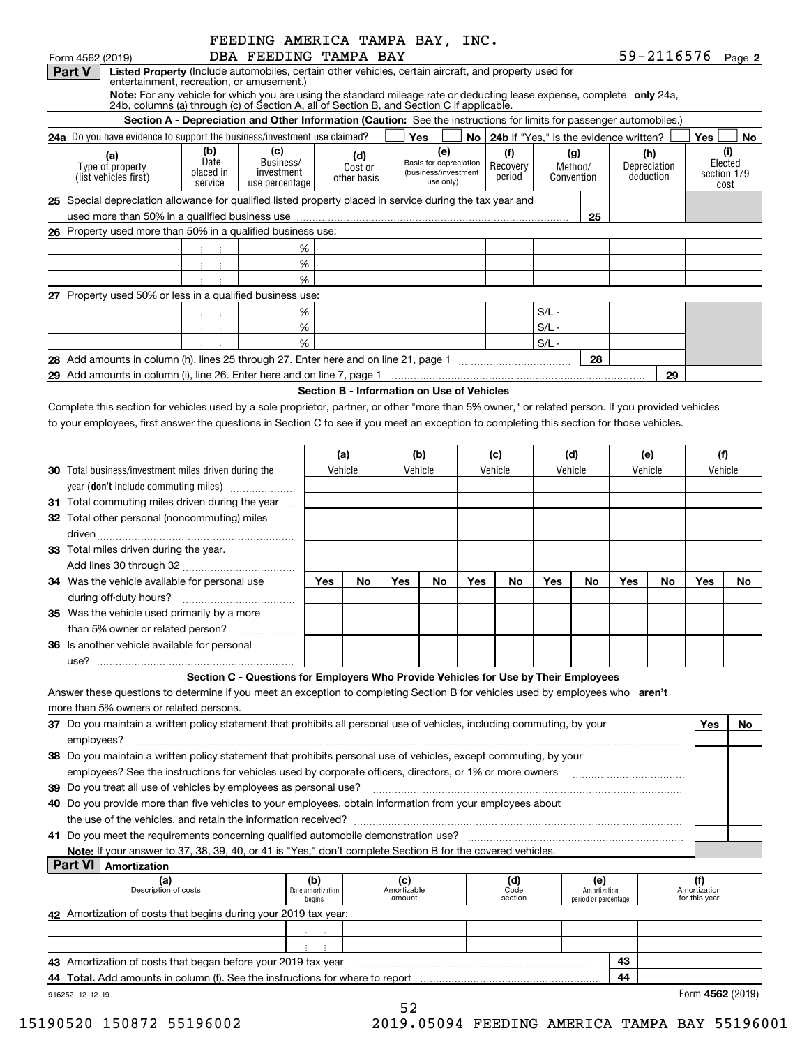FEEDING AMERICA TAMPA BAY, INC.
DBA FEEDING TAMPA BAY

Form 4562 (2019) 59-2116576 Page **2**

**Part V** **Listed Property** (Include automobiles, certain other vehicles, certain aircraft, and property used for entertainment, recreation, or amusement.)

**Note:** For any vehicle for which you are using the standard mileage rate or deducting lease expense, complete **only** 24a, 24b, columns (a) through (c) of Section A, all of Section B, and Section C if applicable.

**Section A - Depreciation and Other Information (Caution:** See the instructions for limits for passenger automobiles.)

**24a** Do you have evidence to support the business/investment use claimed? Yes No | **24b** If "Yes," is the evidence written? Yes No

| (a) Type of property (list vehicles first) | (b) Date placed in service | (c) Business/ investment use percentage | (d) Cost or other basis | (e) Basis for depreciation (business/investment use only) | (f) Recovery period | (g) Method/ Convention | (h) Depreciation deduction | (i) Elected section 179 cost |
|---|---|---|---|---|---|---|---|---|
| **25** Special depreciation allowance for qualified listed property placed in service during the tax year and used more than 50% in a qualified business use | | | | | | 25 | | |
| **26** Property used more than 50% in a qualified business use: | | | | | | | | |
| | | % | | | | | | |
| | | % | | | | | | |
| | | % | | | | | | |
| **27** Property used 50% or less in a qualified business use: | | | | | | | | |
| | | % | | | | S/L - | | |
| | | % | | | | S/L - | | |
| | | % | | | | S/L - | | |
| **28** Add amounts in column (h), lines 25 through 27. Enter here and on line 21, page 1 | | | | | | 28 | | |
| **29** Add amounts in column (i), line 26. Enter here and on line 7, page 1 | | | | | | | 29 | |

**Section B - Information on Use of Vehicles**

Complete this section for vehicles used by a sole proprietor, partner, or other "more than 5% owner," or related person. If you provided vehicles to your employees, first answer the questions in Section C to see if you meet an exception to completing this section for those vehicles.

| | (a) Vehicle | | (b) Vehicle | | (c) Vehicle | | (d) Vehicle | | (e) Vehicle | | (f) Vehicle | |
|---|---|---|---|---|---|---|---|---|---|---|---|---|
| **30** Total business/investment miles driven during the year (**don't** include commuting miles) | | | | | | | | | | | | |
| **31** Total commuting miles driven during the year | | | | | | | | | | | | |
| **32** Total other personal (noncommuting) miles driven | | | | | | | | | | | | |
| **33** Total miles driven during the year. Add lines 30 through 32 | | | | | | | | | | | | |
| | Yes | No | Yes | No | Yes | No | Yes | No | Yes | No | Yes | No |
| **34** Was the vehicle available for personal use during off-duty hours? | | | | | | | | | | | | |
| **35** Was the vehicle used primarily by a more than 5% owner or related person? | | | | | | | | | | | | |
| **36** Is another vehicle available for personal use? | | | | | | | | | | | | |

**Section C - Questions for Employers Who Provide Vehicles for Use by Their Employees**

Answer these questions to determine if you meet an exception to completing Section B for vehicles used by employees who **aren't** more than 5% owners or related persons.

| | Yes | No |
|---|---|---|
| **37** Do you maintain a written policy statement that prohibits all personal use of vehicles, including commuting, by your employees? | | |
| **38** Do you maintain a written policy statement that prohibits personal use of vehicles, except commuting, by your employees? See the instructions for vehicles used by corporate officers, directors, or 1% or more owners | | |
| **39** Do you treat all use of vehicles by employees as personal use? | | |
| **40** Do you provide more than five vehicles to your employees, obtain information from your employees about the use of the vehicles, and retain the information received? | | |
| **41** Do you meet the requirements concerning qualified automobile demonstration use? | | |

**Note:** If your answer to 37, 38, 39, 40, or 41 is "Yes," don't complete Section B for the covered vehicles.

**Part VI** **Amortization**

| (a) Description of costs | (b) Date amortization begins | (c) Amortizable amount | (d) Code section | (e) Amortization period or percentage | (f) Amortization for this year |
|---|---|---|---|---|---|
| **42** Amortization of costs that begins during your 2019 tax year: | | | | | |
| | | | | | |
| | | | | | |
| **43** Amortization of costs that began before your 2019 tax year | | | | 43 | |
| **44 Total.** Add amounts in column (f). See the instructions for where to report | | | | 44 | |

916252 12-12-19 Form **4562** (2019)

15190520 150872 55196002 2019.05094 FEEDING AMERICA TAMPA BAY 55196001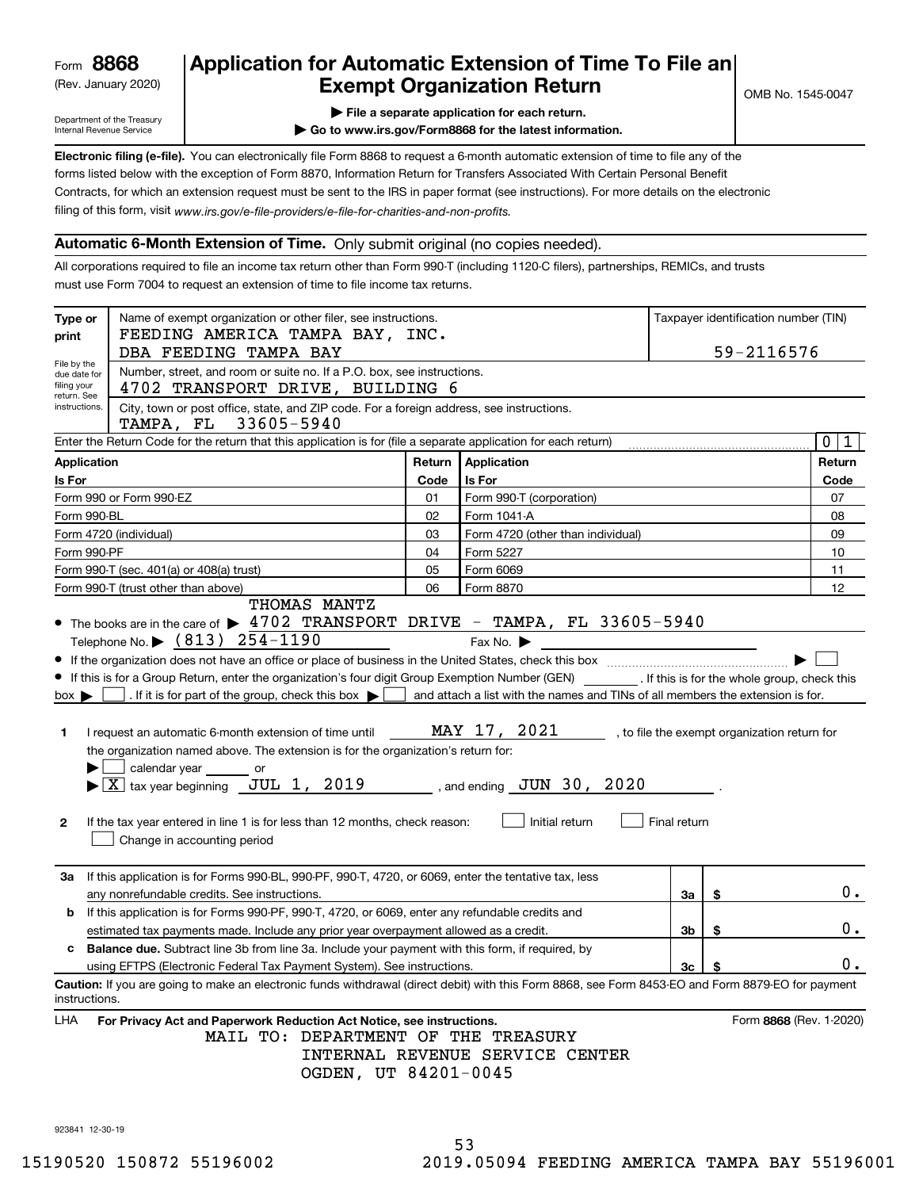Form **8868**
(Rev. January 2020)

Department of the Treasury
Internal Revenue Service

# Application for Automatic Extension of Time To File an Exempt Organization Return

OMB No. 1545-0047

▶ File a separate application for each return.
▶ Go to www.irs.gov/Form8868 for the latest information.

**Electronic filing (e-file).** You can electronically file Form 8868 to request a 6-month automatic extension of time to file any of the forms listed below with the exception of Form 8870, Information Return for Transfers Associated With Certain Personal Benefit Contracts, for which an extension request must be sent to the IRS in paper format (see instructions). For more details on the electronic filing of this form, visit *www.irs.gov/e-file-providers/e-file-for-charities-and-non-profits.*

**Automatic 6-Month Extension of Time.** Only submit original (no copies needed).

All corporations required to file an income tax return other than Form 990-T (including 1120-C filers), partnerships, REMICs, and trusts must use Form 7004 to request an extension of time to file income tax returns.

**Type or print**

File by the due date for filing your return. See instructions.

Name of exempt organization or other filer, see instructions.
FEEDING AMERICA TAMPA BAY, INC.
DBA FEEDING TAMPA BAY

Taxpayer identification number (TIN)
59-2116576

Number, street, and room or suite no. If a P.O. box, see instructions.
4702 TRANSPORT DRIVE, BUILDING 6

City, town or post office, state, and ZIP code. For a foreign address, see instructions.
TAMPA, FL 33605-5940

Enter the Return Code for the return that this application is for (file a separate application for each return) 0 1

| Application Is For | Return Code | Application Is For | Return Code |
|---|---|---|---|
| Form 990 or Form 990-EZ | 01 | Form 990-T (corporation) | 07 |
| Form 990-BL | 02 | Form 1041-A | 08 |
| Form 4720 (individual) | 03 | Form 4720 (other than individual) | 09 |
| Form 990-PF | 04 | Form 5227 | 10 |
| Form 990-T (sec. 401(a) or 408(a) trust) | 05 | Form 6069 | 11 |
| Form 990-T (trust other than above) | 06 | Form 8870 | 12 |

- The books are in the care of ▶ THOMAS MANTZ
4702 TRANSPORT DRIVE - TAMPA, FL 33605-5940
Telephone No. ▶ (813) 254-1190 Fax No. ▶
- If the organization does not have an office or place of business in the United States, check this box ▶ ☐
- If this is for a Group Return, enter the organization's four digit Group Exemption Number (GEN) ______ . If this is for the whole group, check this box ▶ ☐ . If it is for part of the group, check this box ▶ ☐ and attach a list with the names and TINs of all members the extension is for.

**1** I request an automatic 6-month extension of time until MAY 17, 2021, to file the exempt organization return for the organization named above. The extension is for the organization's return for:
▶ ☐ calendar year ______ or
▶ ☒ tax year beginning JUL 1, 2019, and ending JUN 30, 2020.

**2** If the tax year entered in line 1 is for less than 12 months, check reason: ☐ Initial return ☐ Final return
☐ Change in accounting period

| | | | | |
|---|---|---|---|---|
| **3a** | If this application is for Forms 990-BL, 990-PF, 990-T, 4720, or 6069, enter the tentative tax, less any nonrefundable credits. See instructions. | 3a | $ | 0. |
| **b** | If this application is for Forms 990-PF, 990-T, 4720, or 6069, enter any refundable credits and estimated tax payments made. Include any prior year overpayment allowed as a credit. | 3b | $ | 0. |
| **c** | **Balance due.** Subtract line 3b from line 3a. Include your payment with this form, if required, by using EFTPS (Electronic Federal Tax Payment System). See instructions. | 3c | $ | 0. |

**Caution:** If you are going to make an electronic funds withdrawal (direct debit) with this Form 8868, see Form 8453-EO and Form 8879-EO for payment instructions.

LHA **For Privacy Act and Paperwork Reduction Act Notice, see instructions.** Form **8868** (Rev. 1-2020)

MAIL TO: DEPARTMENT OF THE TREASURY
INTERNAL REVENUE SERVICE CENTER
OGDEN, UT 84201-0045

923841 12-30-19

15190520 150872 55196002 2019.05094 FEEDING AMERICA TAMPA BAY 55196001